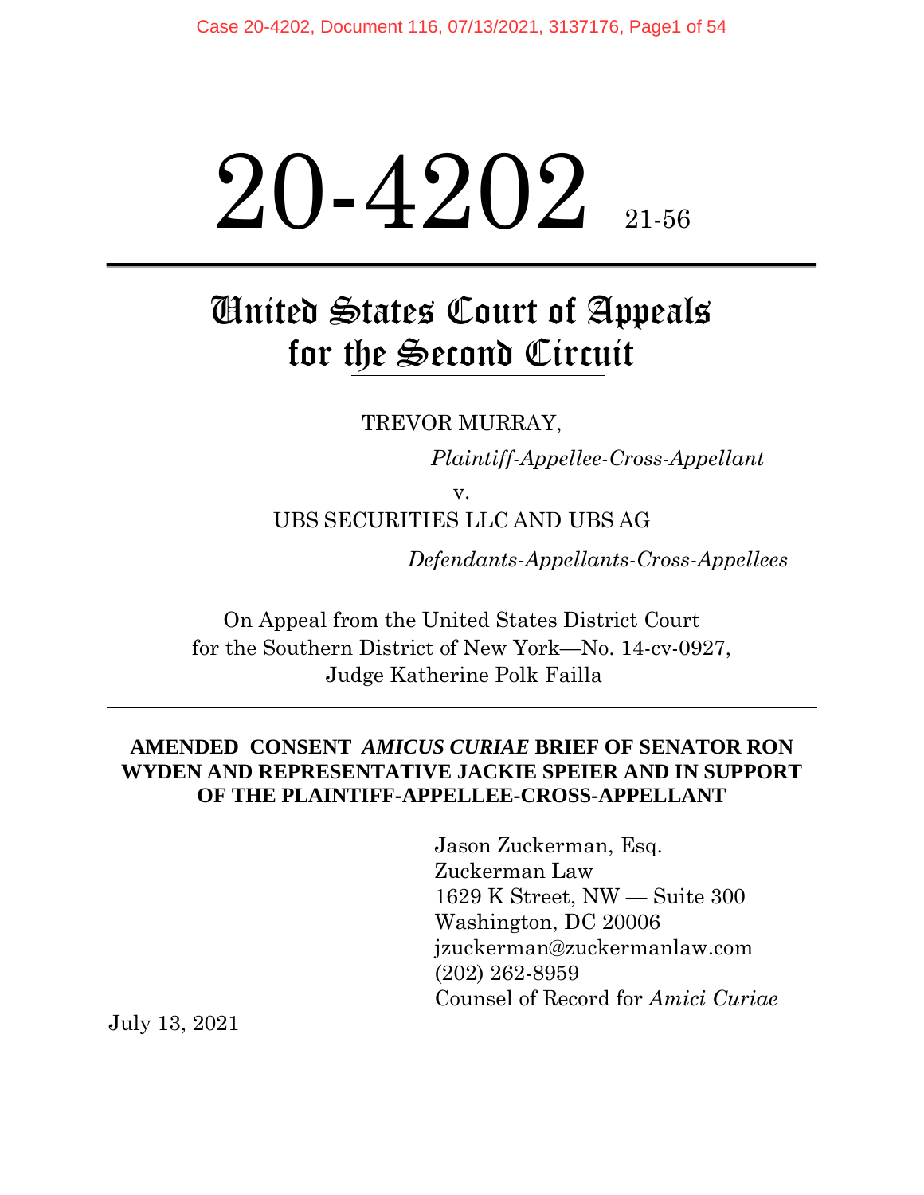# 20-4202 21-56

# United States Court of Appeals for the Second Circuit

TREVOR MURRAY,

*Plaintiff-Appellee-Cross-Appellant*

v.

UBS SECURITIES LLC AND UBS AG

*Defendants-Appellants-Cross-Appellees*

On Appeal from the United States District Court for the Southern District of New York—No. 14-cv-0927, Judge Katherine Polk Failla

**AMENDED CONSENT *AMICUS CURIAE* BRIEF OF SENATOR RON WYDEN AND REPRESENTATIVE JACKIE SPEIER AND IN SUPPORT OF THE PLAINTIFF-APPELLEE-CROSS-APPELLANT**

Jason Zuckerman, Esq.
Zuckerman Law
1629 K Street, NW — Suite 300
Washington, DC 20006
jzuckerman@zuckermanlaw.com
(202) 262-8959
Counsel of Record for *Amici Curiae*

July 13, 2021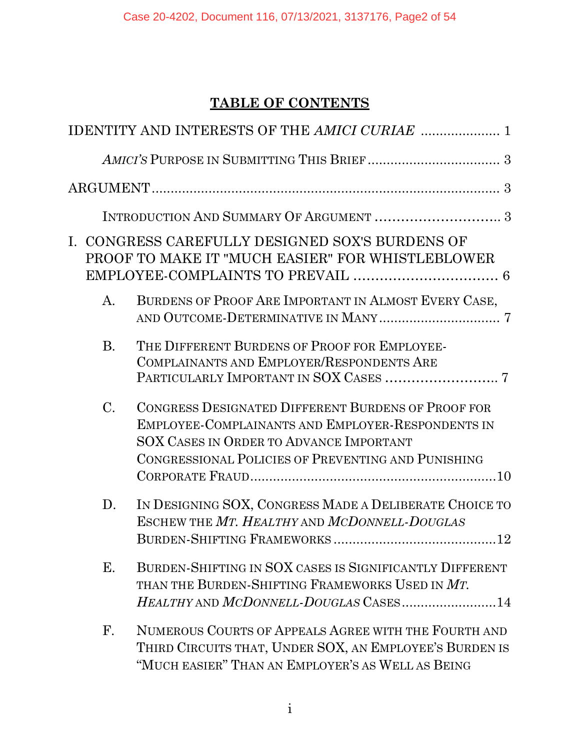## TABLE OF CONTENTS

IDENTITY AND INTERESTS OF THE *AMICI CURIAE* .................... 1

*AMICI'S* PURPOSE IN SUBMITTING THIS BRIEF .................................. 3

ARGUMENT ........................................................................................ 3

INTRODUCTION AND SUMMARY OF ARGUMENT ............................ 3

I. CONGRESS CAREFULLY DESIGNED SOX'S BURDENS OF PROOF TO MAKE IT "MUCH EASIER" FOR WHISTLEBLOWER EMPLOYEE-COMPLAINTS TO PREVAIL ................................. 6

A. BURDENS OF PROOF ARE IMPORTANT IN ALMOST EVERY CASE, AND OUTCOME-DETERMINATIVE IN MANY ............................... 7

B. THE DIFFERENT BURDENS OF PROOF FOR EMPLOYEE-COMPLAINANTS AND EMPLOYER/RESPONDENTS ARE PARTICULARLY IMPORTANT IN SOX CASES ......................... 7

C. CONGRESS DESIGNATED DIFFERENT BURDENS OF PROOF FOR EMPLOYEE-COMPLAINANTS AND EMPLOYER-RESPONDENTS IN SOX CASES IN ORDER TO ADVANCE IMPORTANT CONGRESSIONAL POLICIES OF PREVENTING AND PUNISHING CORPORATE FRAUD................................................................10

D. IN DESIGNING SOX, CONGRESS MADE A DELIBERATE CHOICE TO ESCHEW THE *MT. HEALTHY* AND *MCDONNELL-DOUGLAS* BURDEN-SHIFTING FRAMEWORKS ..........................................12

E. BURDEN-SHIFTING IN SOX CASES IS SIGNIFICANTLY DIFFERENT THAN THE BURDEN-SHIFTING FRAMEWORKS USED IN *MT. HEALTHY* AND *MCDONNELL-DOUGLAS* CASES.........................14

F. NUMEROUS COURTS OF APPEALS AGREE WITH THE FOURTH AND THIRD CIRCUITS THAT, UNDER SOX, AN EMPLOYEE'S BURDEN IS "MUCH EASIER" THAN AN EMPLOYER'S AS WELL AS BEING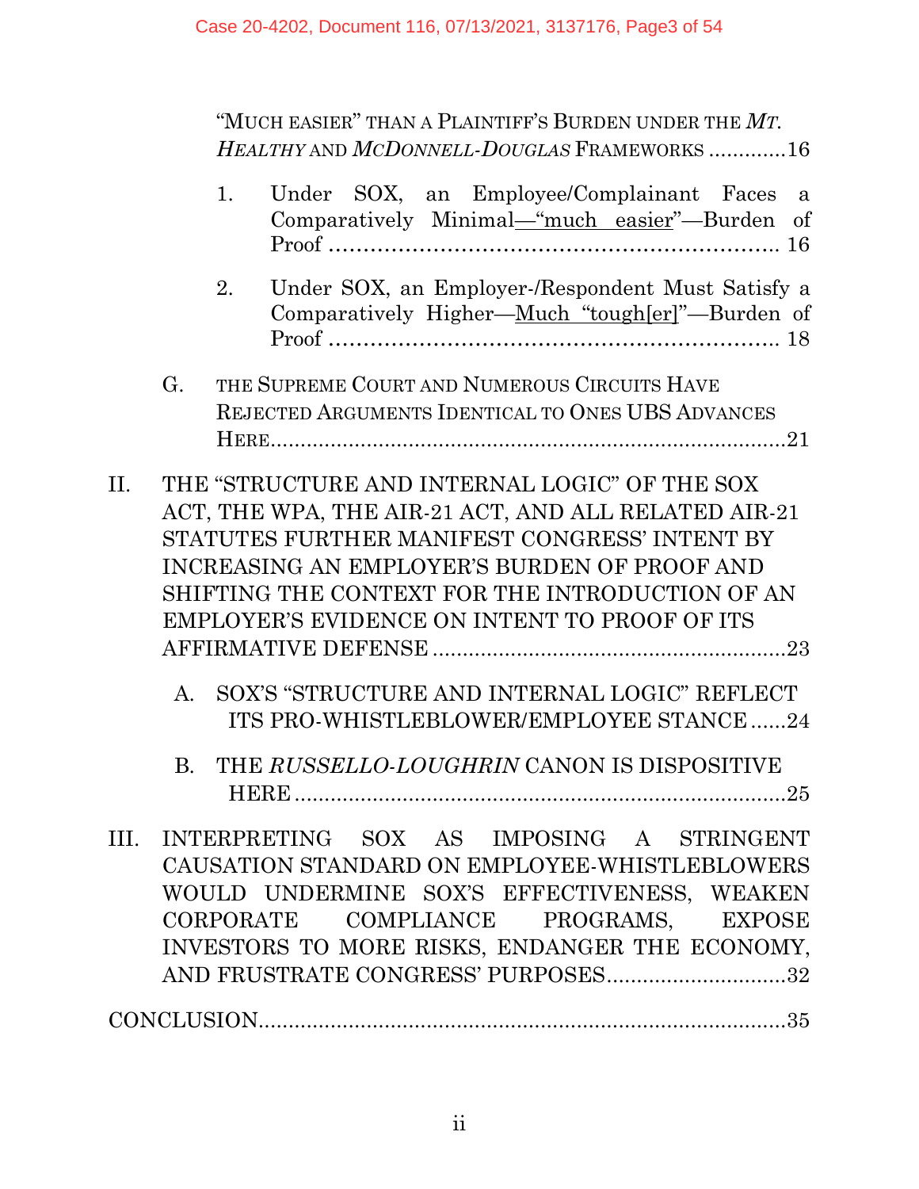"MUCH EASIER" THAN A PLAINTIFF'S BURDEN UNDER THE *MT. HEALTHY* AND *MCDONNELL-DOUGLAS* FRAMEWORKS .............16

1. Under SOX, an Employee/Complainant Faces a Comparatively Minimal—"much easier"—Burden of Proof .................................................................. 16

2. Under SOX, an Employer-/Respondent Must Satisfy a Comparatively Higher—Much "tough[er]"—Burden of Proof .................................................................. 18

G. THE SUPREME COURT AND NUMEROUS CIRCUITS HAVE REJECTED ARGUMENTS IDENTICAL TO ONES UBS ADVANCES HERE.......................................................................................21

II. THE "STRUCTURE AND INTERNAL LOGIC" OF THE SOX ACT, THE WPA, THE AIR-21 ACT, AND ALL RELATED AIR-21 STATUTES FURTHER MANIFEST CONGRESS' INTENT BY INCREASING AN EMPLOYER'S BURDEN OF PROOF AND SHIFTING THE CONTEXT FOR THE INTRODUCTION OF AN EMPLOYER'S EVIDENCE ON INTENT TO PROOF OF ITS AFFIRMATIVE DEFENSE ..........................................................23

A. SOX'S "STRUCTURE AND INTERNAL LOGIC" REFLECT ITS PRO-WHISTLEBLOWER/EMPLOYEE STANCE ......24

B. THE *RUSSELLO-LOUGHRIN* CANON IS DISPOSITIVE HERE ...................................................................................25

III. INTERPRETING SOX AS IMPOSING A STRINGENT CAUSATION STANDARD ON EMPLOYEE-WHISTLEBLOWERS WOULD UNDERMINE SOX'S EFFECTIVENESS, WEAKEN CORPORATE COMPLIANCE PROGRAMS, EXPOSE INVESTORS TO MORE RISKS, ENDANGER THE ECONOMY, AND FRUSTRATE CONGRESS' PURPOSES..............................32

CONCLUSION.......................................................................................35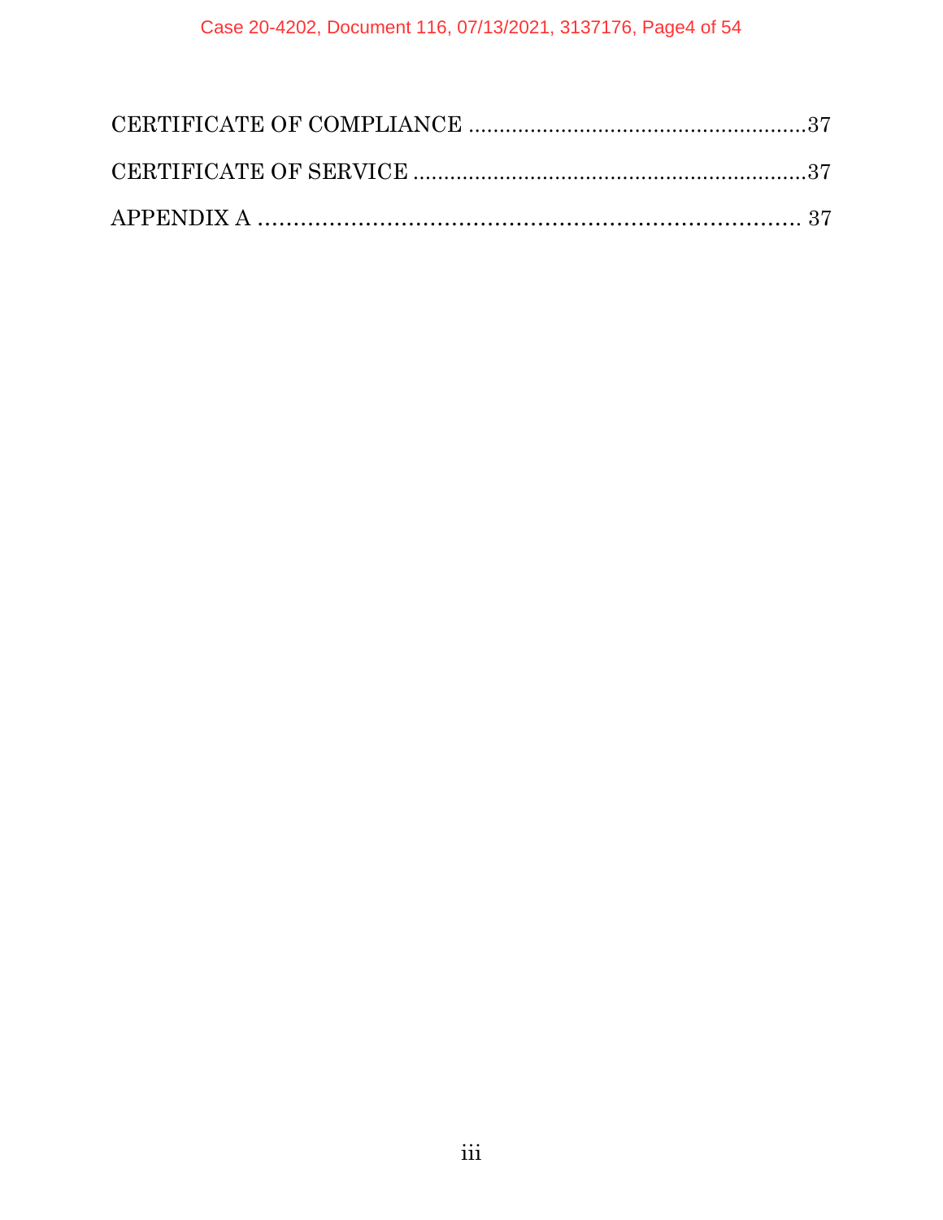CERTIFICATE OF COMPLIANCE ......................................................37

CERTIFICATE OF SERVICE ...............................................................37

APPENDIX A ......................................................................... 37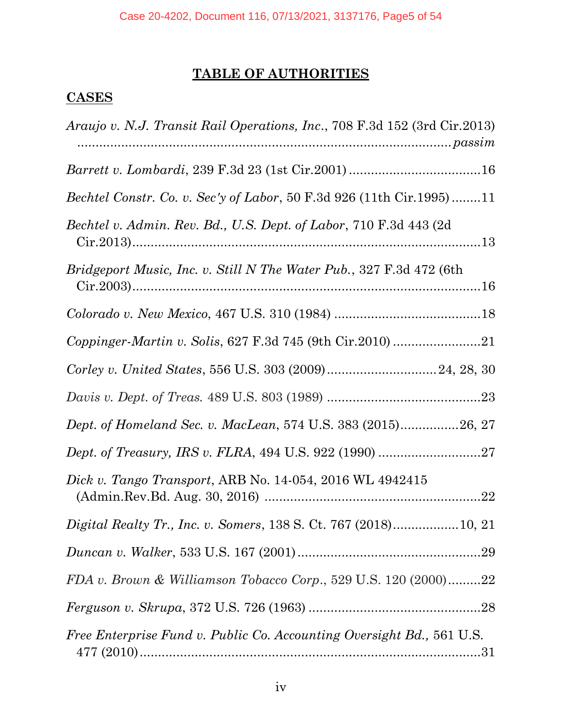# TABLE OF AUTHORITIES

## CASES

*Araujo v. N.J. Transit Rail Operations, Inc.*, 708 F.3d 152 (3rd Cir.2013) ........................................................................................... *passim*

*Barrett v. Lombardi*, 239 F.3d 23 (1st Cir.2001) ....................................16

*Bechtel Constr. Co. v. Sec'y of Labor*, 50 F.3d 926 (11th Cir.1995) ........11

*Bechtel v. Admin. Rev. Bd., U.S. Dept. of Labor*, 710 F.3d 443 (2d Cir.2013)..................................................................................................13

*Bridgeport Music, Inc. v. Still N The Water Pub.*, 327 F.3d 472 (6th Cir.2003)..................................................................................................16

*Colorado v. New Mexico*, 467 U.S. 310 (1984) ........................................18

*Coppinger-Martin v. Solis*, 627 F.3d 745 (9th Cir.2010) ........................21

*Corley v. United States*, 556 U.S. 303 (2009)..............................24, 28, 30

*Davis v. Dept. of Treas.* 489 U.S. 803 (1989) ..........................................23

*Dept. of Homeland Sec. v. MacLean*, 574 U.S. 383 (2015)................26, 27

*Dept. of Treasury, IRS v. FLRA*, 494 U.S. 922 (1990) ............................27

*Dick v. Tango Transport*, ARB No. 14-054, 2016 WL 4942415 (Admin.Rev.Bd. Aug. 30, 2016) ..........................................................22

*Digital Realty Tr., Inc. v. Somers*, 138 S. Ct. 767 (2018).................10, 21

*Duncan v. Walker*, 533 U.S. 167 (2001)..................................................29

*FDA v. Brown & Williamson Tobacco Corp.*, 529 U.S. 120 (2000).........22

*Ferguson v. Skrupa*, 372 U.S. 726 (1963) ...............................................28

*Free Enterprise Fund v. Public Co. Accounting Oversight Bd.,* 561 U.S. 477 (2010)..................................................................................................31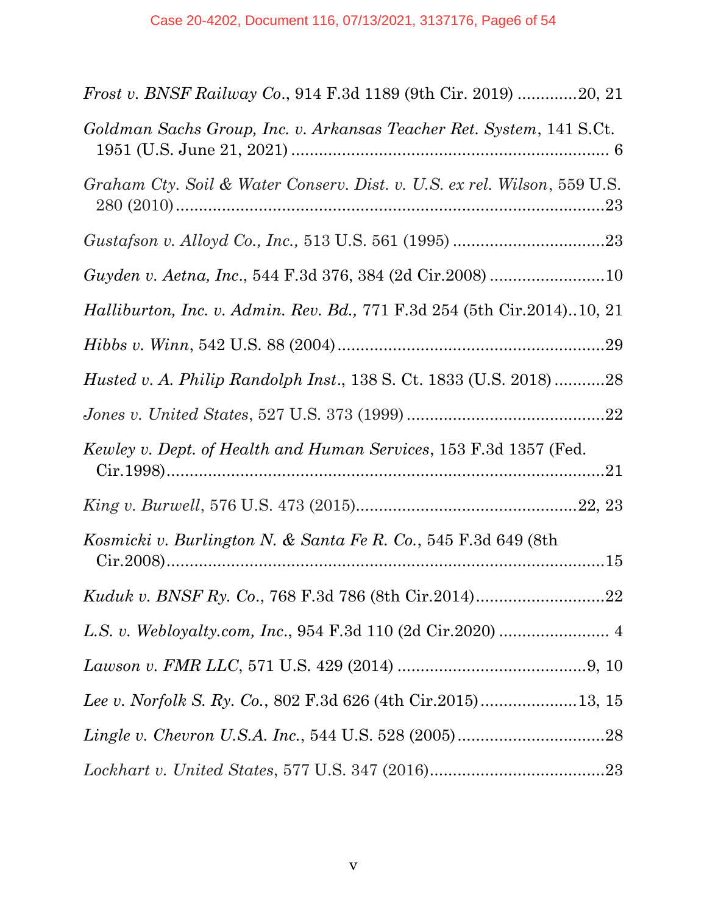*Frost v. BNSF Railway Co.*, 914 F.3d 1189 (9th Cir. 2019) .............20, 21

*Goldman Sachs Group, Inc. v. Arkansas Teacher Ret. System*, 141 S.Ct. 1951 (U.S. June 21, 2021) ..................................................................... 6

*Graham Cty. Soil & Water Conserv. Dist. v. U.S. ex rel. Wilson*, 559 U.S. 280 (2010)...........................................................................................23

*Gustafson v. Alloyd Co., Inc.,* 513 U.S. 561 (1995) ................................23

*Guyden v. Aetna, Inc.*, 544 F.3d 376, 384 (2d Cir.2008) .........................10

*Halliburton, Inc. v. Admin. Rev. Bd.,* 771 F.3d 254 (5th Cir.2014)..10, 21

*Hibbs v. Winn*, 542 U.S. 88 (2004).........................................................29

*Husted v. A. Philip Randolph Inst*., 138 S. Ct. 1833 (U.S. 2018) ...........28

*Jones v. United States*, 527 U.S. 373 (1999) ...........................................22

*Kewley v. Dept. of Health and Human Services*, 153 F.3d 1357 (Fed. Cir.1998)...............................................................................................21

*King v. Burwell*, 576 U.S. 473 (2015)...............................................22, 23

*Kosmicki v. Burlington N. & Santa Fe R. Co.*, 545 F.3d 649 (8th Cir.2008).............................................................................................15

*Kuduk v. BNSF Ry. Co.*, 768 F.3d 786 (8th Cir.2014)............................22

*L.S. v. Webloyalty.com, Inc.*, 954 F.3d 110 (2d Cir.2020) ....................... 4

*Lawson v. FMR LLC*, 571 U.S. 429 (2014) .........................................9, 10

*Lee v. Norfolk S. Ry. Co.*, 802 F.3d 626 (4th Cir.2015).....................13, 15

*Lingle v. Chevron U.S.A. Inc.*, 544 U.S. 528 (2005)................................28

*Lockhart v. United States*, 577 U.S. 347 (2016).....................................23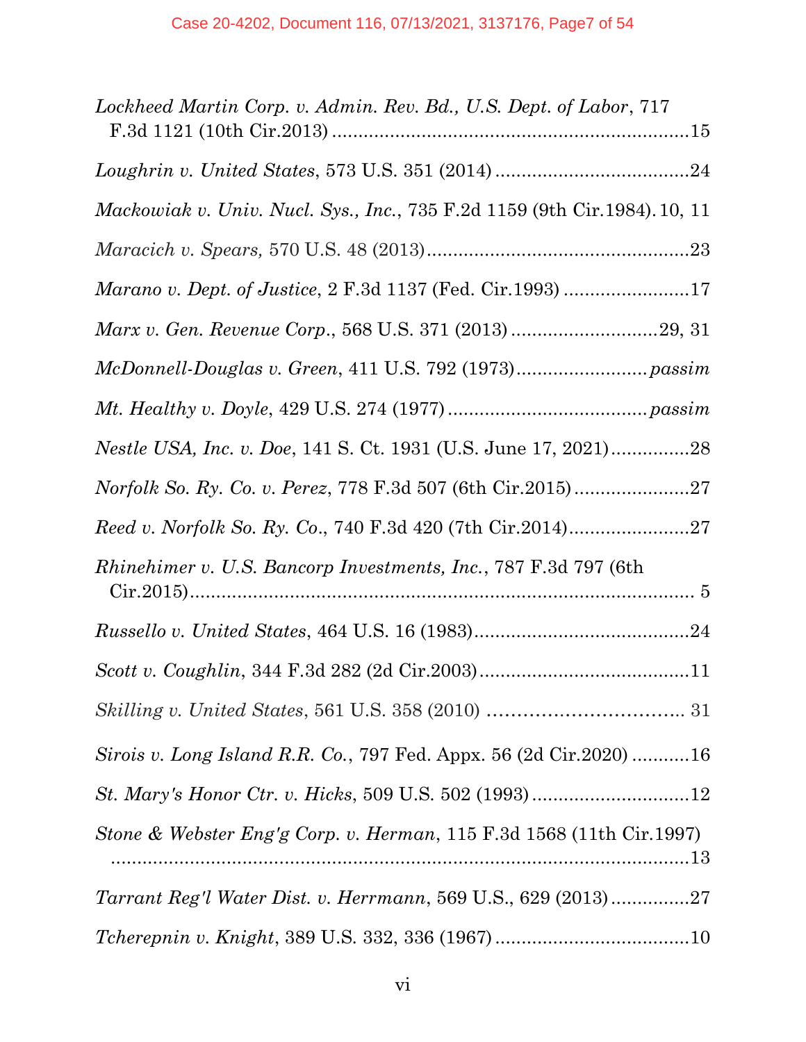*Lockheed Martin Corp. v. Admin. Rev. Bd., U.S. Dept. of Labor*, 717 F.3d 1121 (10th Cir.2013) ....................................................................15

*Loughrin v. United States*, 573 U.S. 351 (2014) ....................................24

*Mackowiak v. Univ. Nucl. Sys., Inc.*, 735 F.2d 1159 (9th Cir.1984). 10, 11

*Maracich v. Spears,* 570 U.S. 48 (2013).................................................23

*Marano v. Dept. of Justice*, 2 F.3d 1137 (Fed. Cir.1993) ........................17

*Marx v. Gen. Revenue Corp*., 568 U.S. 371 (2013) ............................29, 31

*McDonnell-Douglas v. Green*, 411 U.S. 792 (1973)........................*passim*

*Mt. Healthy v. Doyle*, 429 U.S. 274 (1977) ....................................*passim*

*Nestle USA, Inc. v. Doe*, 141 S. Ct. 1931 (U.S. June 17, 2021)...............28

*Norfolk So. Ry. Co. v. Perez*, 778 F.3d 507 (6th Cir.2015)......................27

*Reed v. Norfolk So. Ry. Co*., 740 F.3d 420 (7th Cir.2014).......................27

*Rhinehimer v. U.S. Bancorp Investments, Inc.*, 787 F.3d 797 (6th Cir.2015)............................................................................................ 5

*Russello v. United States*, 464 U.S. 16 (1983).........................................24

*Scott v. Coughlin*, 344 F.3d 282 (2d Cir.2003).......................................11

*Skilling v. United States*, 561 U.S. 358 (2010) ................................ 31

*Sirois v. Long Island R.R. Co.*, 797 Fed. Appx. 56 (2d Cir.2020) ...........16

*St. Mary's Honor Ctr. v. Hicks*, 509 U.S. 502 (1993) ..............................12

*Stone & Webster Eng'g Corp. v. Herman*, 115 F.3d 1568 (11th Cir.1997) ..........................................................................................................13

*Tarrant Reg'l Water Dist. v. Herrmann*, 569 U.S., 629 (2013)...............27

*Tcherepnin v. Knight*, 389 U.S. 332, 336 (1967) ....................................10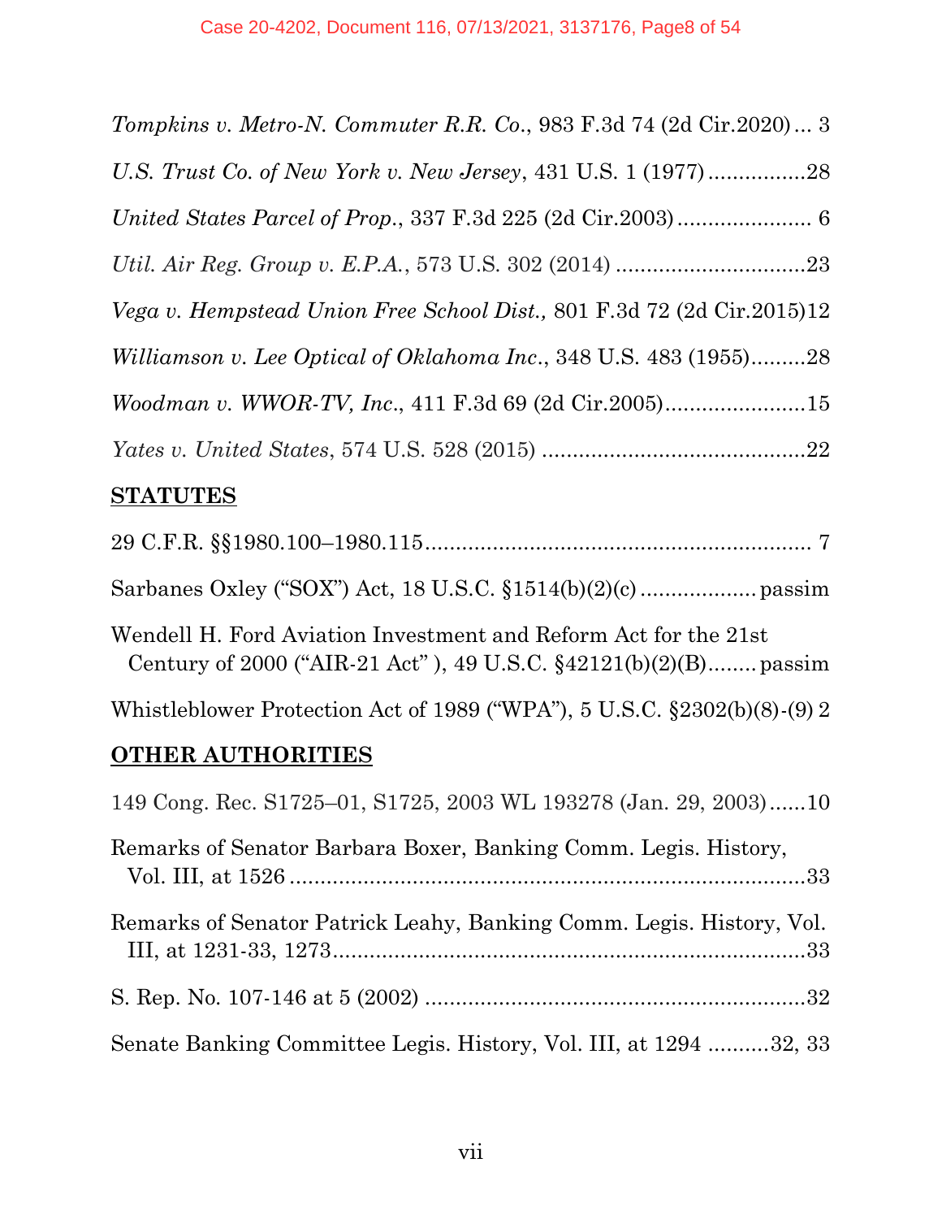*Tompkins v. Metro-N. Commuter R.R. Co.*, 983 F.3d 74 (2d Cir.2020) ... 3

*U.S. Trust Co. of New York v. New Jersey*, 431 U.S. 1 (1977) ................28

*United States Parcel of Prop.*, 337 F.3d 225 (2d Cir.2003) ...................... 6

*Util. Air Reg. Group v. E.P.A.*, 573 U.S. 302 (2014) ..............................23

*Vega v. Hempstead Union Free School Dist.,* 801 F.3d 72 (2d Cir.2015)12

*Williamson v. Lee Optical of Oklahoma Inc.*, 348 U.S. 483 (1955).........28

*Woodman v. WWOR-TV, Inc.*, 411 F.3d 69 (2d Cir.2005).......................15

*Yates v. United States*, 574 U.S. 528 (2015) ..........................................22

**STATUTES**

29 C.F.R. §§1980.100–1980.115................................................................ 7

Sarbanes Oxley ("SOX") Act, 18 U.S.C. §1514(b)(2)(c) .................. passim

Wendell H. Ford Aviation Investment and Reform Act for the 21st Century of 2000 ("AIR-21 Act" ), 49 U.S.C. §42121(b)(2)(B)........ passim

Whistleblower Protection Act of 1989 ("WPA"), 5 U.S.C. §2302(b)(8)-(9) 2

**OTHER AUTHORITIES**

149 Cong. Rec. S1725–01, S1725, 2003 WL 193278 (Jan. 29, 2003)......10

Remarks of Senator Barbara Boxer, Banking Comm. Legis. History, Vol. III, at 1526 ....................................................................................33

Remarks of Senator Patrick Leahy, Banking Comm. Legis. History, Vol. III, at 1231-33, 1273.............................................................................33

S. Rep. No. 107-146 at 5 (2002) ..............................................................32

Senate Banking Committee Legis. History, Vol. III, at 1294 ..........32, 33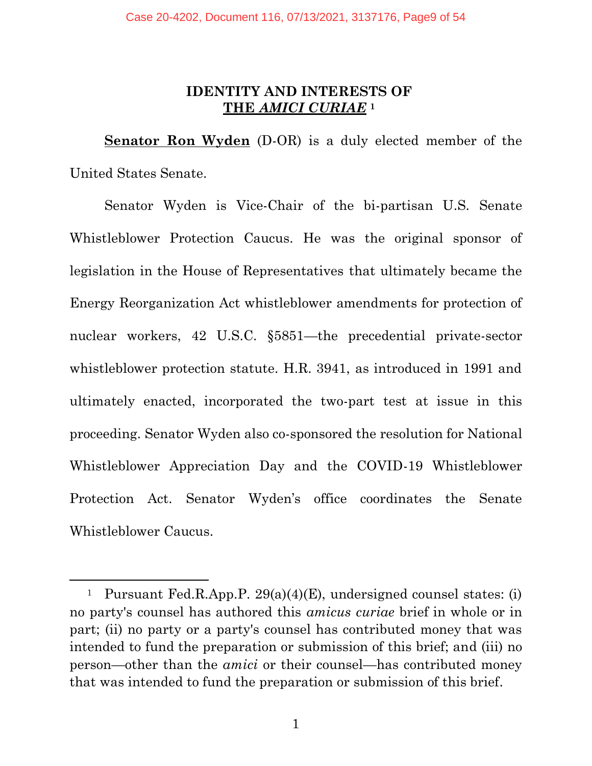## IDENTITY AND INTERESTS OF THE *AMICI CURIAE* [1]

**Senator Ron Wyden** (D-OR) is a duly elected member of the United States Senate.

Senator Wyden is Vice-Chair of the bi-partisan U.S. Senate Whistleblower Protection Caucus. He was the original sponsor of legislation in the House of Representatives that ultimately became the Energy Reorganization Act whistleblower amendments for protection of nuclear workers, 42 U.S.C. §5851—the precedential private-sector whistleblower protection statute. H.R. 3941, as introduced in 1991 and ultimately enacted, incorporated the two-part test at issue in this proceeding. Senator Wyden also co-sponsored the resolution for National Whistleblower Appreciation Day and the COVID-19 Whistleblower Protection Act. Senator Wyden's office coordinates the Senate Whistleblower Caucus.

---

[1] Pursuant Fed.R.App.P. 29(a)(4)(E), undersigned counsel states: (i) no party's counsel has authored this *amicus curiae* brief in whole or in part; (ii) no party or a party's counsel has contributed money that was intended to fund the preparation or submission of this brief; and (iii) no person—other than the *amici* or their counsel—has contributed money that was intended to fund the preparation or submission of this brief.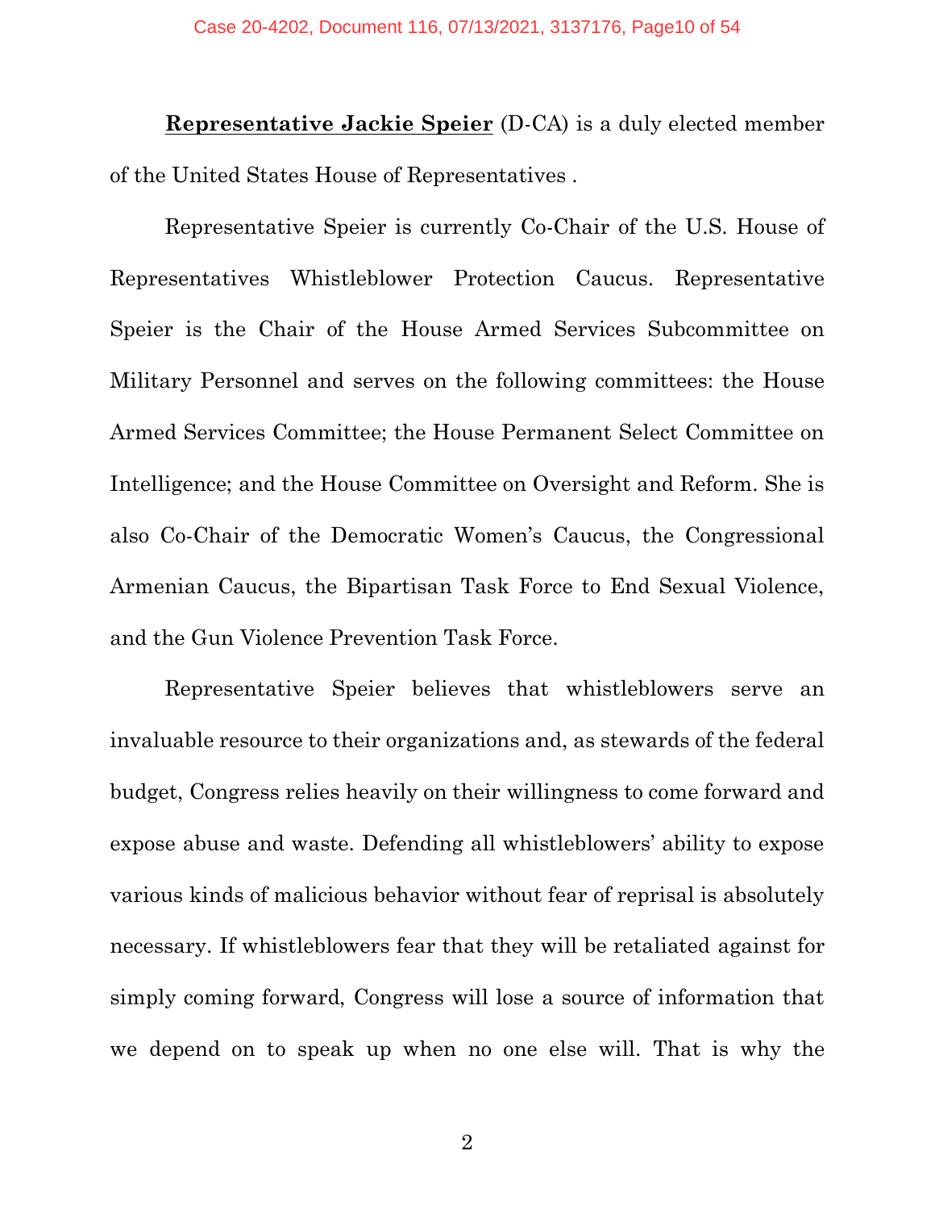**Representative Jackie Speier** (D-CA) is a duly elected member of the United States House of Representatives .

Representative Speier is currently Co-Chair of the U.S. House of Representatives Whistleblower Protection Caucus. Representative Speier is the Chair of the House Armed Services Subcommittee on Military Personnel and serves on the following committees: the House Armed Services Committee; the House Permanent Select Committee on Intelligence; and the House Committee on Oversight and Reform. She is also Co-Chair of the Democratic Women's Caucus, the Congressional Armenian Caucus, the Bipartisan Task Force to End Sexual Violence, and the Gun Violence Prevention Task Force.

Representative Speier believes that whistleblowers serve an invaluable resource to their organizations and, as stewards of the federal budget, Congress relies heavily on their willingness to come forward and expose abuse and waste. Defending all whistleblowers' ability to expose various kinds of malicious behavior without fear of reprisal is absolutely necessary. If whistleblowers fear that they will be retaliated against for simply coming forward, Congress will lose a source of information that we depend on to speak up when no one else will. That is why the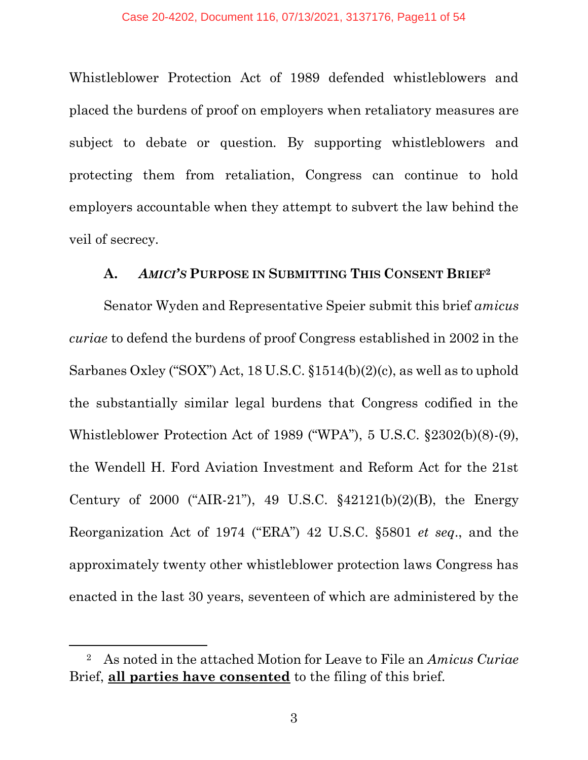Whistleblower Protection Act of 1989 defended whistleblowers and placed the burdens of proof on employers when retaliatory measures are subject to debate or question. By supporting whistleblowers and protecting them from retaliation, Congress can continue to hold employers accountable when they attempt to subvert the law behind the veil of secrecy.

### A. *AMICI'S* PURPOSE IN SUBMITTING THIS CONSENT BRIEF[2]

Senator Wyden and Representative Speier submit this brief *amicus curiae* to defend the burdens of proof Congress established in 2002 in the Sarbanes Oxley ("SOX") Act, 18 U.S.C. §1514(b)(2)(c), as well as to uphold the substantially similar legal burdens that Congress codified in the Whistleblower Protection Act of 1989 ("WPA"), 5 U.S.C. §2302(b)(8)-(9), the Wendell H. Ford Aviation Investment and Reform Act for the 21st Century of 2000 ("AIR-21"), 49 U.S.C. §42121(b)(2)(B), the Energy Reorganization Act of 1974 ("ERA") 42 U.S.C. §5801 *et seq*., and the approximately twenty other whistleblower protection laws Congress has enacted in the last 30 years, seventeen of which are administered by the

---

[2] As noted in the attached Motion for Leave to File an *Amicus Curiae* Brief, **all parties have consented** to the filing of this brief.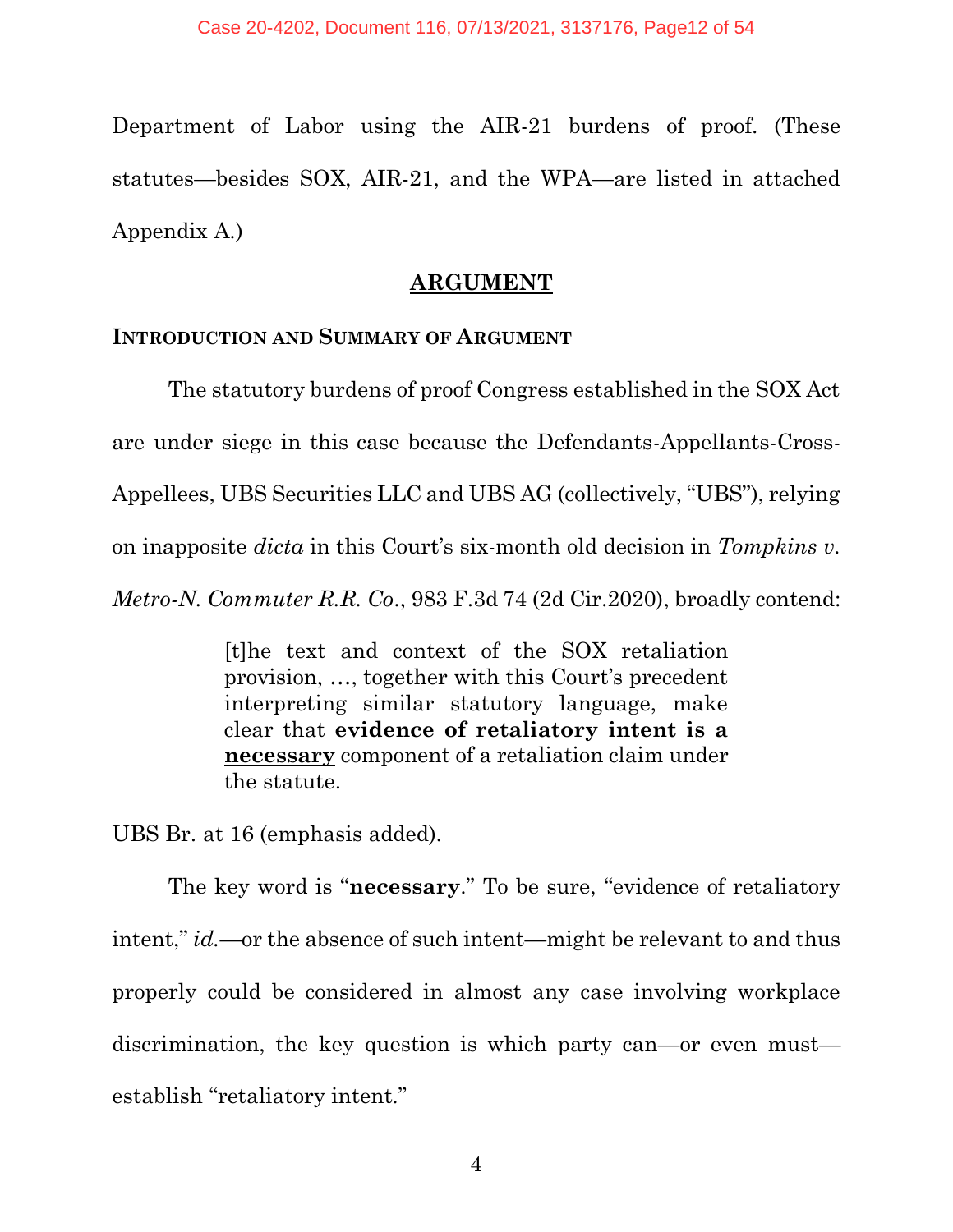Department of Labor using the AIR-21 burdens of proof. (These statutes—besides SOX, AIR-21, and the WPA—are listed in attached Appendix A.)

## ARGUMENT

### INTRODUCTION AND SUMMARY OF ARGUMENT

The statutory burdens of proof Congress established in the SOX Act are under siege in this case because the Defendants-Appellants-Cross-Appellees, UBS Securities LLC and UBS AG (collectively, "UBS"), relying on inapposite *dicta* in this Court's six-month old decision in *Tompkins v. Metro-N. Commuter R.R. Co.*, 983 F.3d 74 (2d Cir.2020), broadly contend:

> [t]he text and context of the SOX retaliation provision, …, together with this Court's precedent interpreting similar statutory language, make clear that **evidence of retaliatory intent is a <u>necessary</u>** component of a retaliation claim under the statute.

UBS Br. at 16 (emphasis added).

The key word is "**necessary**." To be sure, "evidence of retaliatory intent," *id.*—or the absence of such intent—might be relevant to and thus properly could be considered in almost any case involving workplace discrimination, the key question is which party can—or even must—establish "retaliatory intent."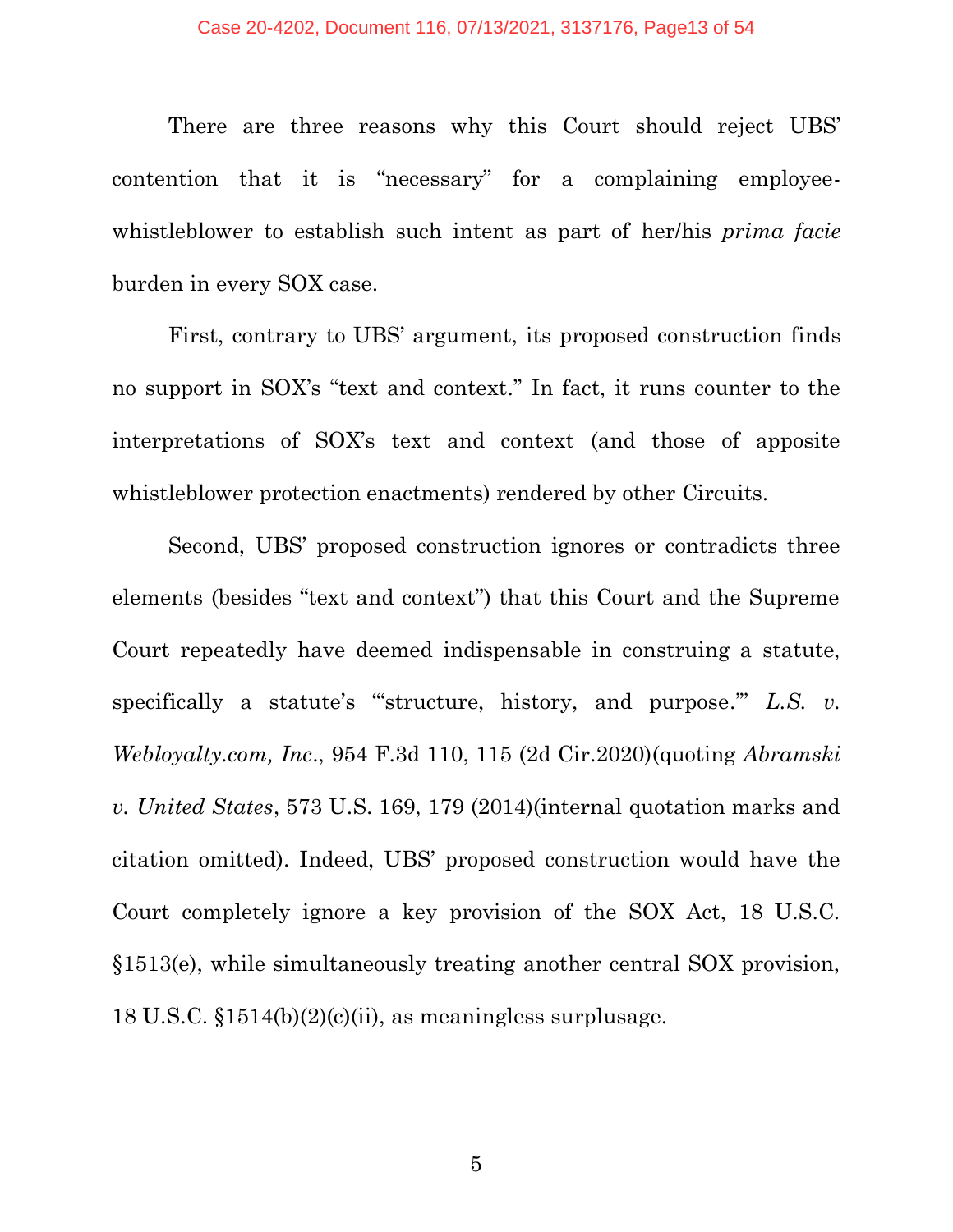There are three reasons why this Court should reject UBS' contention that it is "necessary" for a complaining employee-whistleblower to establish such intent as part of her/his *prima facie* burden in every SOX case.

First, contrary to UBS' argument, its proposed construction finds no support in SOX's "text and context." In fact, it runs counter to the interpretations of SOX's text and context (and those of apposite whistleblower protection enactments) rendered by other Circuits.

Second, UBS' proposed construction ignores or contradicts three elements (besides "text and context") that this Court and the Supreme Court repeatedly have deemed indispensable in construing a statute, specifically a statute's "'structure, history, and purpose.'" *L.S. v. Webloyalty.com, Inc*., 954 F.3d 110, 115 (2d Cir.2020)(quoting *Abramski v. United States*, 573 U.S. 169, 179 (2014)(internal quotation marks and citation omitted). Indeed, UBS' proposed construction would have the Court completely ignore a key provision of the SOX Act, 18 U.S.C. §1513(e), while simultaneously treating another central SOX provision, 18 U.S.C. §1514(b)(2)(c)(ii), as meaningless surplusage.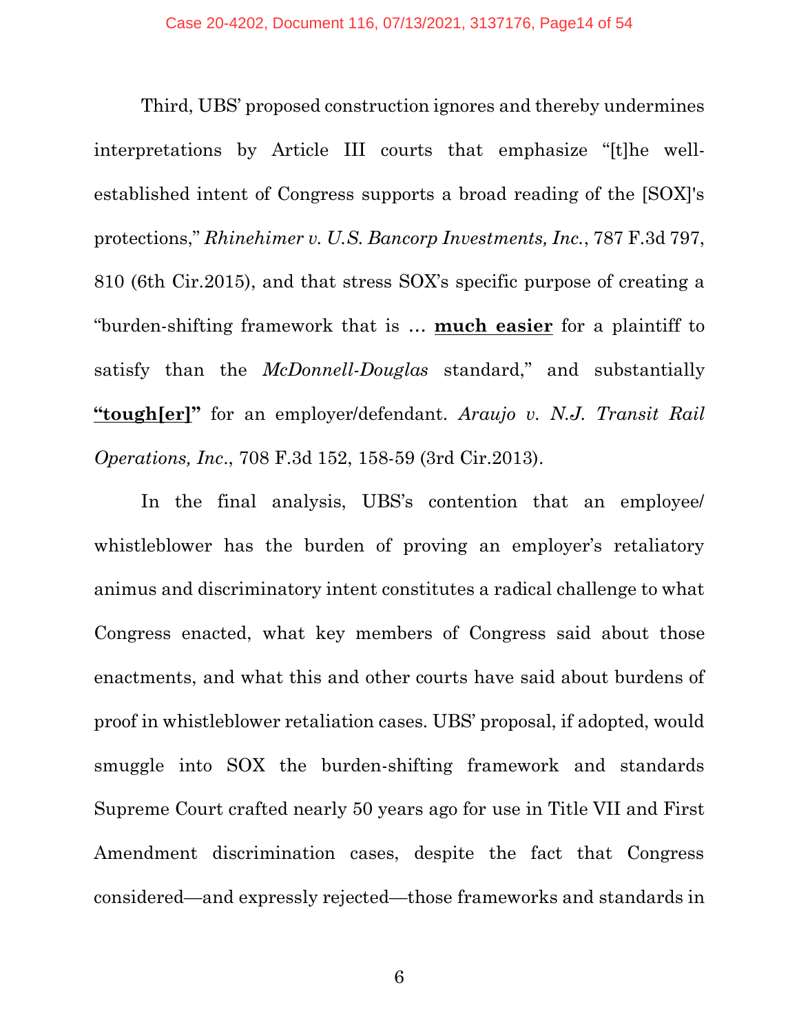Third, UBS' proposed construction ignores and thereby undermines interpretations by Article III courts that emphasize "[t]he well-established intent of Congress supports a broad reading of the [SOX]'s protections," *Rhinehimer v. U.S. Bancorp Investments, Inc.*, 787 F.3d 797, 810 (6th Cir.2015), and that stress SOX's specific purpose of creating a "burden-shifting framework that is … **much easier** for a plaintiff to satisfy than the *McDonnell-Douglas* standard," and substantially **"tough[er]"** for an employer/defendant. *Araujo v. N.J. Transit Rail Operations, Inc.*, 708 F.3d 152, 158-59 (3rd Cir.2013).

In the final analysis, UBS's contention that an employee/ whistleblower has the burden of proving an employer's retaliatory animus and discriminatory intent constitutes a radical challenge to what Congress enacted, what key members of Congress said about those enactments, and what this and other courts have said about burdens of proof in whistleblower retaliation cases. UBS' proposal, if adopted, would smuggle into SOX the burden-shifting framework and standards Supreme Court crafted nearly 50 years ago for use in Title VII and First Amendment discrimination cases, despite the fact that Congress considered—and expressly rejected—those frameworks and standards in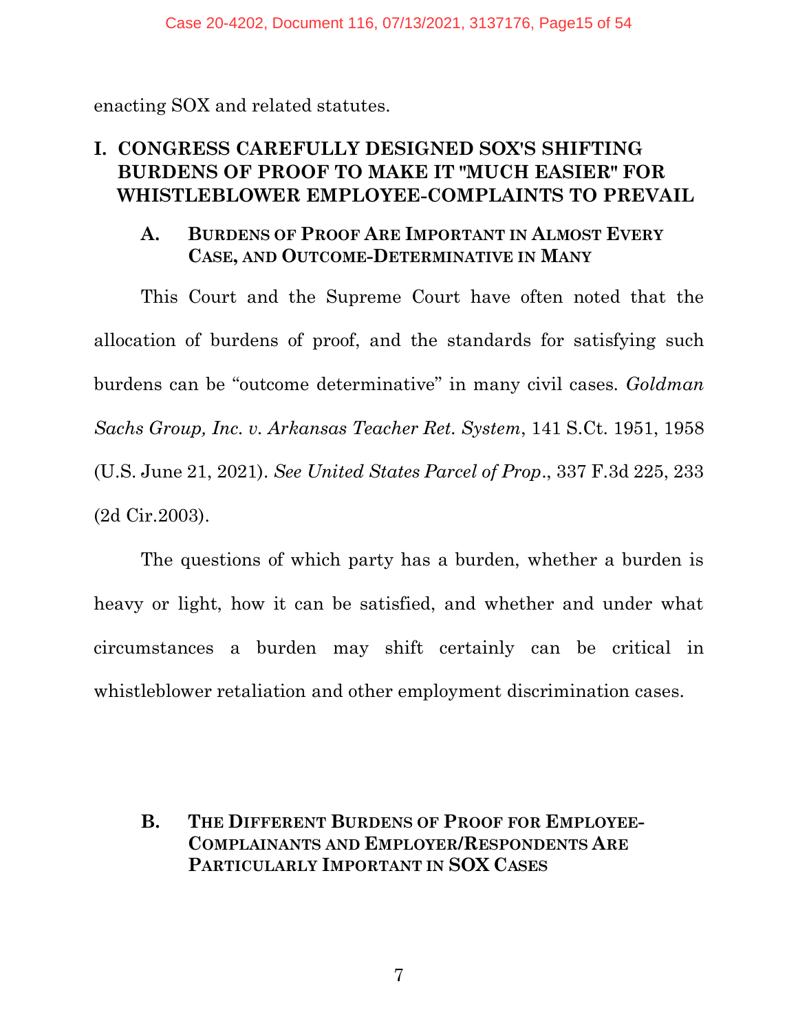enacting SOX and related statutes.

## I. CONGRESS CAREFULLY DESIGNED SOX'S SHIFTING BURDENS OF PROOF TO MAKE IT "MUCH EASIER" FOR WHISTLEBLOWER EMPLOYEE-COMPLAINTS TO PREVAIL

### A. Burdens of Proof Are Important in Almost Every Case, and Outcome-Determinative in Many

This Court and the Supreme Court have often noted that the allocation of burdens of proof, and the standards for satisfying such burdens can be "outcome determinative" in many civil cases. *Goldman Sachs Group, Inc. v. Arkansas Teacher Ret. System*, 141 S.Ct. 1951, 1958 (U.S. June 21, 2021). *See United States Parcel of Prop.*, 337 F.3d 225, 233 (2d Cir.2003).

The questions of which party has a burden, whether a burden is heavy or light, how it can be satisfied, and whether and under what circumstances a burden may shift certainly can be critical in whistleblower retaliation and other employment discrimination cases.

### B. The Different Burdens of Proof for Employee-Complainants and Employer/Respondents Are Particularly Important in SOX Cases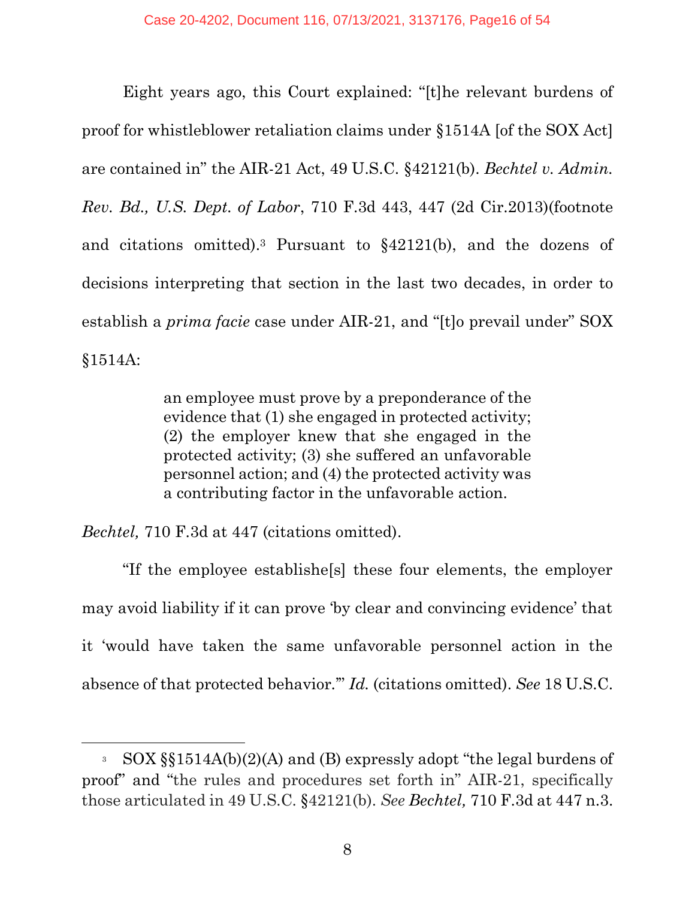Eight years ago, this Court explained: "[t]he relevant burdens of proof for whistleblower retaliation claims under §1514A [of the SOX Act] are contained in" the AIR-21 Act, 49 U.S.C. §42121(b). *Bechtel v. Admin. Rev. Bd., U.S. Dept. of Labor*, 710 F.3d 443, 447 (2d Cir.2013)(footnote and citations omitted).[3] Pursuant to §42121(b), and the dozens of decisions interpreting that section in the last two decades, in order to establish a *prima facie* case under AIR-21, and "[t]o prevail under" SOX §1514A:

> an employee must prove by a preponderance of the evidence that (1) she engaged in protected activity; (2) the employer knew that she engaged in the protected activity; (3) she suffered an unfavorable personnel action; and (4) the protected activity was a contributing factor in the unfavorable action.

*Bechtel,* 710 F.3d at 447 (citations omitted).

"If the employee establishe[s] these four elements, the employer may avoid liability if it can prove 'by clear and convincing evidence' that it 'would have taken the same unfavorable personnel action in the absence of that protected behavior.'" *Id.* (citations omitted). *See* 18 U.S.C.

---

[3] SOX §§1514A(b)(2)(A) and (B) expressly adopt "the legal burdens of proof" and "the rules and procedures set forth in" AIR-21, specifically those articulated in 49 U.S.C. §42121(b). *See Bechtel,* 710 F.3d at 447 n.3.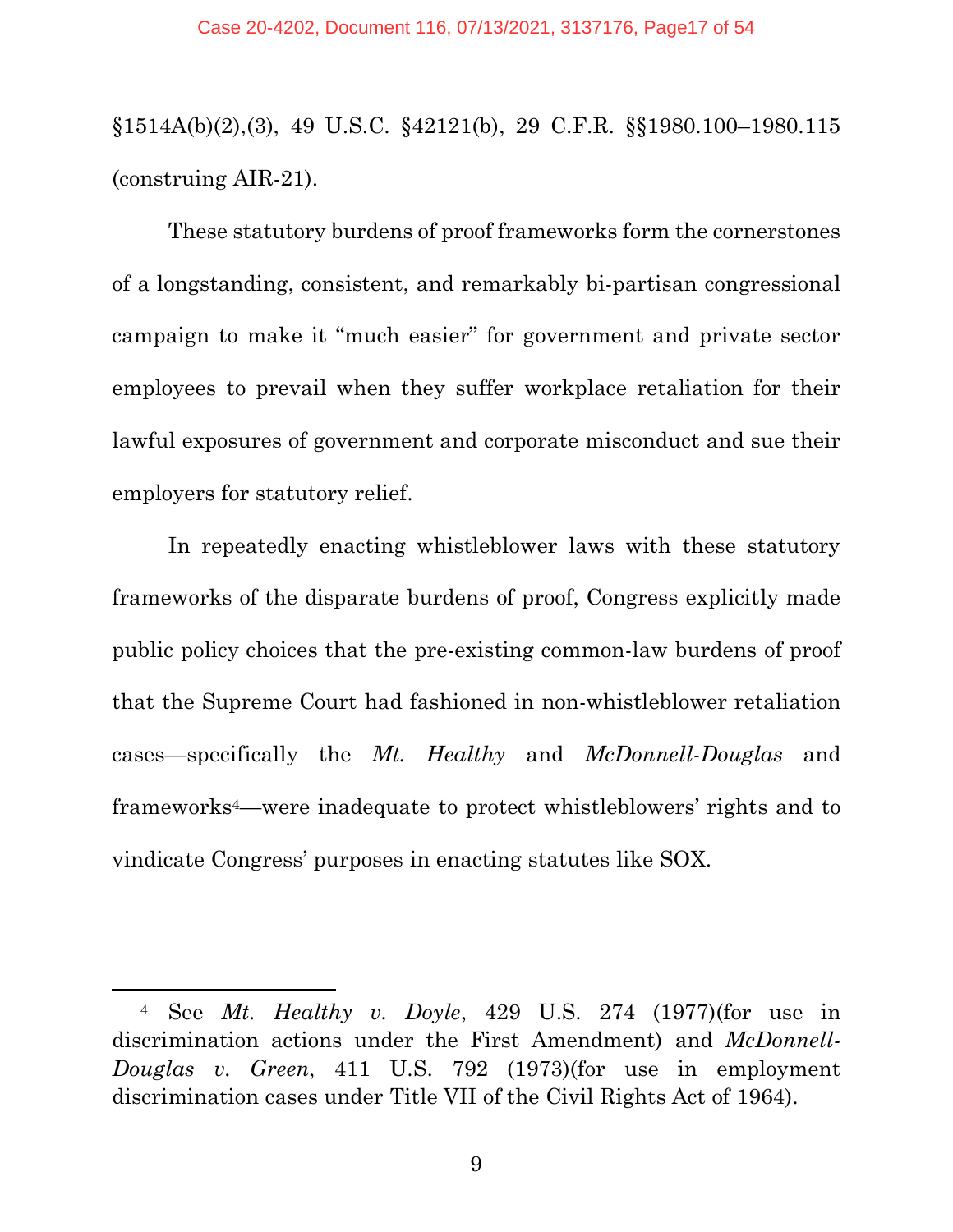§1514A(b)(2),(3), 49 U.S.C. §42121(b), 29 C.F.R. §§1980.100–1980.115 (construing AIR-21).

These statutory burdens of proof frameworks form the cornerstones of a longstanding, consistent, and remarkably bi-partisan congressional campaign to make it "much easier" for government and private sector employees to prevail when they suffer workplace retaliation for their lawful exposures of government and corporate misconduct and sue their employers for statutory relief.

In repeatedly enacting whistleblower laws with these statutory frameworks of the disparate burdens of proof, Congress explicitly made public policy choices that the pre-existing common-law burdens of proof that the Supreme Court had fashioned in non-whistleblower retaliation cases—specifically the *Mt. Healthy* and *McDonnell-Douglas* and frameworks[4]—were inadequate to protect whistleblowers' rights and to vindicate Congress' purposes in enacting statutes like SOX.

---

[4] See *Mt. Healthy v. Doyle*, 429 U.S. 274 (1977)(for use in discrimination actions under the First Amendment) and *McDonnell-Douglas v. Green*, 411 U.S. 792 (1973)(for use in employment discrimination cases under Title VII of the Civil Rights Act of 1964).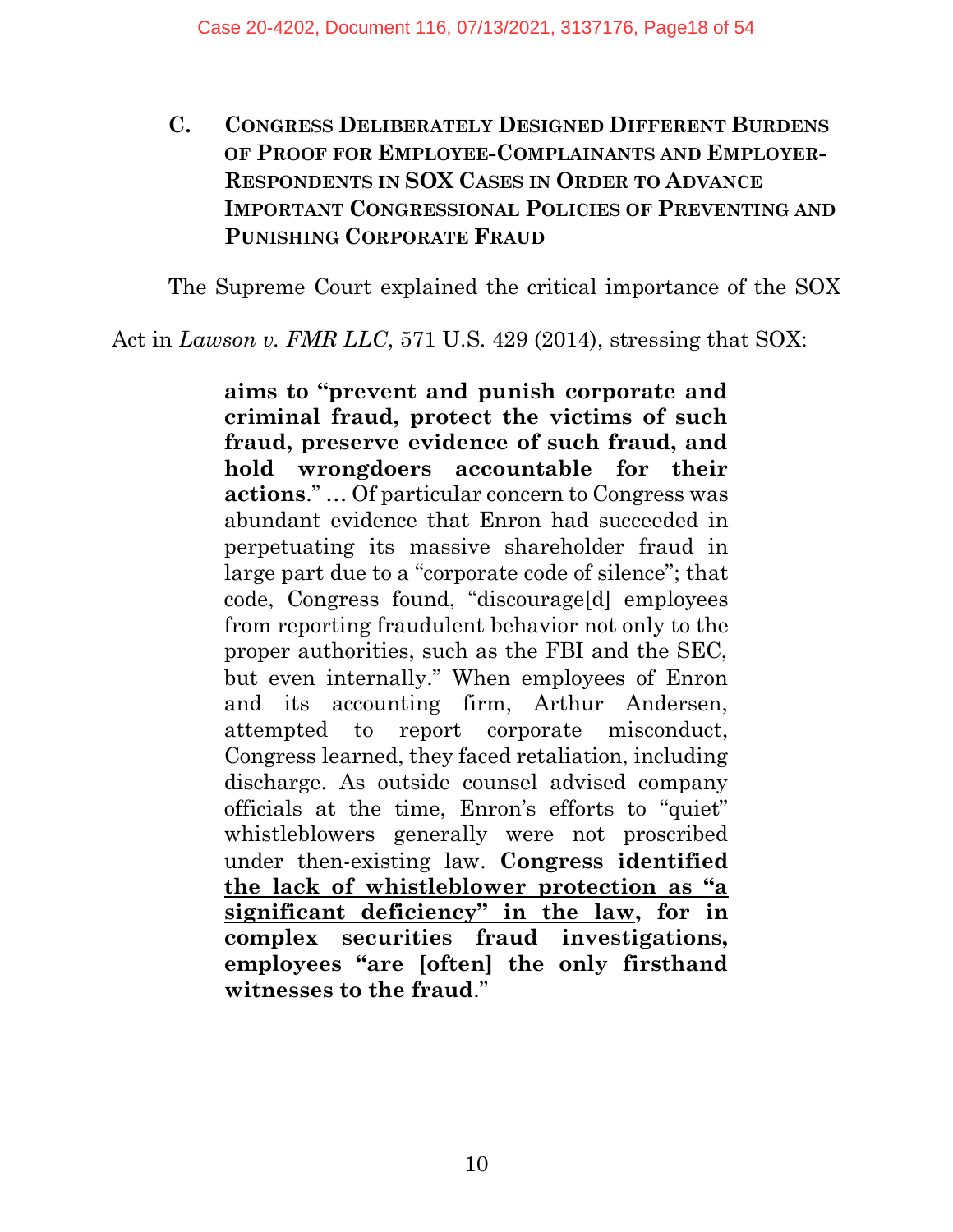### C. Congress Deliberately Designed Different Burdens of Proof for Employee-Complainants and Employer-Respondents in SOX Cases in Order to Advance Important Congressional Policies of Preventing and Punishing Corporate Fraud

The Supreme Court explained the critical importance of the SOX Act in *Lawson v. FMR LLC*, 571 U.S. 429 (2014), stressing that SOX:

> **aims to "prevent and punish corporate and criminal fraud, protect the victims of such fraud, preserve evidence of such fraud, and hold wrongdoers accountable for their actions**." … Of particular concern to Congress was abundant evidence that Enron had succeeded in perpetuating its massive shareholder fraud in large part due to a "corporate code of silence"; that code, Congress found, "discourage[d] employees from reporting fraudulent behavior not only to the proper authorities, such as the FBI and the SEC, but even internally." When employees of Enron and its accounting firm, Arthur Andersen, attempted to report corporate misconduct, Congress learned, they faced retaliation, including discharge. As outside counsel advised company officials at the time, Enron's efforts to "quiet" whistleblowers generally were not proscribed under then-existing law. **<u>Congress identified the lack of whistleblower protection as "a significant deficiency" in the law</u>, for in complex securities fraud investigations, employees "are [often] the only firsthand witnesses to the fraud**."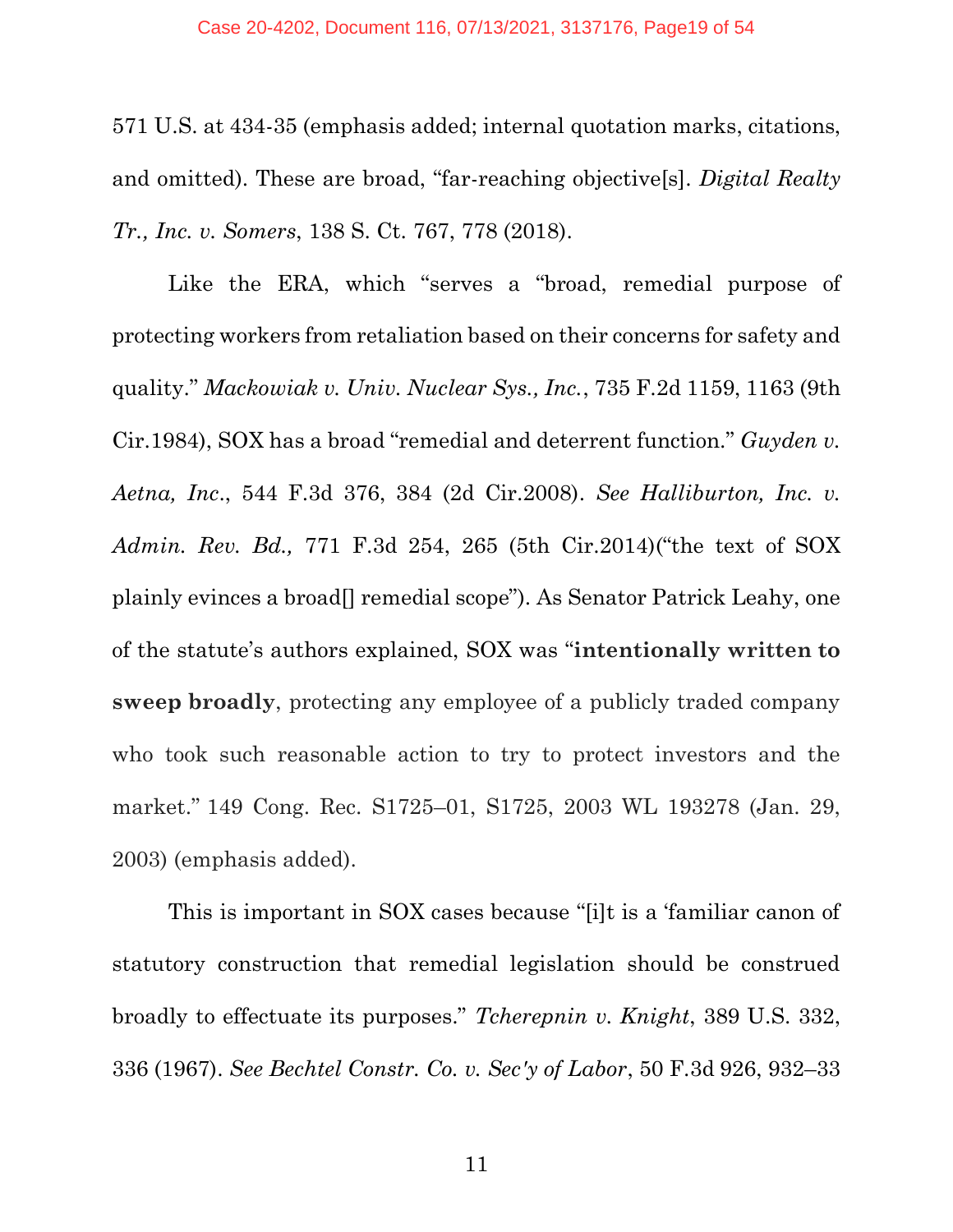571 U.S. at 434-35 (emphasis added; internal quotation marks, citations, and omitted). These are broad, "far-reaching objective[s]. *Digital Realty Tr., Inc. v. Somers*, 138 S. Ct. 767, 778 (2018).

Like the ERA, which "serves a "broad, remedial purpose of protecting workers from retaliation based on their concerns for safety and quality." *Mackowiak v. Univ. Nuclear Sys., Inc.*, 735 F.2d 1159, 1163 (9th Cir.1984), SOX has a broad "remedial and deterrent function." *Guyden v. Aetna, Inc.*, 544 F.3d 376, 384 (2d Cir.2008). *See Halliburton, Inc. v. Admin. Rev. Bd.,* 771 F.3d 254, 265 (5th Cir.2014)("the text of SOX plainly evinces a broad[] remedial scope"). As Senator Patrick Leahy, one of the statute's authors explained, SOX was "**intentionally written to sweep broadly**, protecting any employee of a publicly traded company who took such reasonable action to try to protect investors and the market." 149 Cong. Rec. S1725–01, S1725, 2003 WL 193278 (Jan. 29, 2003) (emphasis added).

This is important in SOX cases because "[i]t is a 'familiar canon of statutory construction that remedial legislation should be construed broadly to effectuate its purposes." *Tcherepnin v. Knight*, 389 U.S. 332, 336 (1967). *See Bechtel Constr. Co. v. Sec'y of Labor*, 50 F.3d 926, 932–33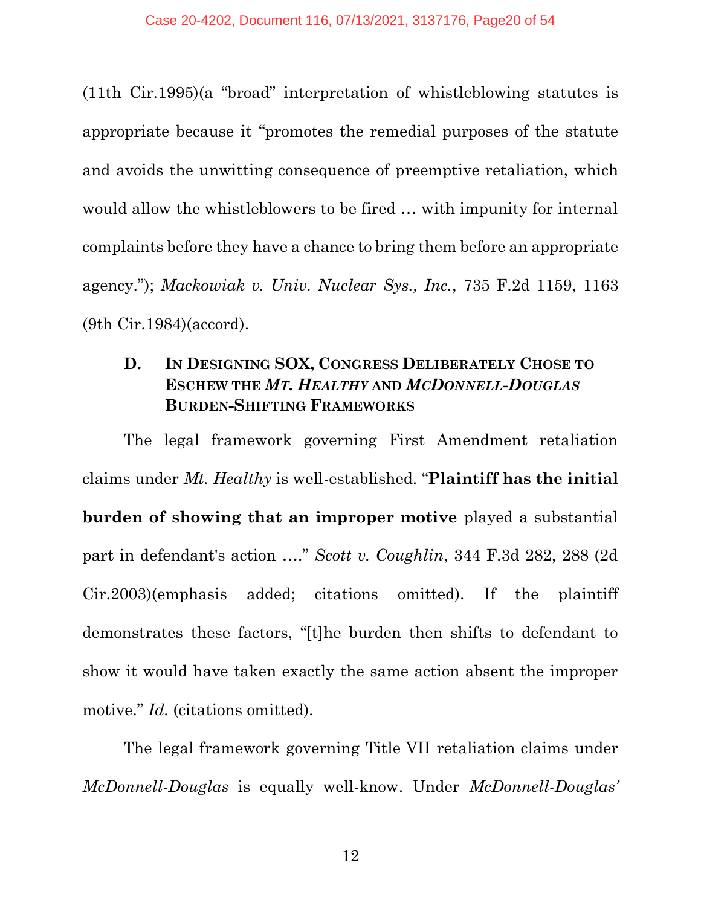(11th Cir.1995)(a "broad" interpretation of whistleblowing statutes is appropriate because it "promotes the remedial purposes of the statute and avoids the unwitting consequence of preemptive retaliation, which would allow the whistleblowers to be fired … with impunity for internal complaints before they have a chance to bring them before an appropriate agency."); *Mackowiak v. Univ. Nuclear Sys., Inc.*, 735 F.2d 1159, 1163 (9th Cir.1984)(accord).

### D. In Designing SOX, Congress Deliberately Chose to Eschew the *Mt. Healthy* and *McDonnell-Douglas* Burden-Shifting Frameworks

The legal framework governing First Amendment retaliation claims under *Mt. Healthy* is well-established. "**Plaintiff has the initial burden of showing that an improper motive** played a substantial part in defendant's action …." *Scott v. Coughlin*, 344 F.3d 282, 288 (2d Cir.2003)(emphasis added; citations omitted). If the plaintiff demonstrates these factors, "[t]he burden then shifts to defendant to show it would have taken exactly the same action absent the improper motive." *Id.* (citations omitted).

The legal framework governing Title VII retaliation claims under *McDonnell-Douglas* is equally well-know. Under *McDonnell-Douglas'*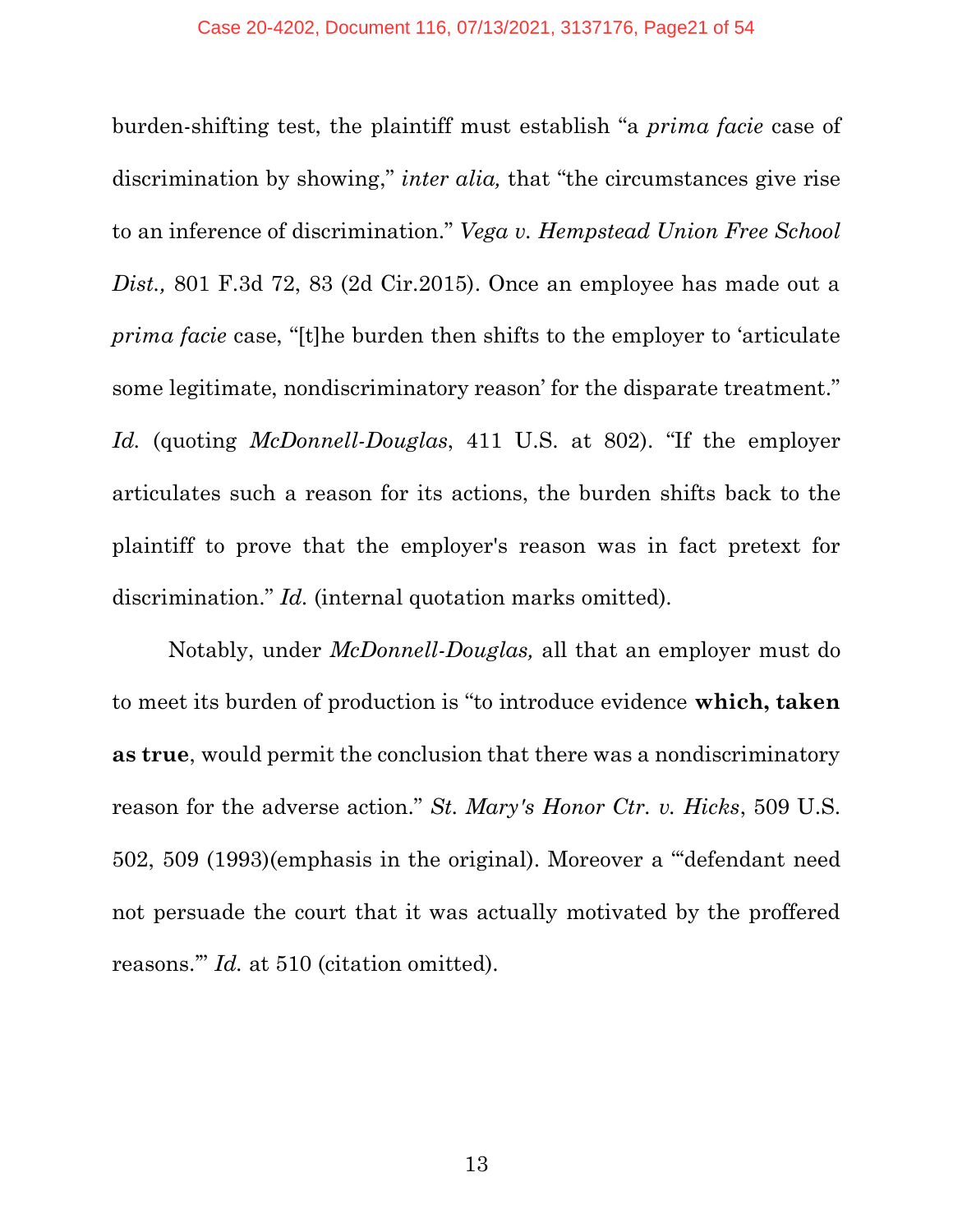burden-shifting test, the plaintiff must establish "a *prima facie* case of discrimination by showing," *inter alia,* that "the circumstances give rise to an inference of discrimination." *Vega v. Hempstead Union Free School Dist.,* 801 F.3d 72, 83 (2d Cir.2015). Once an employee has made out a *prima facie* case, "[t]he burden then shifts to the employer to 'articulate some legitimate, nondiscriminatory reason' for the disparate treatment." *Id.* (quoting *McDonnell-Douglas*, 411 U.S. at 802). "If the employer articulates such a reason for its actions, the burden shifts back to the plaintiff to prove that the employer's reason was in fact pretext for discrimination." *Id.* (internal quotation marks omitted).

Notably, under *McDonnell-Douglas,* all that an employer must do to meet its burden of production is "to introduce evidence **which, taken as true**, would permit the conclusion that there was a nondiscriminatory reason for the adverse action." *St. Mary's Honor Ctr. v. Hicks*, 509 U.S. 502, 509 (1993)(emphasis in the original). Moreover a "'defendant need not persuade the court that it was actually motivated by the proffered reasons.'" *Id.* at 510 (citation omitted).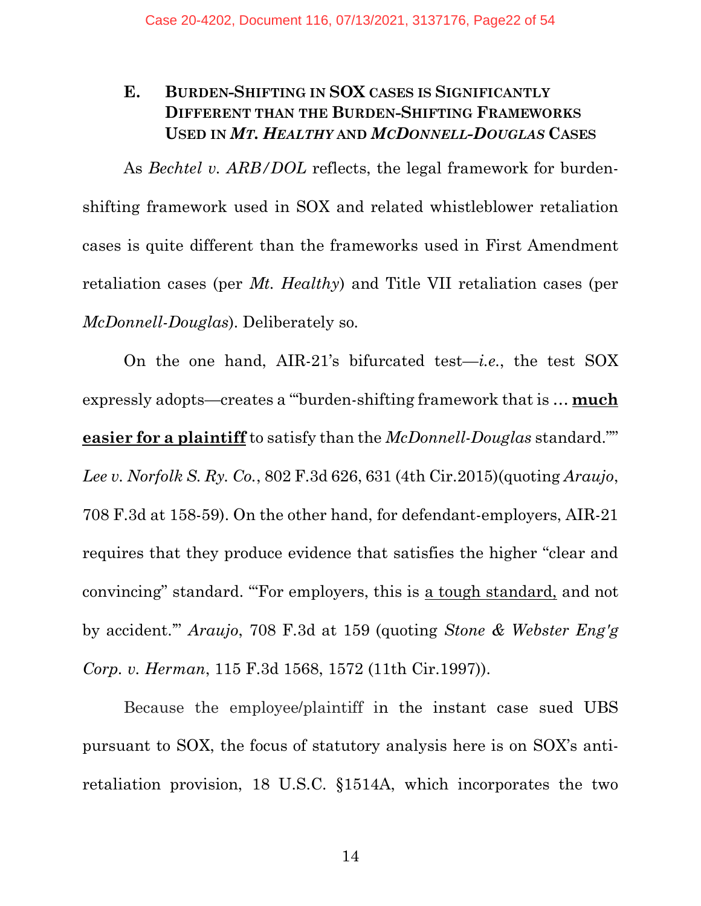### E. Burden-Shifting in SOX cases is Significantly Different than the Burden-Shifting Frameworks Used in *Mt. Healthy* and *McDonnell-Douglas* Cases

As *Bechtel v. ARB/DOL* reflects, the legal framework for burden-shifting framework used in SOX and related whistleblower retaliation cases is quite different than the frameworks used in First Amendment retaliation cases (per *Mt. Healthy*) and Title VII retaliation cases (per *McDonnell-Douglas*). Deliberately so.

On the one hand, AIR-21's bifurcated test—*i.e.*, the test SOX expressly adopts—creates a "'burden-shifting framework that is … **<u>much easier for a plaintiff</u>** to satisfy than the *McDonnell-Douglas* standard."' *Lee v. Norfolk S. Ry. Co.*, 802 F.3d 626, 631 (4th Cir.2015)(quoting *Araujo*, 708 F.3d at 158-59). On the other hand, for defendant-employers, AIR-21 requires that they produce evidence that satisfies the higher "clear and convincing" standard. "'For employers, this is <u>a tough standard,</u> and not by accident.'" *Araujo*, 708 F.3d at 159 (quoting *Stone & Webster Eng'g Corp. v. Herman*, 115 F.3d 1568, 1572 (11th Cir.1997)).

Because the employee/plaintiff in the instant case sued UBS pursuant to SOX, the focus of statutory analysis here is on SOX's anti-retaliation provision, 18 U.S.C. §1514A, which incorporates the two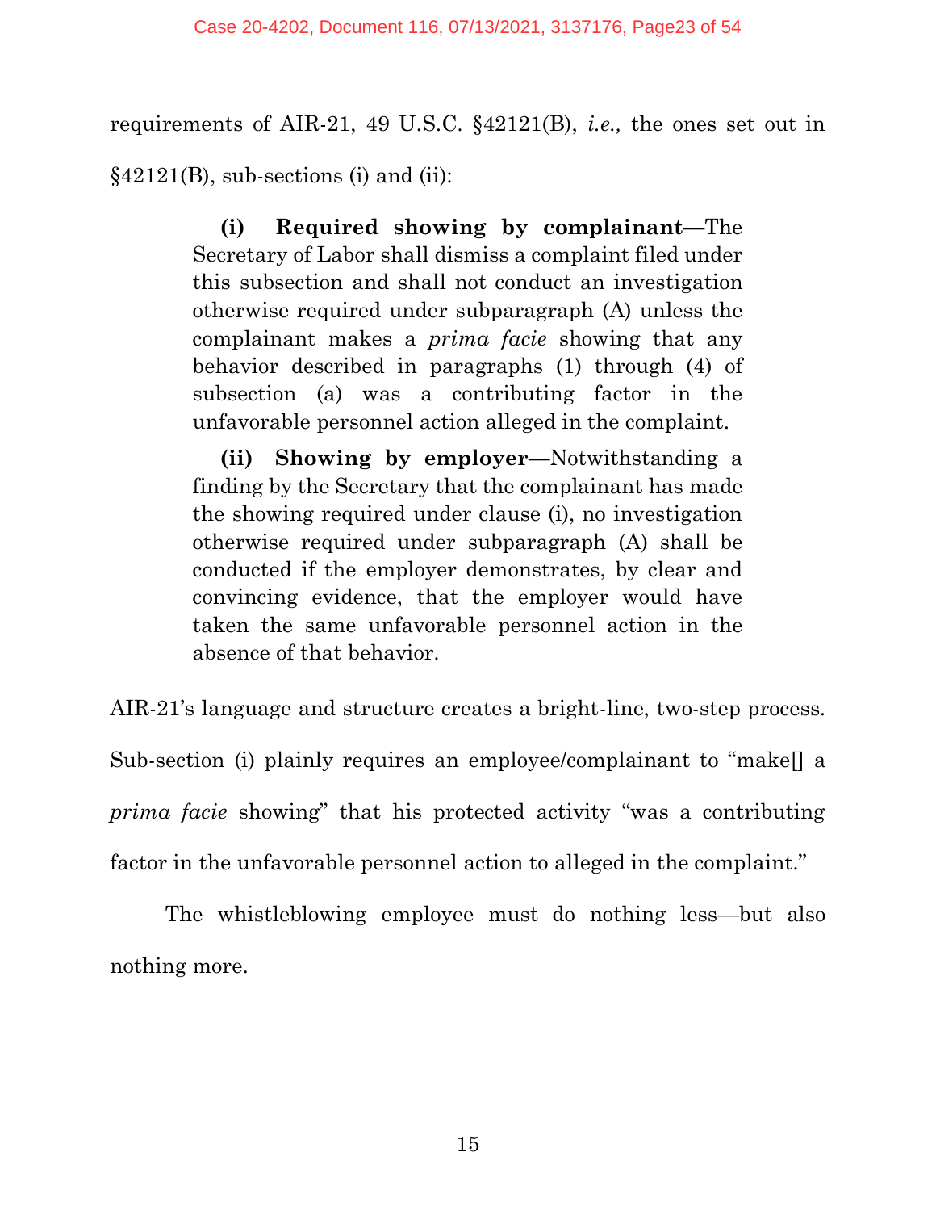requirements of AIR-21, 49 U.S.C. §42121(B), *i.e.,* the ones set out in §42121(B), sub-sections (i) and (ii):

> **(i) Required showing by complainant**—The Secretary of Labor shall dismiss a complaint filed under this subsection and shall not conduct an investigation otherwise required under subparagraph (A) unless the complainant makes a *prima facie* showing that any behavior described in paragraphs (1) through (4) of subsection (a) was a contributing factor in the unfavorable personnel action alleged in the complaint.
>
> **(ii) Showing by employer**—Notwithstanding a finding by the Secretary that the complainant has made the showing required under clause (i), no investigation otherwise required under subparagraph (A) shall be conducted if the employer demonstrates, by clear and convincing evidence, that the employer would have taken the same unfavorable personnel action in the absence of that behavior.

AIR-21's language and structure creates a bright-line, two-step process. Sub-section (i) plainly requires an employee/complainant to "make[] a *prima facie* showing" that his protected activity "was a contributing factor in the unfavorable personnel action to alleged in the complaint."

The whistleblowing employee must do nothing less—but also nothing more.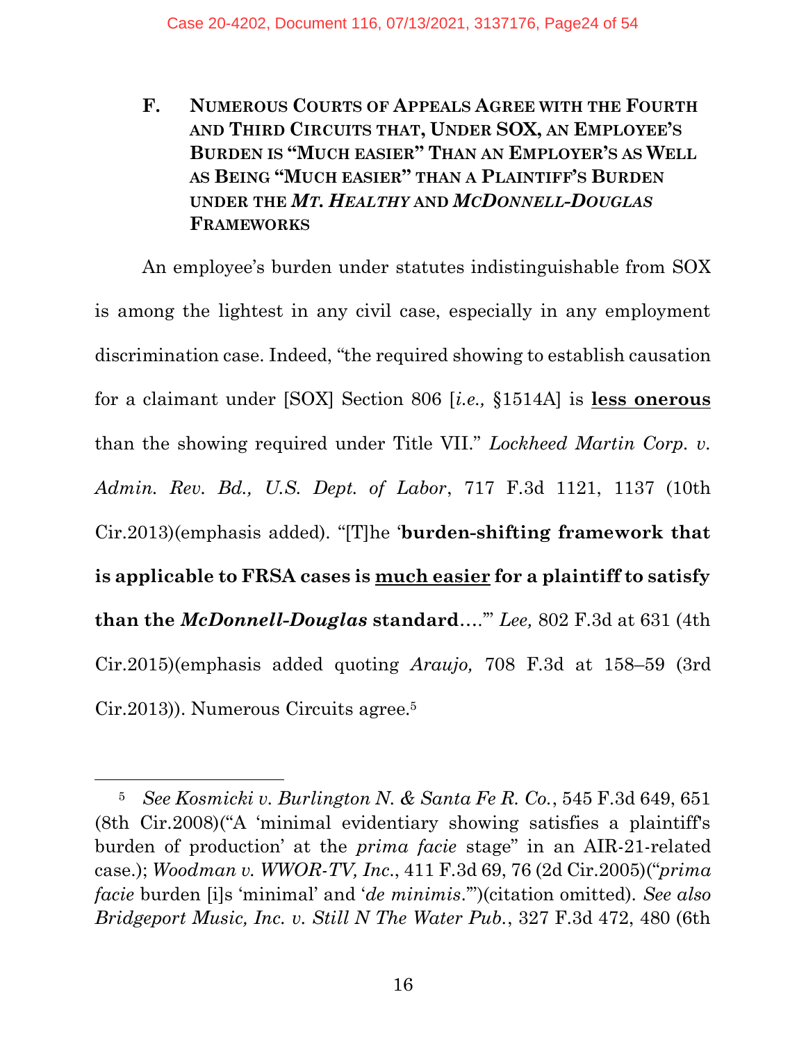### F. NUMEROUS COURTS OF APPEALS AGREE WITH THE FOURTH AND THIRD CIRCUITS THAT, UNDER SOX, AN EMPLOYEE'S BURDEN IS "MUCH EASIER" THAN AN EMPLOYER'S AS WELL AS BEING "MUCH EASIER" THAN A PLAINTIFF'S BURDEN UNDER THE *MT. HEALTHY* AND *MCDONNELL-DOUGLAS* FRAMEWORKS

An employee's burden under statutes indistinguishable from SOX is among the lightest in any civil case, especially in any employment discrimination case. Indeed, "the required showing to establish causation for a claimant under [SOX] Section 806 [*i.e.,* §1514A] is <u>**less onerous**</u> than the showing required under Title VII." *Lockheed Martin Corp. v. Admin. Rev. Bd., U.S. Dept. of Labor*, 717 F.3d 1121, 1137 (10th Cir.2013)(emphasis added). "[T]he '**burden-shifting framework that is applicable to FRSA cases is <u>much easier</u> for a plaintiff to satisfy than the *McDonnell-Douglas* standard**….'" *Lee,* 802 F.3d at 631 (4th Cir.2015)(emphasis added quoting *Araujo,* 708 F.3d at 158–59 (3rd Cir.2013)). Numerous Circuits agree.[5]

---

[5] *See Kosmicki v. Burlington N. & Santa Fe R. Co.*, 545 F.3d 649, 651 (8th Cir.2008)("A 'minimal evidentiary showing satisfies a plaintiff's burden of production' at the *prima facie* stage" in an AIR-21-related case.); *Woodman v. WWOR-TV, Inc.*, 411 F.3d 69, 76 (2d Cir.2005)("*prima facie* burden [i]s 'minimal' and '*de minimis*.'")(citation omitted). *See also Bridgeport Music, Inc. v. Still N The Water Pub.*, 327 F.3d 472, 480 (6th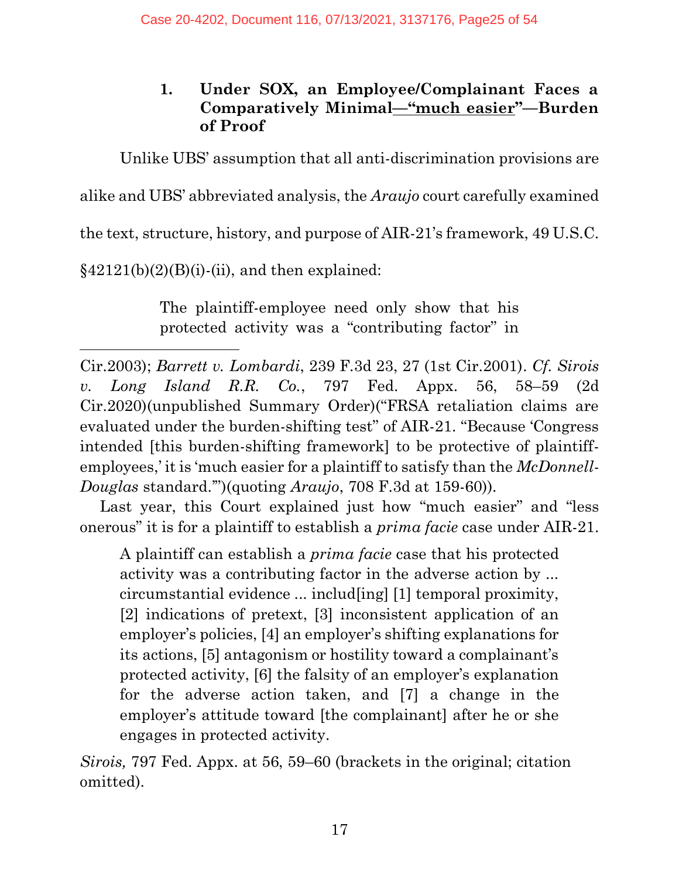### 1. Under SOX, an Employee/Complainant Faces a Comparatively Minimal—"much easier"—Burden of Proof

Unlike UBS' assumption that all anti-discrimination provisions are alike and UBS' abbreviated analysis, the *Araujo* court carefully examined the text, structure, history, and purpose of AIR-21's framework, 49 U.S.C. §42121(b)(2)(B)(i)-(ii), and then explained:

> The plaintiff-employee need only show that his protected activity was a "contributing factor" in

---

Cir.2003); *Barrett v. Lombardi*, 239 F.3d 23, 27 (1st Cir.2001). *Cf. Sirois v. Long Island R.R. Co.*, 797 Fed. Appx. 56, 58–59 (2d Cir.2020)(unpublished Summary Order)("FRSA retaliation claims are evaluated under the burden-shifting test" of AIR-21. "Because 'Congress intended [this burden-shifting framework] to be protective of plaintiff-employees,' it is 'much easier for a plaintiff to satisfy than the *McDonnell-Douglas* standard.'")(quoting *Araujo*, 708 F.3d at 159-60)).

Last year, this Court explained just how "much easier" and "less onerous" it is for a plaintiff to establish a *prima facie* case under AIR-21.

> A plaintiff can establish a *prima facie* case that his protected activity was a contributing factor in the adverse action by ... circumstantial evidence ... includ[ing] [1] temporal proximity, [2] indications of pretext, [3] inconsistent application of an employer's policies, [4] an employer's shifting explanations for its actions, [5] antagonism or hostility toward a complainant's protected activity, [6] the falsity of an employer's explanation for the adverse action taken, and [7] a change in the employer's attitude toward [the complainant] after he or she engages in protected activity.

*Sirois,* 797 Fed. Appx. at 56, 59–60 (brackets in the original; citation omitted).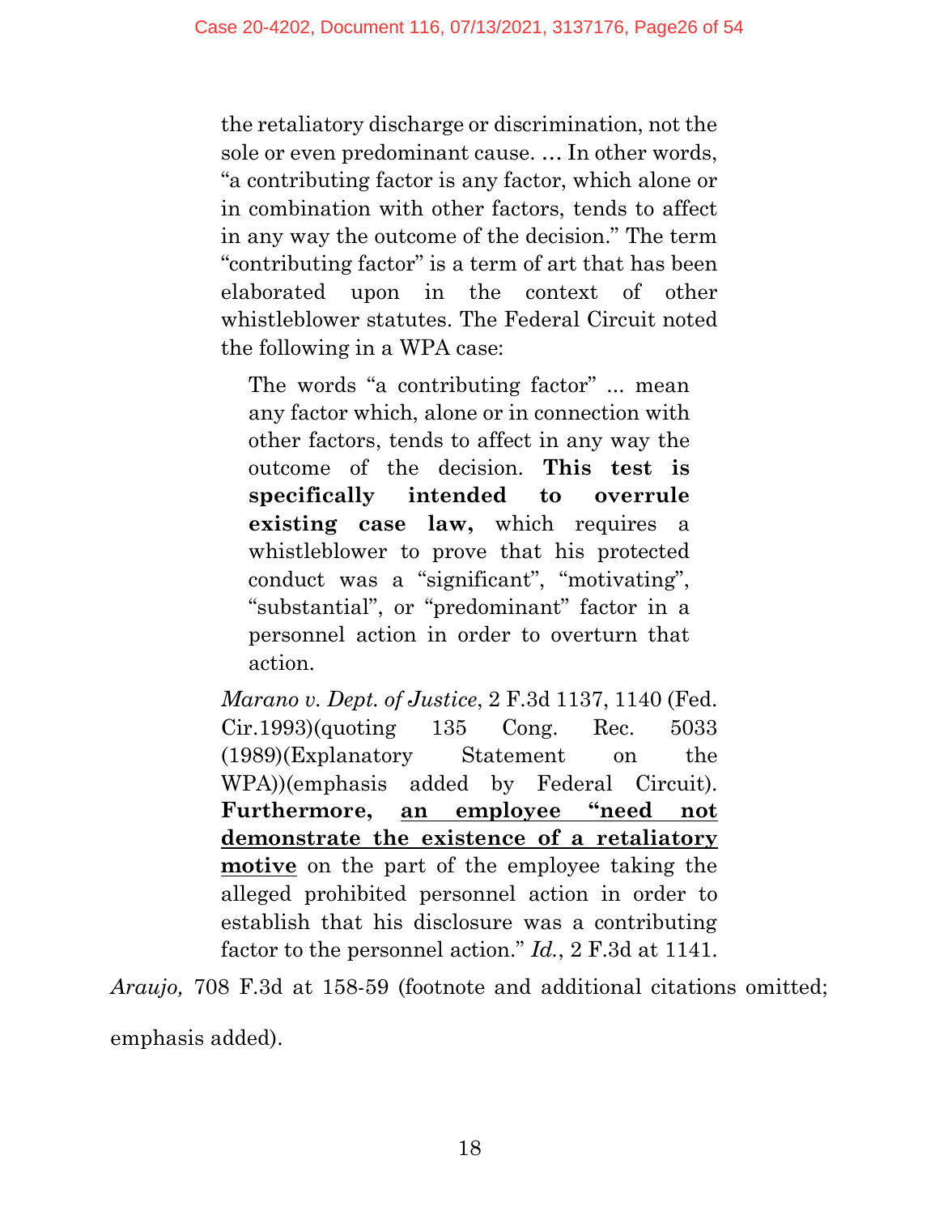> the retaliatory discharge or discrimination, not the sole or even predominant cause. … In other words, "a contributing factor is any factor, which alone or in combination with other factors, tends to affect in any way the outcome of the decision." The term "contributing factor" is a term of art that has been elaborated upon in the context of other whistleblower statutes. The Federal Circuit noted the following in a WPA case:
>
> > The words "a contributing factor" ... mean any factor which, alone or in connection with other factors, tends to affect in any way the outcome of the decision. **This test is specifically intended to overrule existing case law,** which requires a whistleblower to prove that his protected conduct was a "significant", "motivating", "substantial", or "predominant" factor in a personnel action in order to overturn that action.
>
> *Marano v. Dept. of Justice*, 2 F.3d 1137, 1140 (Fed. Cir.1993)(quoting 135 Cong. Rec. 5033 (1989)(Explanatory Statement on the WPA))(emphasis added by Federal Circuit). **Furthermore, <u>an employee "need not demonstrate the existence of a retaliatory motive</u>** on the part of the employee taking the alleged prohibited personnel action in order to establish that his disclosure was a contributing factor to the personnel action." *Id.*, 2 F.3d at 1141.

*Araujo,* 708 F.3d at 158-59 (footnote and additional citations omitted; emphasis added).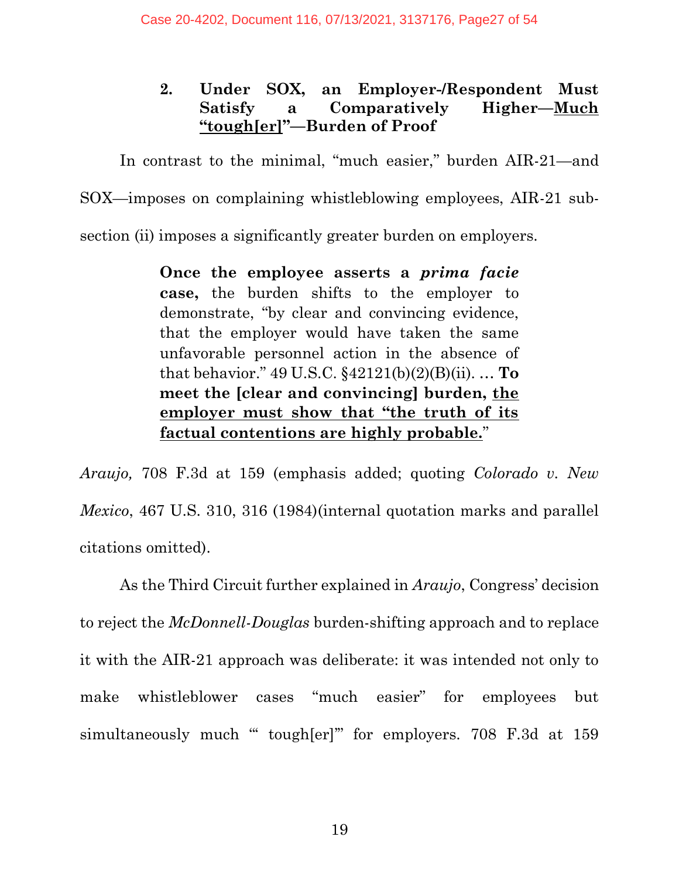### 2. Under SOX, an Employer-/Respondent Must Satisfy a Comparatively Higher—<u>Much "tough[er]"</u>—Burden of Proof

In contrast to the minimal, "much easier," burden AIR-21—and SOX—imposes on complaining whistleblowing employees, AIR-21 sub-section (ii) imposes a significantly greater burden on employers.

> **Once the employee asserts a *prima facie* case,** the burden shifts to the employer to demonstrate, "by clear and convincing evidence, that the employer would have taken the same unfavorable personnel action in the absence of that behavior." 49 U.S.C. §42121(b)(2)(B)(ii). … **To meet the [clear and convincing] burden, <u>the employer must show that "the truth of its factual contentions are highly probable.</u>**"

*Araujo,* 708 F.3d at 159 (emphasis added; quoting *Colorado v. New Mexico*, 467 U.S. 310, 316 (1984)(internal quotation marks and parallel citations omitted).

As the Third Circuit further explained in *Araujo*, Congress' decision to reject the *McDonnell-Douglas* burden-shifting approach and to replace it with the AIR-21 approach was deliberate: it was intended not only to make whistleblower cases "much easier" for employees but simultaneously much "' tough[er]'" for employers. 708 F.3d at 159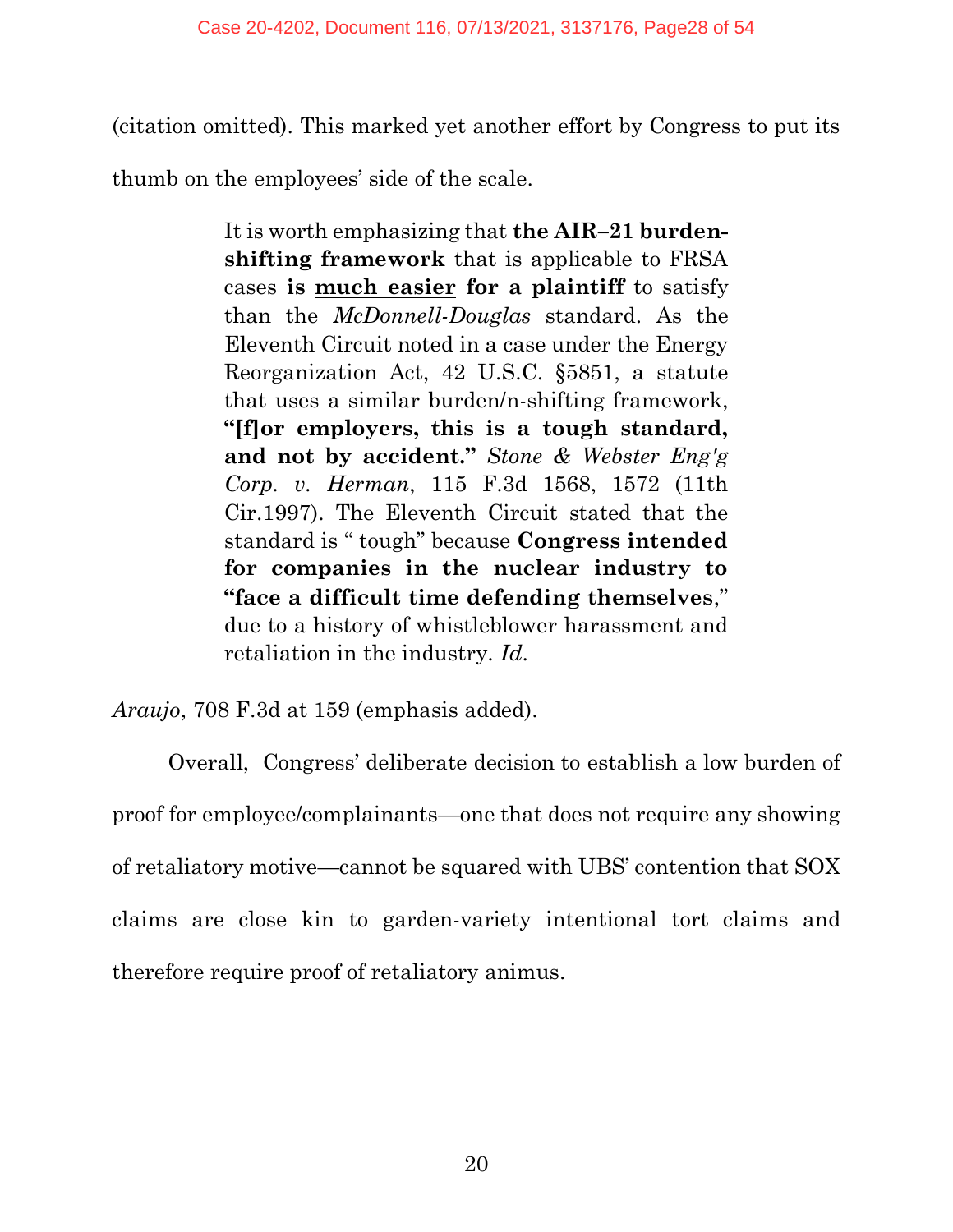(citation omitted). This marked yet another effort by Congress to put its thumb on the employees' side of the scale.

> It is worth emphasizing that **the AIR–21 burden-shifting framework** that is applicable to FRSA cases **is <u>much easier</u> for a plaintiff** to satisfy than the *McDonnell-Douglas* standard. As the Eleventh Circuit noted in a case under the Energy Reorganization Act, 42 U.S.C. §5851, a statute that uses a similar burden/n-shifting framework, **"[f]or employers, this is a tough standard, and not by accident."** *Stone & Webster Eng'g Corp. v. Herman*, 115 F.3d 1568, 1572 (11th Cir.1997). The Eleventh Circuit stated that the standard is " tough" because **Congress intended for companies in the nuclear industry to "face a difficult time defending themselves**," due to a history of whistleblower harassment and retaliation in the industry. *Id.*

*Araujo*, 708 F.3d at 159 (emphasis added).

Overall, Congress' deliberate decision to establish a low burden of proof for employee/complainants—one that does not require any showing of retaliatory motive—cannot be squared with UBS' contention that SOX claims are close kin to garden-variety intentional tort claims and therefore require proof of retaliatory animus.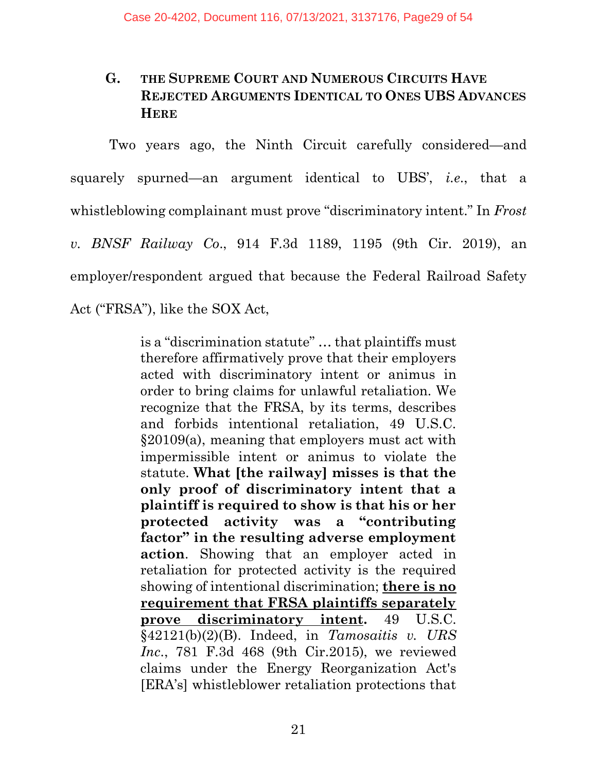## G. THE SUPREME COURT AND NUMEROUS CIRCUITS HAVE REJECTED ARGUMENTS IDENTICAL TO ONES UBS ADVANCES HERE

Two years ago, the Ninth Circuit carefully considered—and squarely spurned—an argument identical to UBS', *i.e.*, that a whistleblowing complainant must prove "discriminatory intent." In *Frost v. BNSF Railway Co*., 914 F.3d 1189, 1195 (9th Cir. 2019), an employer/respondent argued that because the Federal Railroad Safety Act ("FRSA"), like the SOX Act,

> is a "discrimination statute" … that plaintiffs must therefore affirmatively prove that their employers acted with discriminatory intent or animus in order to bring claims for unlawful retaliation. We recognize that the FRSA, by its terms, describes and forbids intentional retaliation, 49 U.S.C. §20109(a), meaning that employers must act with impermissible intent or animus to violate the statute. **What [the railway] misses is that the only proof of discriminatory intent that a plaintiff is required to show is that his or her protected activity was a "contributing factor" in the resulting adverse employment action**. Showing that an employer acted in retaliation for protected activity is the required showing of intentional discrimination; <u>**there is no requirement that FRSA plaintiffs separately prove discriminatory intent.**</u> 49 U.S.C. §42121(b)(2)(B). Indeed, in *Tamosaitis v. URS Inc*., 781 F.3d 468 (9th Cir.2015), we reviewed claims under the Energy Reorganization Act's [ERA's] whistleblower retaliation protections that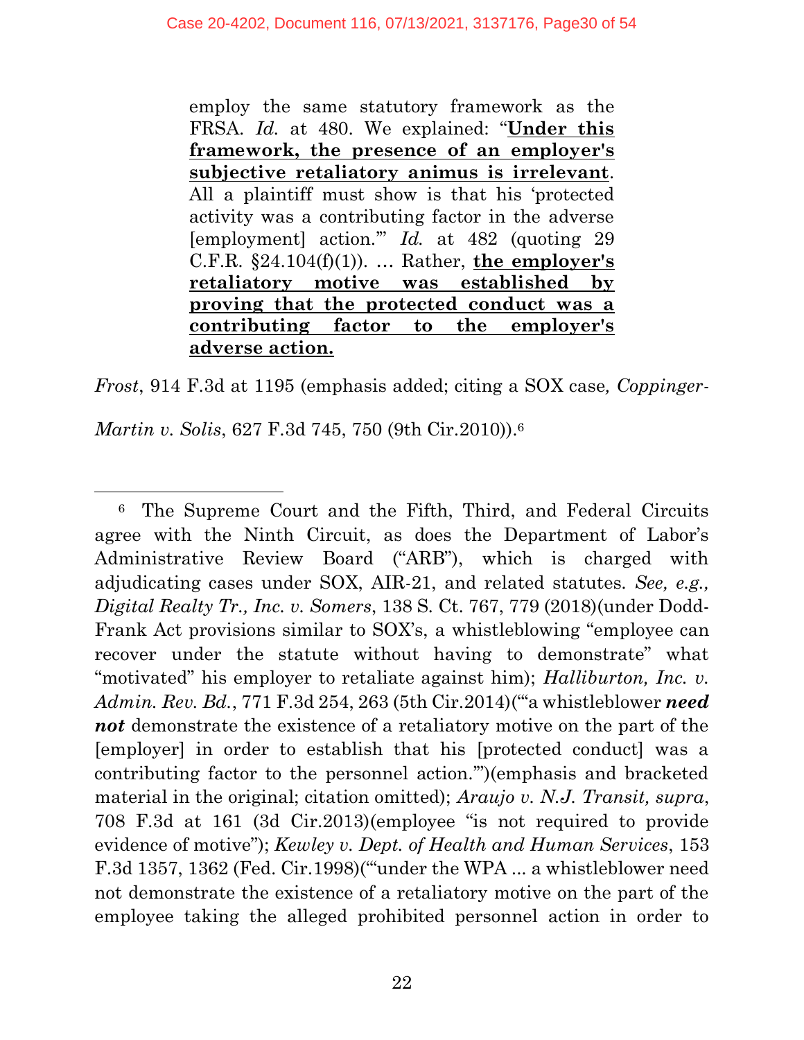> employ the same statutory framework as the FRSA. *Id.* at 480. We explained: "**Under this framework, the presence of an employer's subjective retaliatory animus is irrelevant**. All a plaintiff must show is that his 'protected activity was a contributing factor in the adverse [employment] action.'" *Id.* at 482 (quoting 29 C.F.R. §24.104(f)(1)). … Rather, **the employer's retaliatory motive was established by proving that the protected conduct was a contributing factor to the employer's adverse action.**

*Frost*, 914 F.3d at 1195 (emphasis added; citing a SOX case*, Coppinger-Martin v. Solis*, 627 F.3d 745, 750 (9th Cir.2010)).[6]

---

[6] The Supreme Court and the Fifth, Third, and Federal Circuits agree with the Ninth Circuit, as does the Department of Labor's Administrative Review Board ("ARB"), which is charged with adjudicating cases under SOX, AIR-21, and related statutes. *See, e.g., Digital Realty Tr., Inc. v. Somers*, 138 S. Ct. 767, 779 (2018)(under Dodd-Frank Act provisions similar to SOX's, a whistleblowing "employee can recover under the statute without having to demonstrate" what "motivated" his employer to retaliate against him); *Halliburton, Inc. v. Admin. Rev. Bd.*, 771 F.3d 254, 263 (5th Cir.2014)(""a whistleblower ***need not*** demonstrate the existence of a retaliatory motive on the part of the [employer] in order to establish that his [protected conduct] was a contributing factor to the personnel action."")(emphasis and bracketed material in the original; citation omitted); *Araujo v. N.J. Transit, supra*, 708 F.3d at 161 (3d Cir.2013)(employee "is not required to provide evidence of motive"); *Kewley v. Dept. of Health and Human Services*, 153 F.3d 1357, 1362 (Fed. Cir.1998)("'under the WPA ... a whistleblower need not demonstrate the existence of a retaliatory motive on the part of the employee taking the alleged prohibited personnel action in order to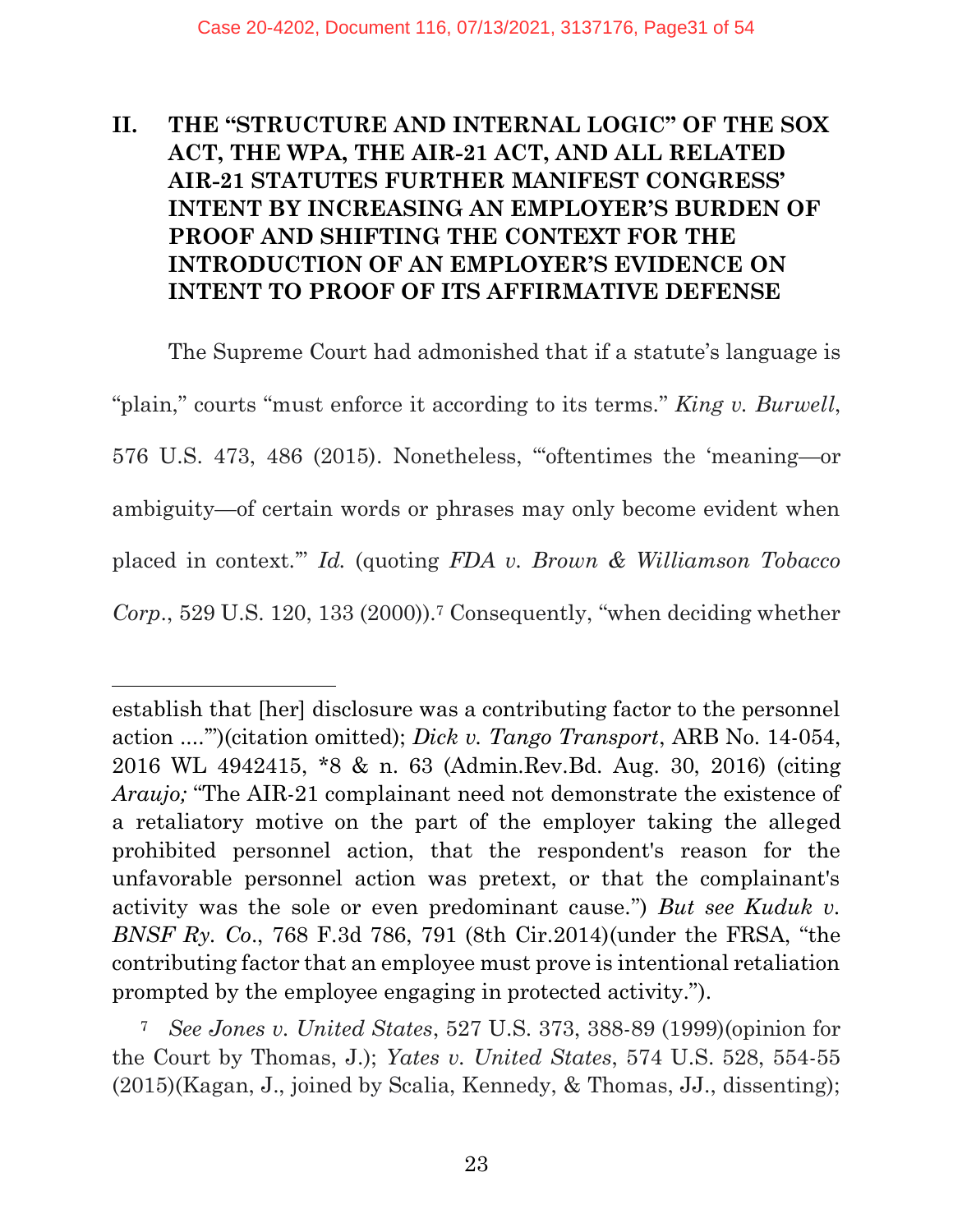## II. THE "STRUCTURE AND INTERNAL LOGIC" OF THE SOX ACT, THE WPA, THE AIR-21 ACT, AND ALL RELATED AIR-21 STATUTES FURTHER MANIFEST CONGRESS' INTENT BY INCREASING AN EMPLOYER'S BURDEN OF PROOF AND SHIFTING THE CONTEXT FOR THE INTRODUCTION OF AN EMPLOYER'S EVIDENCE ON INTENT TO PROOF OF ITS AFFIRMATIVE DEFENSE

The Supreme Court had admonished that if a statute's language is "plain," courts "must enforce it according to its terms." *King v. Burwell*, 576 U.S. 473, 486 (2015). Nonetheless, "'oftentimes the 'meaning—or ambiguity—of certain words or phrases may only become evident when placed in context.'" *Id.* (quoting *FDA v. Brown & Williamson Tobacco Corp.*, 529 U.S. 120, 133 (2000)).[7] Consequently, "when deciding whether

---

establish that [her] disclosure was a contributing factor to the personnel action ....'")(citation omitted); *Dick v. Tango Transport*, ARB No. 14-054, 2016 WL 4942415, *8 & n. 63 (Admin.Rev.Bd. Aug. 30, 2016) (citing *Araujo;* "The AIR-21 complainant need not demonstrate the existence of a retaliatory motive on the part of the employer taking the alleged prohibited personnel action, that the respondent's reason for the unfavorable personnel action was pretext, or that the complainant's activity was the sole or even predominant cause.") *But see Kuduk v. BNSF Ry. Co*., 768 F.3d 786, 791 (8th Cir.2014)(under the FRSA, "the contributing factor that an employee must prove is intentional retaliation prompted by the employee engaging in protected activity.").

[7] *See Jones v. United States*, 527 U.S. 373, 388-89 (1999)(opinion for the Court by Thomas, J.); *Yates v. United States*, 574 U.S. 528, 554-55 (2015)(Kagan, J., joined by Scalia, Kennedy, & Thomas, JJ., dissenting);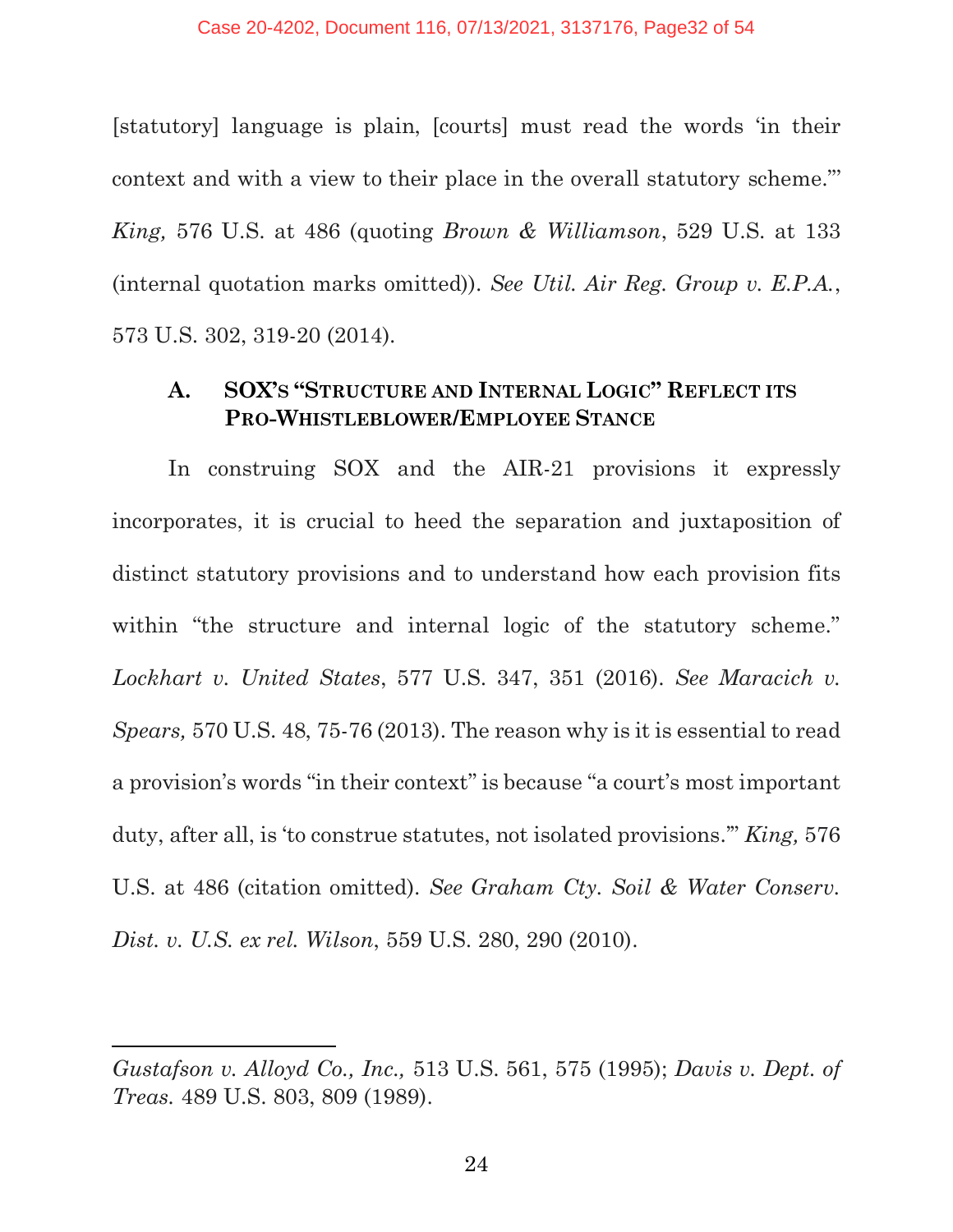[statutory] language is plain, [courts] must read the words 'in their context and with a view to their place in the overall statutory scheme.'" *King,* 576 U.S. at 486 (quoting *Brown & Williamson*, 529 U.S. at 133 (internal quotation marks omitted)). *See Util. Air Reg. Group v. E.P.A.*, 573 U.S. 302, 319-20 (2014).

### A. SOX'S "STRUCTURE AND INTERNAL LOGIC" REFLECT ITS PRO-WHISTLEBLOWER/EMPLOYEE STANCE

In construing SOX and the AIR-21 provisions it expressly incorporates, it is crucial to heed the separation and juxtaposition of distinct statutory provisions and to understand how each provision fits within "the structure and internal logic of the statutory scheme." *Lockhart v. United States*, 577 U.S. 347, 351 (2016). *See Maracich v. Spears,* 570 U.S. 48, 75-76 (2013). The reason why is it is essential to read a provision's words "in their context" is because "a court's most important duty, after all, is 'to construe statutes, not isolated provisions.'" *King,* 576 U.S. at 486 (citation omitted). *See Graham Cty. Soil & Water Conserv. Dist. v. U.S. ex rel. Wilson*, 559 U.S. 280, 290 (2010).

---

*Gustafson v. Alloyd Co., Inc.,* 513 U.S. 561, 575 (1995); *Davis v. Dept. of Treas.* 489 U.S. 803, 809 (1989).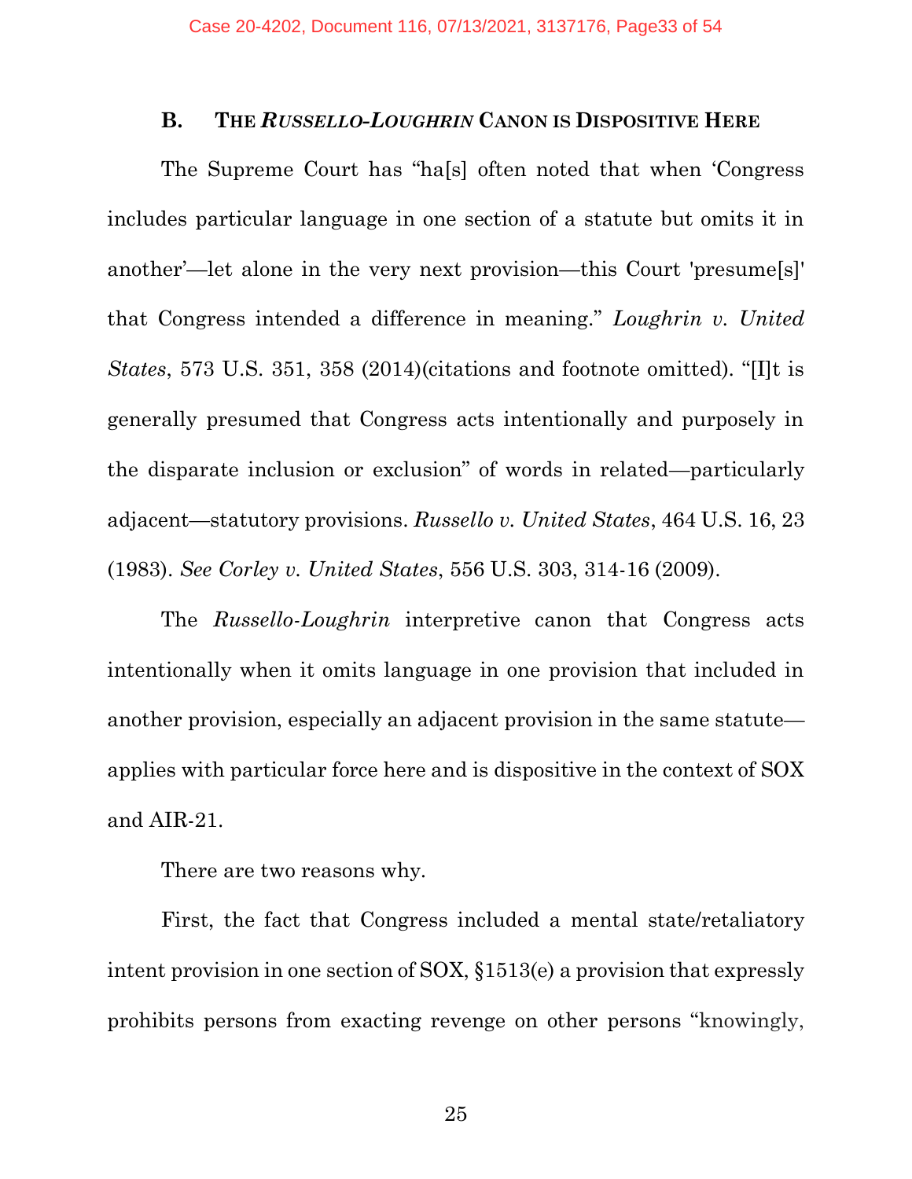### B. THE *RUSSELLO-LOUGHRIN* CANON IS DISPOSITIVE HERE

The Supreme Court has "ha[s] often noted that when 'Congress includes particular language in one section of a statute but omits it in another'—let alone in the very next provision—this Court 'presume[s]' that Congress intended a difference in meaning." *Loughrin v. United States*, 573 U.S. 351, 358 (2014)(citations and footnote omitted). "[I]t is generally presumed that Congress acts intentionally and purposely in the disparate inclusion or exclusion" of words in related—particularly adjacent—statutory provisions. *Russello v. United States*, 464 U.S. 16, 23 (1983). *See Corley v. United States*, 556 U.S. 303, 314-16 (2009).

The *Russello-Loughrin* interpretive canon that Congress acts intentionally when it omits language in one provision that included in another provision, especially an adjacent provision in the same statute—applies with particular force here and is dispositive in the context of SOX and AIR-21.

There are two reasons why.

First, the fact that Congress included a mental state/retaliatory intent provision in one section of SOX, §1513(e) a provision that expressly prohibits persons from exacting revenge on other persons "knowingly,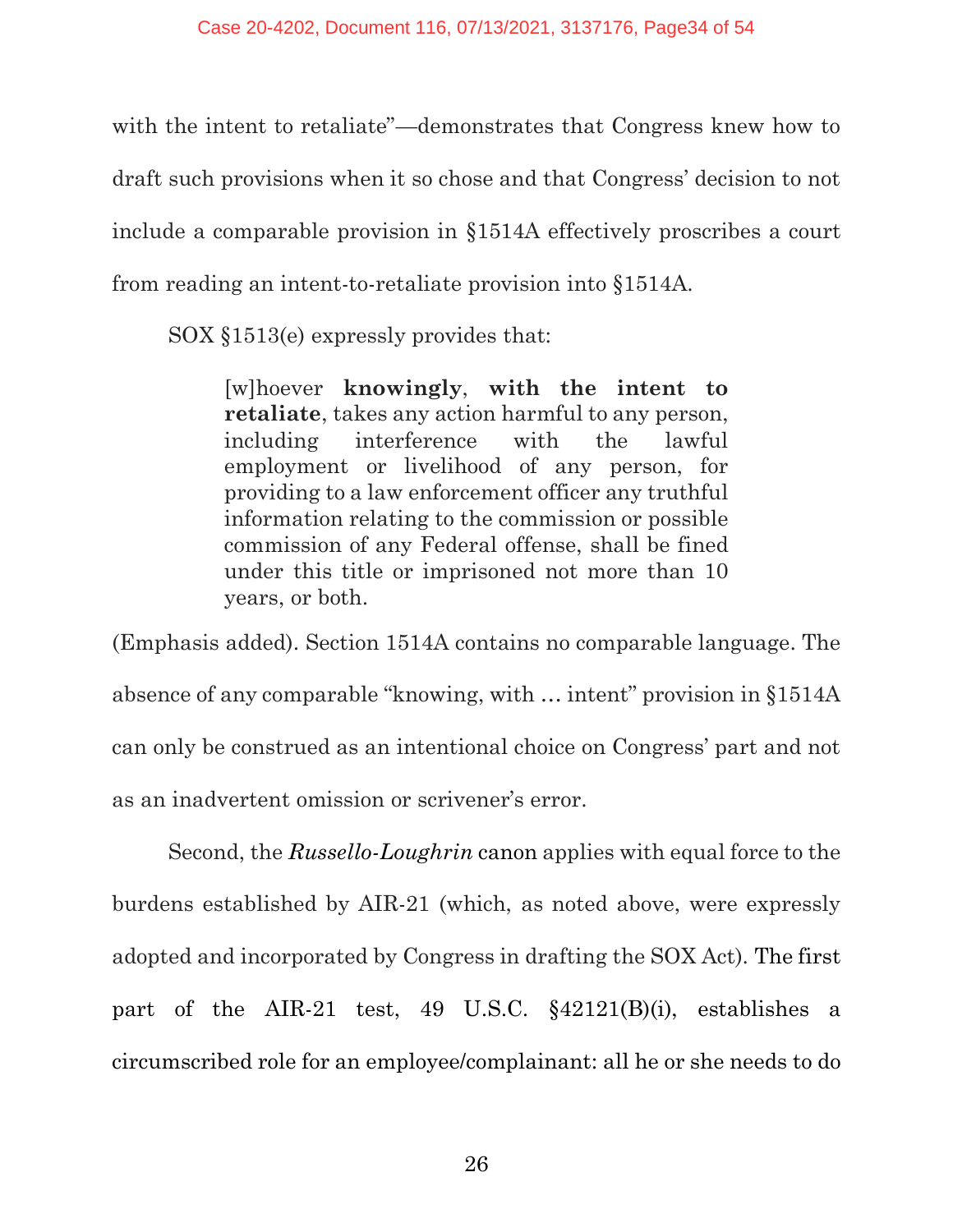with the intent to retaliate"—demonstrates that Congress knew how to draft such provisions when it so chose and that Congress' decision to not include a comparable provision in §1514A effectively proscribes a court from reading an intent-to-retaliate provision into §1514A.

SOX §1513(e) expressly provides that:

> [w]hoever **knowingly**, **with the intent to retaliate**, takes any action harmful to any person, including interference with the lawful employment or livelihood of any person, for providing to a law enforcement officer any truthful information relating to the commission or possible commission of any Federal offense, shall be fined under this title or imprisoned not more than 10 years, or both.

(Emphasis added). Section 1514A contains no comparable language. The absence of any comparable "knowing, with … intent" provision in §1514A can only be construed as an intentional choice on Congress' part and not as an inadvertent omission or scrivener's error.

Second, the *Russello-Loughrin* canon applies with equal force to the burdens established by AIR-21 (which, as noted above, were expressly adopted and incorporated by Congress in drafting the SOX Act). The first part of the AIR-21 test, 49 U.S.C. §42121(B)(i), establishes a circumscribed role for an employee/complainant: all he or she needs to do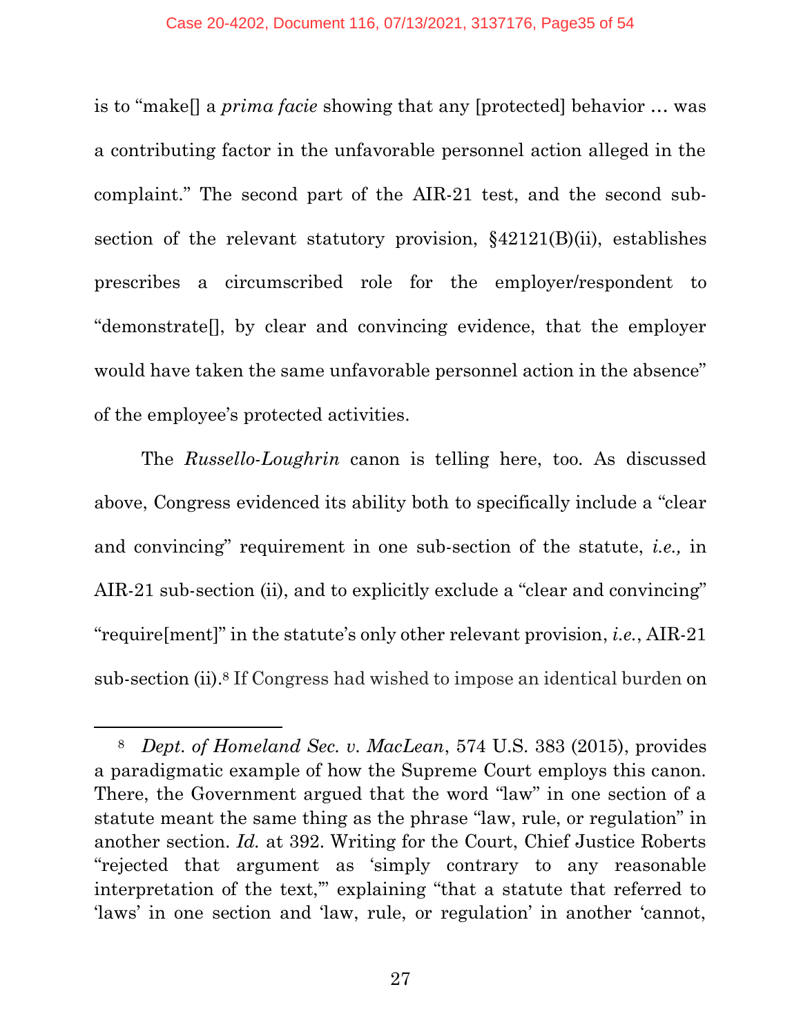is to "make[] a *prima facie* showing that any [protected] behavior … was a contributing factor in the unfavorable personnel action alleged in the complaint." The second part of the AIR-21 test, and the second sub-section of the relevant statutory provision, §42121(B)(ii), establishes prescribes a circumscribed role for the employer/respondent to "demonstrate[], by clear and convincing evidence, that the employer would have taken the same unfavorable personnel action in the absence" of the employee's protected activities.

The *Russello-Loughrin* canon is telling here, too. As discussed above, Congress evidenced its ability both to specifically include a "clear and convincing" requirement in one sub-section of the statute, *i.e.,* in AIR-21 sub-section (ii), and to explicitly exclude a "clear and convincing" "require[ment]" in the statute's only other relevant provision, *i.e.*, AIR-21 sub-section (ii).[8] If Congress had wished to impose an identical burden on

---

[8] *Dept. of Homeland Sec. v. MacLean*, 574 U.S. 383 (2015), provides a paradigmatic example of how the Supreme Court employs this canon. There, the Government argued that the word "law" in one section of a statute meant the same thing as the phrase "law, rule, or regulation" in another section. *Id.* at 392. Writing for the Court, Chief Justice Roberts "rejected that argument as 'simply contrary to any reasonable interpretation of the text,'" explaining "that a statute that referred to 'laws' in one section and 'law, rule, or regulation' in another 'cannot,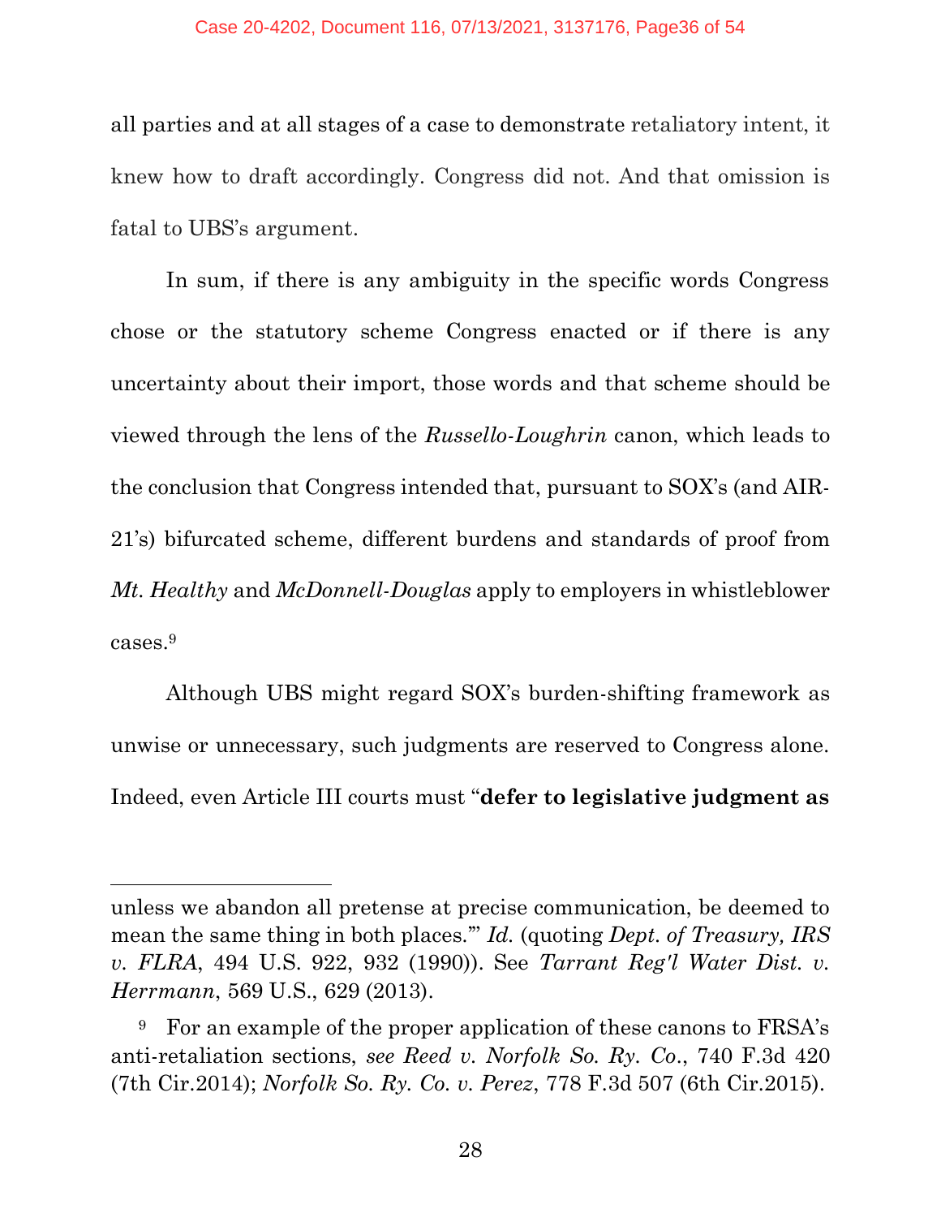all parties and at all stages of a case to demonstrate retaliatory intent, it knew how to draft accordingly. Congress did not. And that omission is fatal to UBS's argument.

In sum, if there is any ambiguity in the specific words Congress chose or the statutory scheme Congress enacted or if there is any uncertainty about their import, those words and that scheme should be viewed through the lens of the *Russello-Loughrin* canon, which leads to the conclusion that Congress intended that, pursuant to SOX's (and AIR-21's) bifurcated scheme, different burdens and standards of proof from *Mt. Healthy* and *McDonnell-Douglas* apply to employers in whistleblower cases.[9]

Although UBS might regard SOX's burden-shifting framework as unwise or unnecessary, such judgments are reserved to Congress alone. Indeed, even Article III courts must "**defer to legislative judgment as**

---

unless we abandon all pretense at precise communication, be deemed to mean the same thing in both places.'" *Id.* (quoting *Dept. of Treasury, IRS v. FLRA*, 494 U.S. 922, 932 (1990)). See *Tarrant Reg'l Water Dist. v. Herrmann*, 569 U.S., 629 (2013).

[9] For an example of the proper application of these canons to FRSA's anti-retaliation sections, *see Reed v. Norfolk So. Ry. Co.*, 740 F.3d 420 (7th Cir.2014); *Norfolk So. Ry. Co. v. Perez*, 778 F.3d 507 (6th Cir.2015).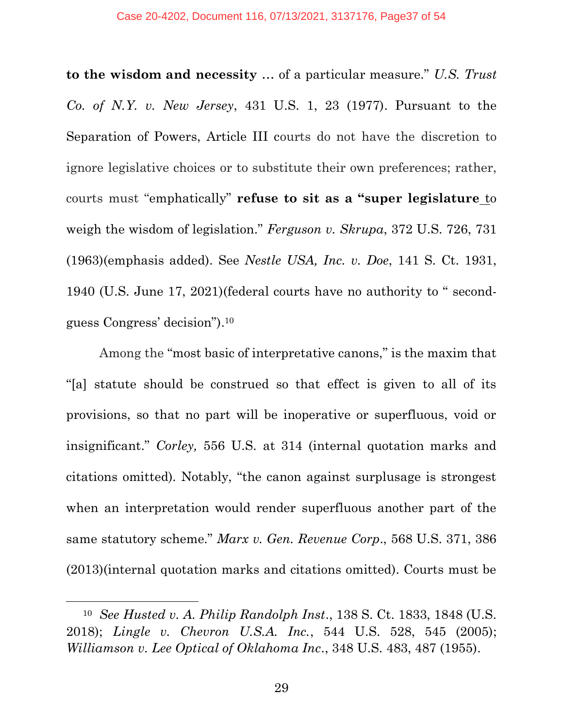**to the wisdom and necessity** … of a particular measure." *U.S. Trust Co. of N.Y. v. New Jersey*, 431 U.S. 1, 23 (1977). Pursuant to the Separation of Powers, Article III courts do not have the discretion to ignore legislative choices or to substitute their own preferences; rather, courts must "emphatically" **refuse to sit as a "super legislature** to weigh the wisdom of legislation." *Ferguson v. Skrupa*, 372 U.S. 726, 731 (1963)(emphasis added). See *Nestle USA, Inc. v. Doe*, 141 S. Ct. 1931, 1940 (U.S. June 17, 2021)(federal courts have no authority to " second-guess Congress' decision").[10]

Among the "most basic of interpretative canons," is the maxim that "[a] statute should be construed so that effect is given to all of its provisions, so that no part will be inoperative or superfluous, void or insignificant." *Corley,* 556 U.S. at 314 (internal quotation marks and citations omitted). Notably, "the canon against surplusage is strongest when an interpretation would render superfluous another part of the same statutory scheme." *Marx v. Gen. Revenue Corp*., 568 U.S. 371, 386 (2013)(internal quotation marks and citations omitted). Courts must be

---

[10] *See Husted v. A. Philip Randolph Inst*., 138 S. Ct. 1833, 1848 (U.S. 2018); *Lingle v. Chevron U.S.A. Inc.*, 544 U.S. 528, 545 (2005); *Williamson v. Lee Optical of Oklahoma Inc*., 348 U.S. 483, 487 (1955).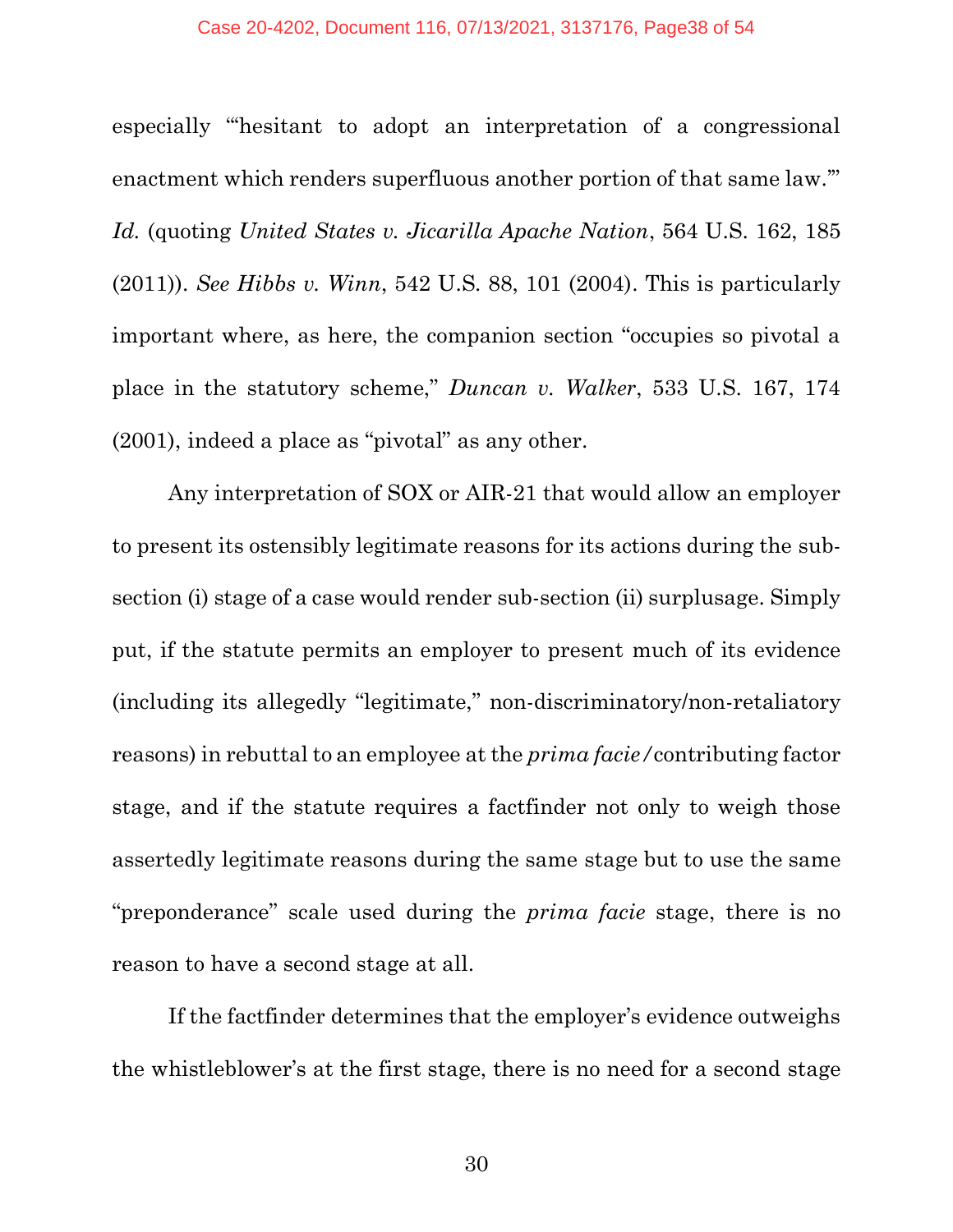especially "'hesitant to adopt an interpretation of a congressional enactment which renders superfluous another portion of that same law.'" *Id.* (quoting *United States v. Jicarilla Apache Nation*, 564 U.S. 162, 185 (2011)). *See Hibbs v. Winn*, 542 U.S. 88, 101 (2004). This is particularly important where, as here, the companion section "occupies so pivotal a place in the statutory scheme," *Duncan v. Walker*, 533 U.S. 167, 174 (2001), indeed a place as "pivotal" as any other.

Any interpretation of SOX or AIR-21 that would allow an employer to present its ostensibly legitimate reasons for its actions during the sub-section (i) stage of a case would render sub-section (ii) surplusage. Simply put, if the statute permits an employer to present much of its evidence (including its allegedly "legitimate," non-discriminatory/non-retaliatory reasons) in rebuttal to an employee at the *prima facie*/contributing factor stage, and if the statute requires a factfinder not only to weigh those assertedly legitimate reasons during the same stage but to use the same "preponderance" scale used during the *prima facie* stage, there is no reason to have a second stage at all.

If the factfinder determines that the employer's evidence outweighs the whistleblower's at the first stage, there is no need for a second stage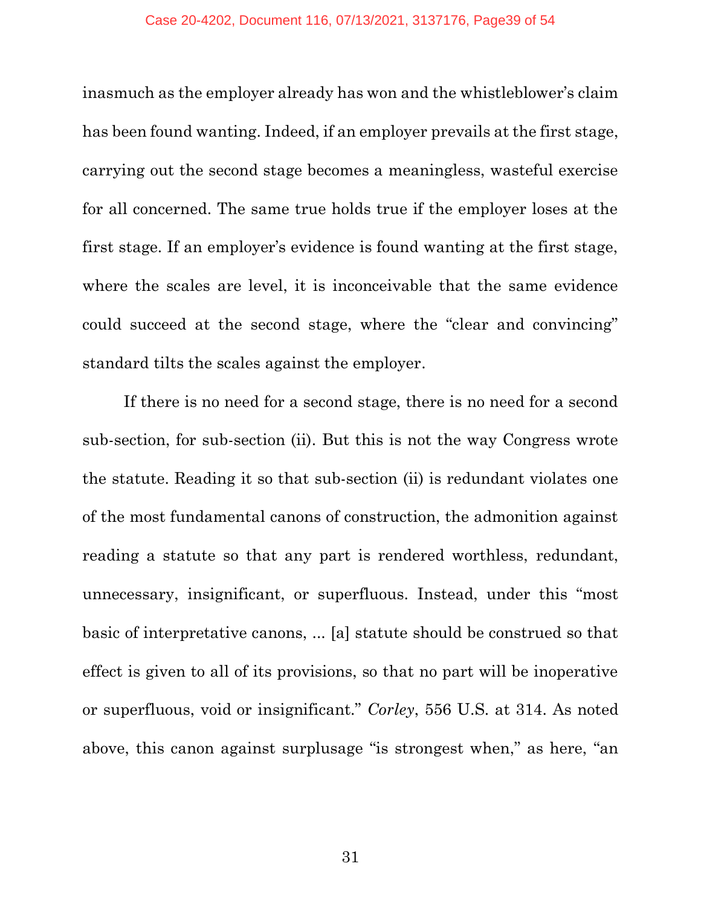inasmuch as the employer already has won and the whistleblower's claim has been found wanting. Indeed, if an employer prevails at the first stage, carrying out the second stage becomes a meaningless, wasteful exercise for all concerned. The same true holds true if the employer loses at the first stage. If an employer's evidence is found wanting at the first stage, where the scales are level, it is inconceivable that the same evidence could succeed at the second stage, where the "clear and convincing" standard tilts the scales against the employer.

If there is no need for a second stage, there is no need for a second sub-section, for sub-section (ii). But this is not the way Congress wrote the statute. Reading it so that sub-section (ii) is redundant violates one of the most fundamental canons of construction, the admonition against reading a statute so that any part is rendered worthless, redundant, unnecessary, insignificant, or superfluous. Instead, under this "most basic of interpretative canons, ... [a] statute should be construed so that effect is given to all of its provisions, so that no part will be inoperative or superfluous, void or insignificant." *Corley*, 556 U.S. at 314. As noted above, this canon against surplusage "is strongest when," as here, "an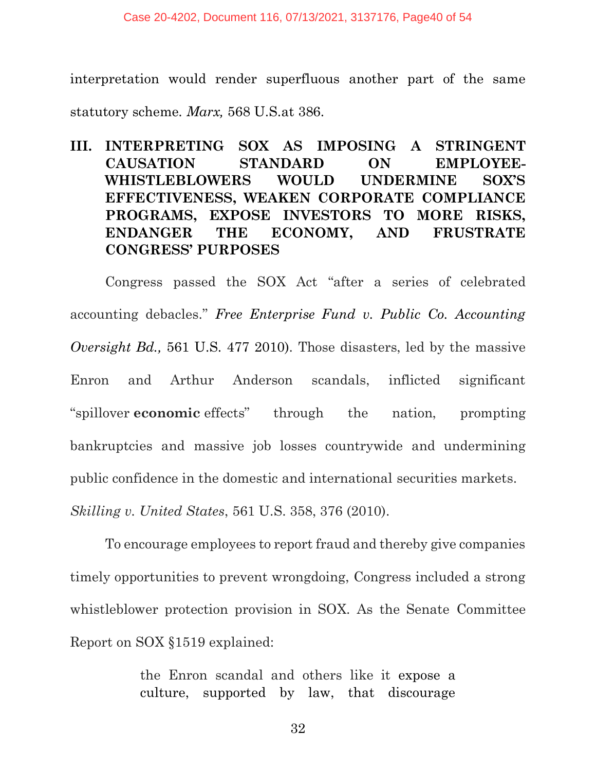interpretation would render superfluous another part of the same statutory scheme. *Marx,* 568 U.S.at 386.

## III. INTERPRETING SOX AS IMPOSING A STRINGENT CAUSATION STANDARD ON EMPLOYEE-WHISTLEBLOWERS WOULD UNDERMINE SOX'S EFFECTIVENESS, WEAKEN CORPORATE COMPLIANCE PROGRAMS, EXPOSE INVESTORS TO MORE RISKS, ENDANGER THE ECONOMY, AND FRUSTRATE CONGRESS' PURPOSES

Congress passed the SOX Act "after a series of celebrated accounting debacles." *Free Enterprise Fund v. Public Co. Accounting Oversight Bd.,* 561 U.S. 477 2010). Those disasters, led by the massive Enron and Arthur Anderson scandals, inflicted significant "spillover **economic** effects" through the nation, prompting bankruptcies and massive job losses countrywide and undermining public confidence in the domestic and international securities markets. *Skilling v. United States*, 561 U.S. 358, 376 (2010).

To encourage employees to report fraud and thereby give companies timely opportunities to prevent wrongdoing, Congress included a strong whistleblower protection provision in SOX. As the Senate Committee Report on SOX §1519 explained:

> the Enron scandal and others like it expose a culture, supported by law, that discourage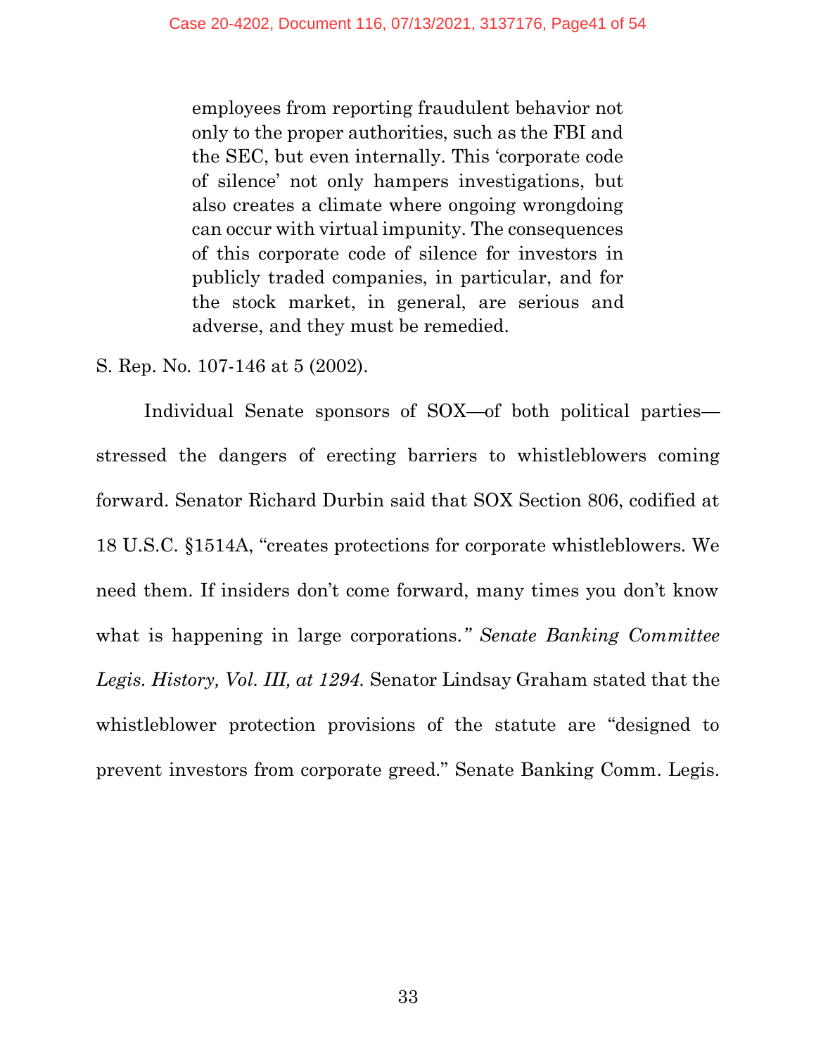> employees from reporting fraudulent behavior not only to the proper authorities, such as the FBI and the SEC, but even internally. This 'corporate code of silence' not only hampers investigations, but also creates a climate where ongoing wrongdoing can occur with virtual impunity. The consequences of this corporate code of silence for investors in publicly traded companies, in particular, and for the stock market, in general, are serious and adverse, and they must be remedied.

S. Rep. No. 107-146 at 5 (2002).

Individual Senate sponsors of SOX—of both political parties—stressed the dangers of erecting barriers to whistleblowers coming forward. Senator Richard Durbin said that SOX Section 806, codified at 18 U.S.C. §1514A, "creates protections for corporate whistleblowers. We need them. If insiders don't come forward, many times you don't know what is happening in large corporations." *Senate Banking Committee Legis. History, Vol. III, at 1294.* Senator Lindsay Graham stated that the whistleblower protection provisions of the statute are "designed to prevent investors from corporate greed." Senate Banking Comm. Legis.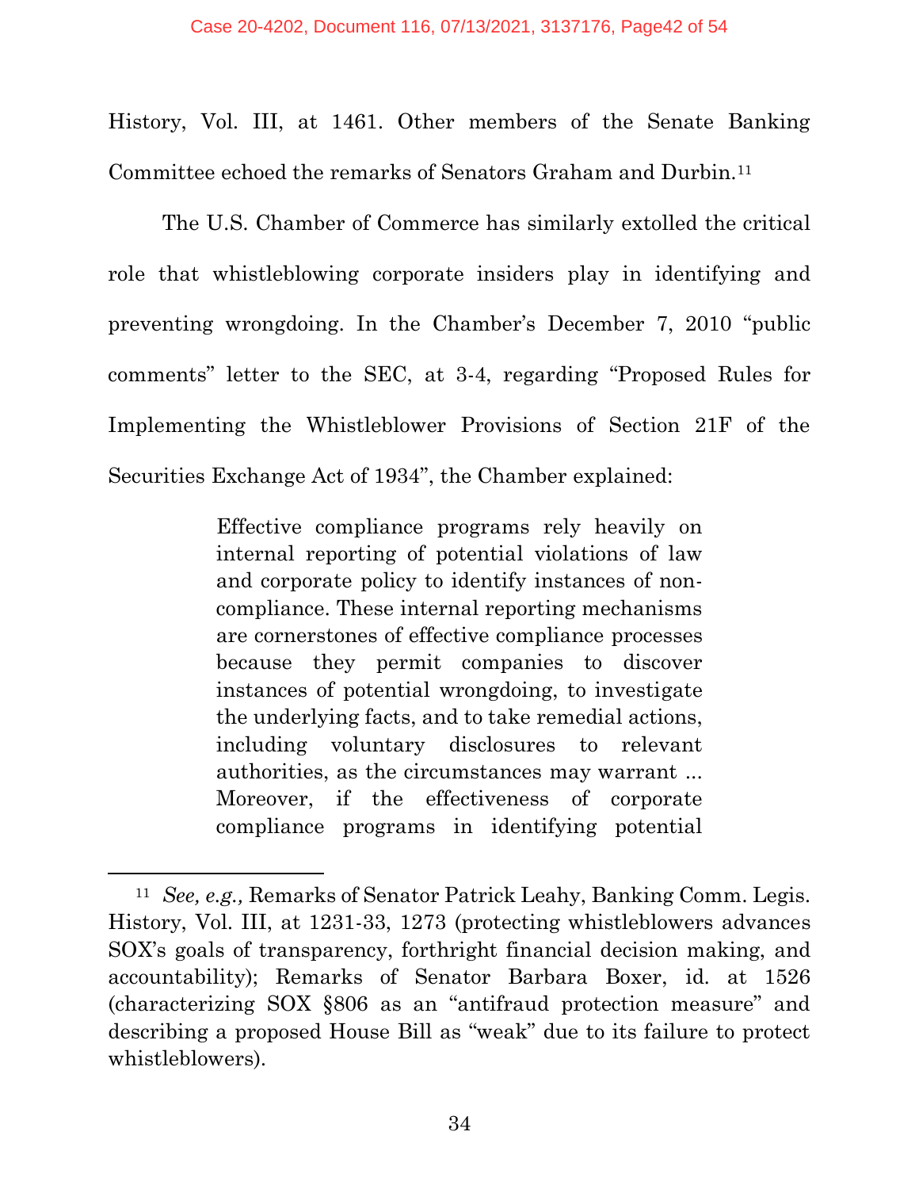History, Vol. III, at 1461. Other members of the Senate Banking Committee echoed the remarks of Senators Graham and Durbin.[11]

The U.S. Chamber of Commerce has similarly extolled the critical role that whistleblowing corporate insiders play in identifying and preventing wrongdoing. In the Chamber's December 7, 2010 "public comments" letter to the SEC, at 3-4, regarding "Proposed Rules for Implementing the Whistleblower Provisions of Section 21F of the Securities Exchange Act of 1934", the Chamber explained:

> Effective compliance programs rely heavily on internal reporting of potential violations of law and corporate policy to identify instances of non-compliance. These internal reporting mechanisms are cornerstones of effective compliance processes because they permit companies to discover instances of potential wrongdoing, to investigate the underlying facts, and to take remedial actions, including voluntary disclosures to relevant authorities, as the circumstances may warrant ... Moreover, if the effectiveness of corporate compliance programs in identifying potential

---

[11] *See, e.g.,* Remarks of Senator Patrick Leahy, Banking Comm. Legis. History, Vol. III, at 1231-33, 1273 (protecting whistleblowers advances SOX's goals of transparency, forthright financial decision making, and accountability); Remarks of Senator Barbara Boxer, id. at 1526 (characterizing SOX §806 as an "antifraud protection measure" and describing a proposed House Bill as "weak" due to its failure to protect whistleblowers).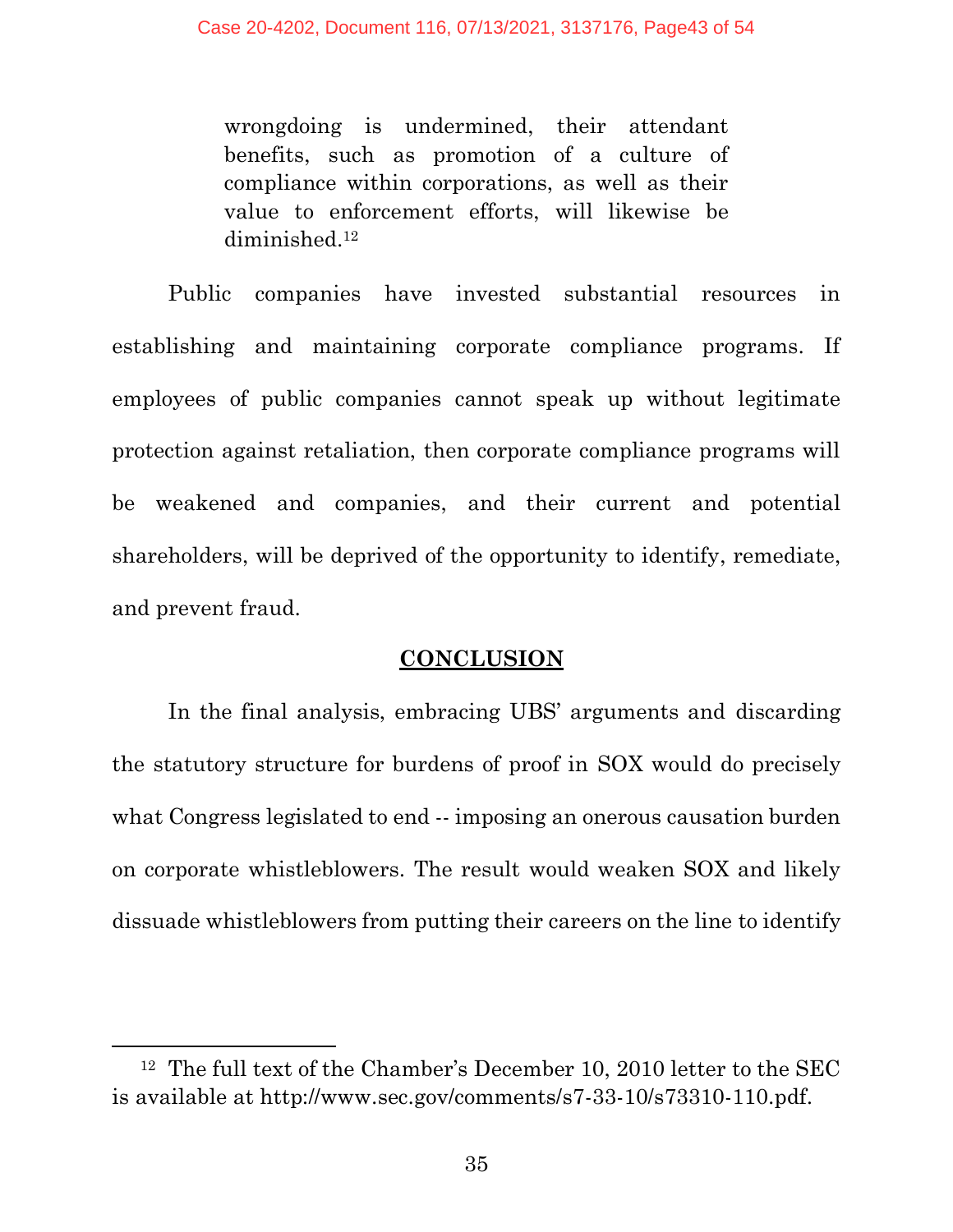> wrongdoing is undermined, their attendant benefits, such as promotion of a culture of compliance within corporations, as well as their value to enforcement efforts, will likewise be diminished.[12]

Public companies have invested substantial resources in establishing and maintaining corporate compliance programs. If employees of public companies cannot speak up without legitimate protection against retaliation, then corporate compliance programs will be weakened and companies, and their current and potential shareholders, will be deprived of the opportunity to identify, remediate, and prevent fraud.

## CONCLUSION

In the final analysis, embracing UBS' arguments and discarding the statutory structure for burdens of proof in SOX would do precisely what Congress legislated to end -- imposing an onerous causation burden on corporate whistleblowers. The result would weaken SOX and likely dissuade whistleblowers from putting their careers on the line to identify

---

[12] The full text of the Chamber's December 10, 2010 letter to the SEC is available at http://www.sec.gov/comments/s7-33-10/s73310-110.pdf.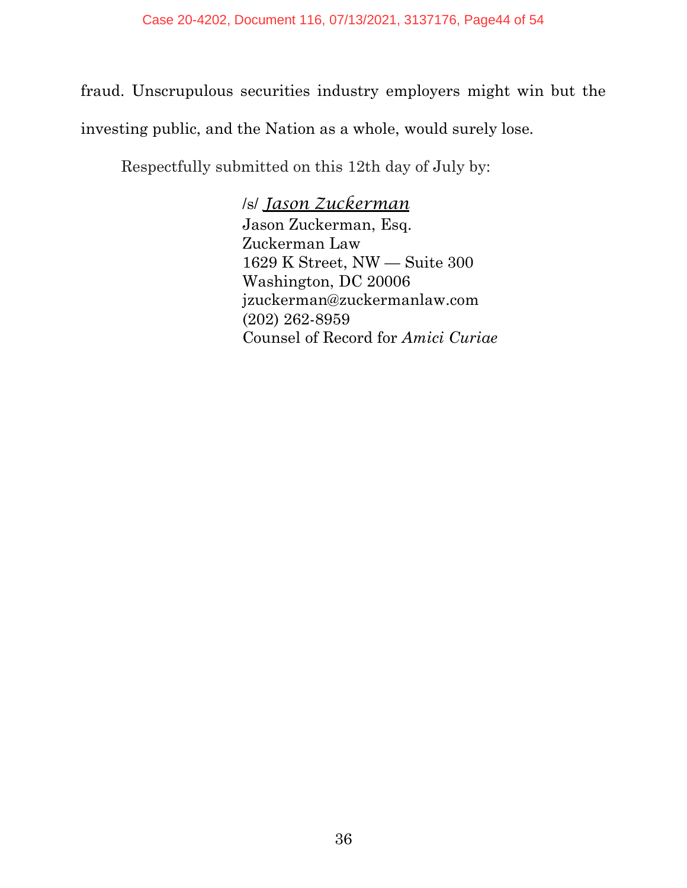fraud. Unscrupulous securities industry employers might win but the investing public, and the Nation as a whole, would surely lose.

Respectfully submitted on this 12th day of July by:

/s/ *Jason Zuckerman*
Jason Zuckerman, Esq.
Zuckerman Law
1629 K Street, NW — Suite 300
Washington, DC 20006
jzuckerman@zuckermanlaw.com
(202) 262-8959
Counsel of Record for *Amici Curiae*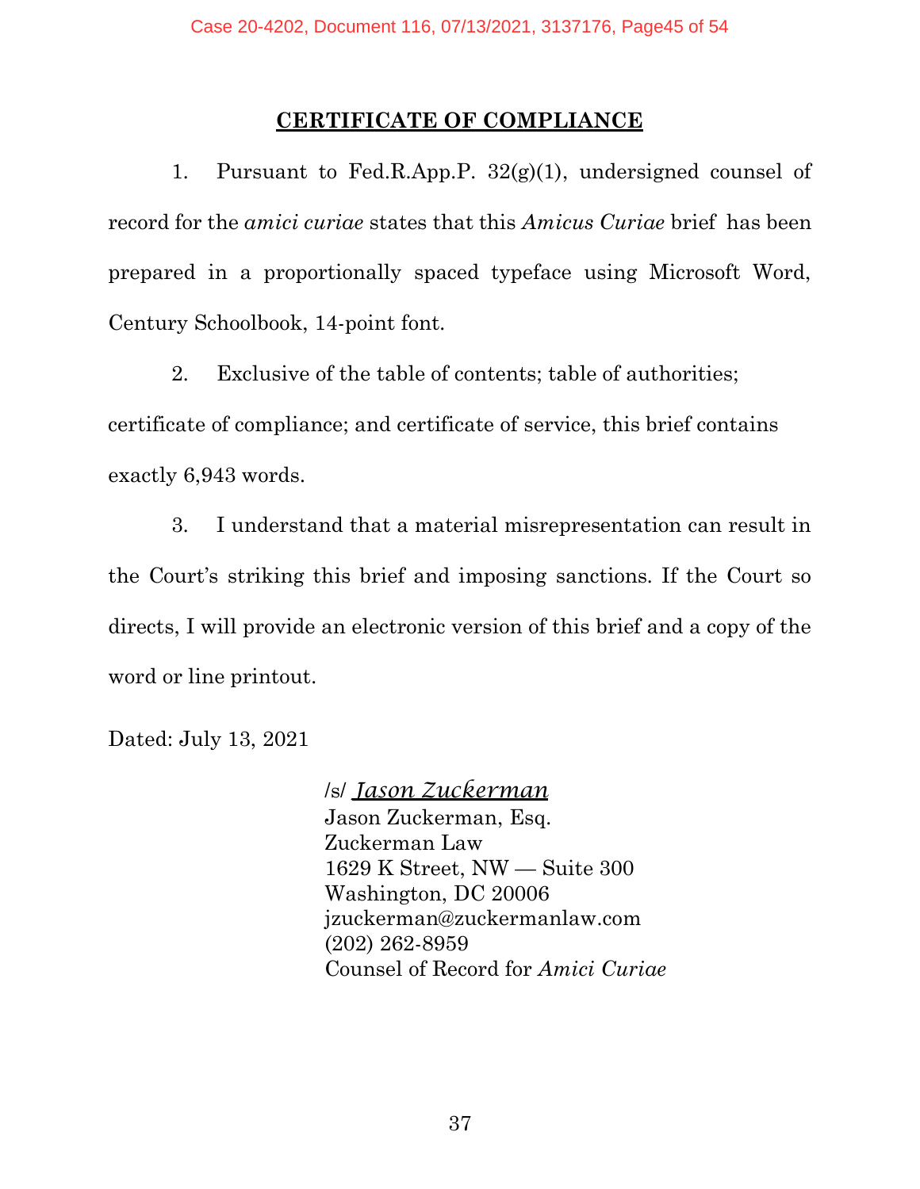**CERTIFICATE OF COMPLIANCE**

1. Pursuant to Fed.R.App.P. 32(g)(1), undersigned counsel of record for the *amici curiae* states that this *Amicus Curiae* brief has been prepared in a proportionally spaced typeface using Microsoft Word, Century Schoolbook, 14-point font.

2. Exclusive of the table of contents; table of authorities; certificate of compliance; and certificate of service, this brief contains exactly 6,943 words.

3. I understand that a material misrepresentation can result in the Court's striking this brief and imposing sanctions. If the Court so directs, I will provide an electronic version of this brief and a copy of the word or line printout.

Dated: July 13, 2021

/s/ *Jason Zuckerman*
Jason Zuckerman, Esq.
Zuckerman Law
1629 K Street, NW — Suite 300
Washington, DC 20006
jzuckerman@zuckermanlaw.com
(202) 262-8959
Counsel of Record for *Amici Curiae*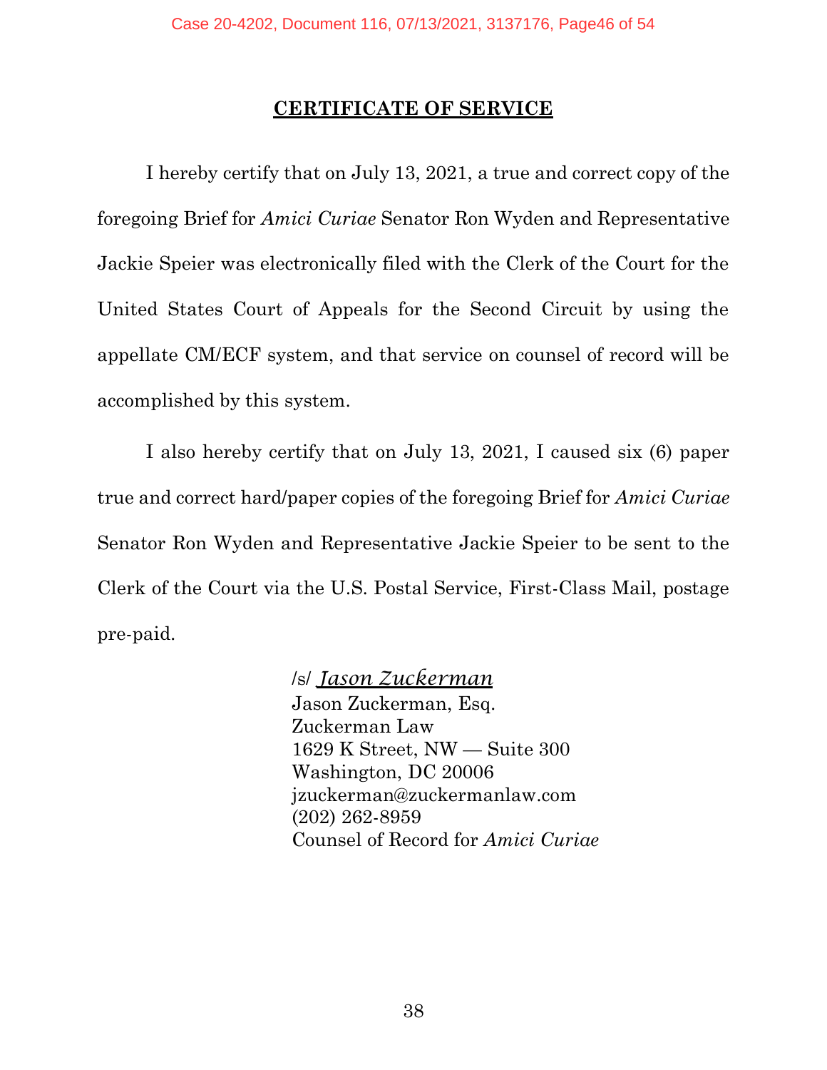## CERTIFICATE OF SERVICE

I hereby certify that on July 13, 2021, a true and correct copy of the foregoing Brief for *Amici Curiae* Senator Ron Wyden and Representative Jackie Speier was electronically filed with the Clerk of the Court for the United States Court of Appeals for the Second Circuit by using the appellate CM/ECF system, and that service on counsel of record will be accomplished by this system.

I also hereby certify that on July 13, 2021, I caused six (6) paper true and correct hard/paper copies of the foregoing Brief for *Amici Curiae* Senator Ron Wyden and Representative Jackie Speier to be sent to the Clerk of the Court via the U.S. Postal Service, First-Class Mail, postage pre-paid.

/s/ *Jason Zuckerman*
Jason Zuckerman, Esq.
Zuckerman Law
1629 K Street, NW — Suite 300
Washington, DC 20006
jzuckerman@zuckermanlaw.com
(202) 262-8959
Counsel of Record for *Amici Curiae*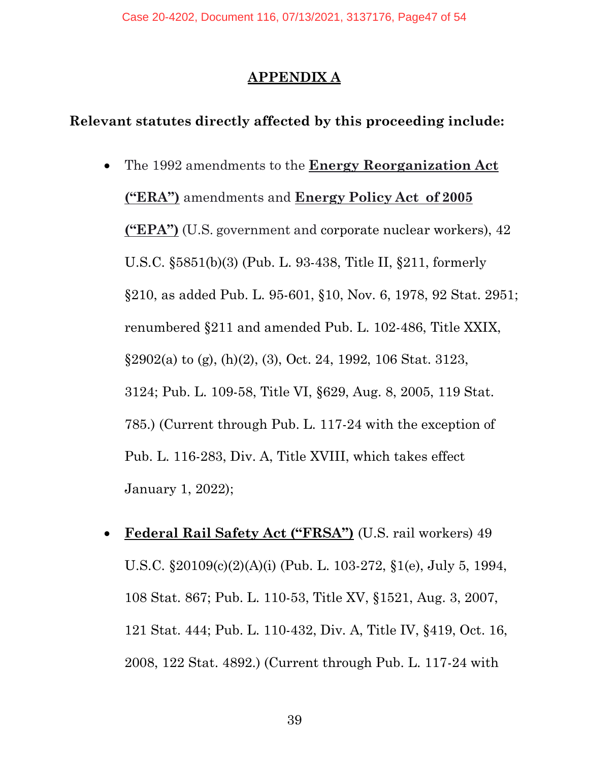# APPENDIX A

**Relevant statutes directly affected by this proceeding include:**

- The 1992 amendments to the **Energy Reorganization Act ("ERA")** amendments and **Energy Policy Act of 2005 ("EPA")** (U.S. government and corporate nuclear workers), 42 U.S.C. §5851(b)(3) (Pub. L. 93-438, Title II, §211, formerly §210, as added Pub. L. 95-601, §10, Nov. 6, 1978, 92 Stat. 2951; renumbered §211 and amended Pub. L. 102-486, Title XXIX, §2902(a) to (g), (h)(2), (3), Oct. 24, 1992, 106 Stat. 3123, 3124; Pub. L. 109-58, Title VI, §629, Aug. 8, 2005, 119 Stat. 785.) (Current through Pub. L. 117-24 with the exception of Pub. L. 116-283, Div. A, Title XVIII, which takes effect January 1, 2022);

- **Federal Rail Safety Act ("FRSA")** (U.S. rail workers) 49 U.S.C. §20109(c)(2)(A)(i) (Pub. L. 103-272, §1(e), July 5, 1994, 108 Stat. 867; Pub. L. 110-53, Title XV, §1521, Aug. 3, 2007, 121 Stat. 444; Pub. L. 110-432, Div. A, Title IV, §419, Oct. 16, 2008, 122 Stat. 4892.) (Current through Pub. L. 117-24 with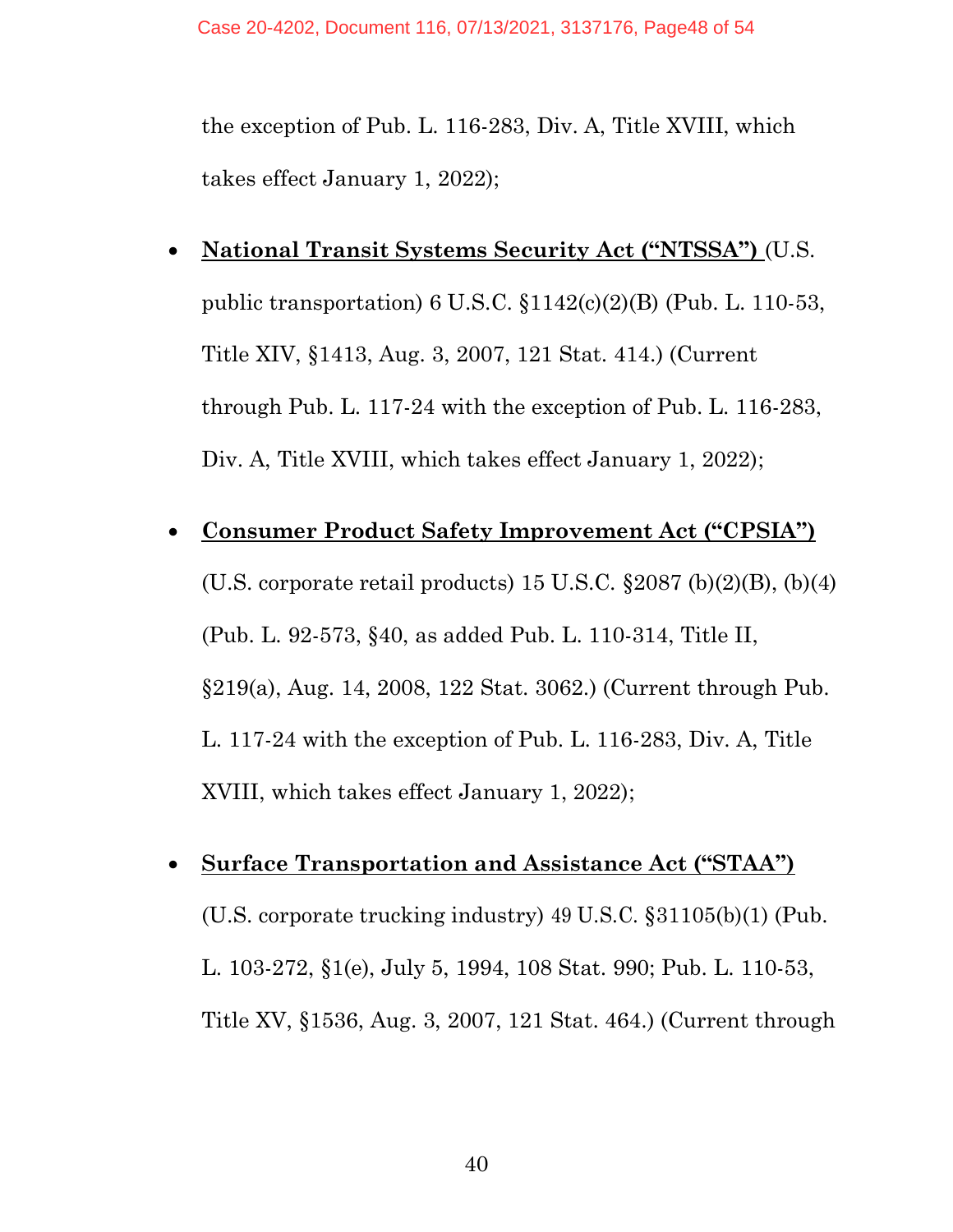the exception of Pub. L. 116-283, Div. A, Title XVIII, which takes effect January 1, 2022);

- <u>**National Transit Systems Security Act ("NTSSA")**</u> (U.S. public transportation) 6 U.S.C. §1142(c)(2)(B) (Pub. L. 110-53, Title XIV, §1413, Aug. 3, 2007, 121 Stat. 414.) (Current through Pub. L. 117-24 with the exception of Pub. L. 116-283, Div. A, Title XVIII, which takes effect January 1, 2022);

- <u>**Consumer Product Safety Improvement Act ("CPSIA")**</u> (U.S. corporate retail products) 15 U.S.C. §2087 (b)(2)(B), (b)(4) (Pub. L. 92-573, §40, as added Pub. L. 110-314, Title II, §219(a), Aug. 14, 2008, 122 Stat. 3062.) (Current through Pub. L. 117-24 with the exception of Pub. L. 116-283, Div. A, Title XVIII, which takes effect January 1, 2022);

- <u>**Surface Transportation and Assistance Act ("STAA")**</u> (U.S. corporate trucking industry) 49 U.S.C. §31105(b)(1) (Pub. L. 103-272, §1(e), July 5, 1994, 108 Stat. 990; Pub. L. 110-53, Title XV, §1536, Aug. 3, 2007, 121 Stat. 464.) (Current through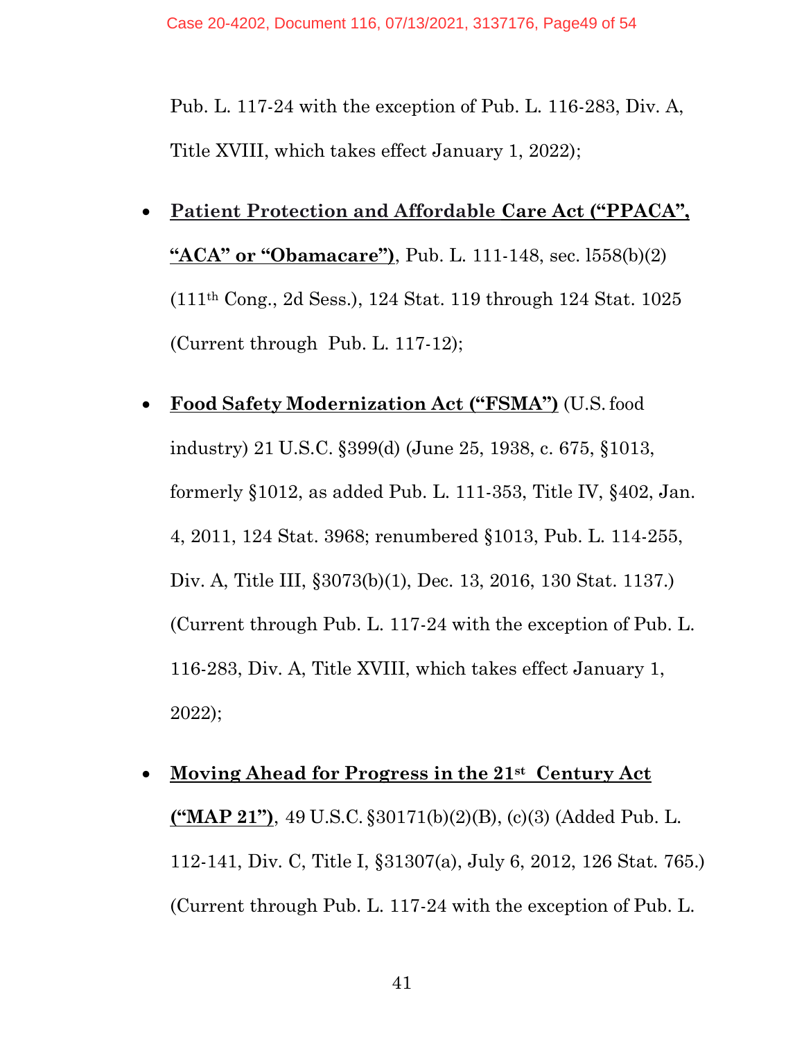Pub. L. 117-24 with the exception of Pub. L. 116-283, Div. A, Title XVIII, which takes effect January 1, 2022);

- **<u>Patient Protection and Affordable Care Act ("PPACA", "ACA" or "Obamacare")</u>**, Pub. L. 111-148, sec. l558(b)(2) (111th Cong., 2d Sess.), 124 Stat. 119 through 124 Stat. 1025 (Current through Pub. L. 117-12);

- **<u>Food Safety Modernization Act ("FSMA")</u>** (U.S. food industry) 21 U.S.C. §399(d) (June 25, 1938, c. 675, §1013, formerly §1012, as added Pub. L. 111-353, Title IV, §402, Jan. 4, 2011, 124 Stat. 3968; renumbered §1013, Pub. L. 114-255, Div. A, Title III, §3073(b)(1), Dec. 13, 2016, 130 Stat. 1137.) (Current through Pub. L. 117-24 with the exception of Pub. L. 116-283, Div. A, Title XVIII, which takes effect January 1, 2022);

- **<u>Moving Ahead for Progress in the 21st Century Act ("MAP 21")</u>**, 49 U.S.C. §30171(b)(2)(B), (c)(3) (Added Pub. L. 112-141, Div. C, Title I, §31307(a), July 6, 2012, 126 Stat. 765.) (Current through Pub. L. 117-24 with the exception of Pub. L.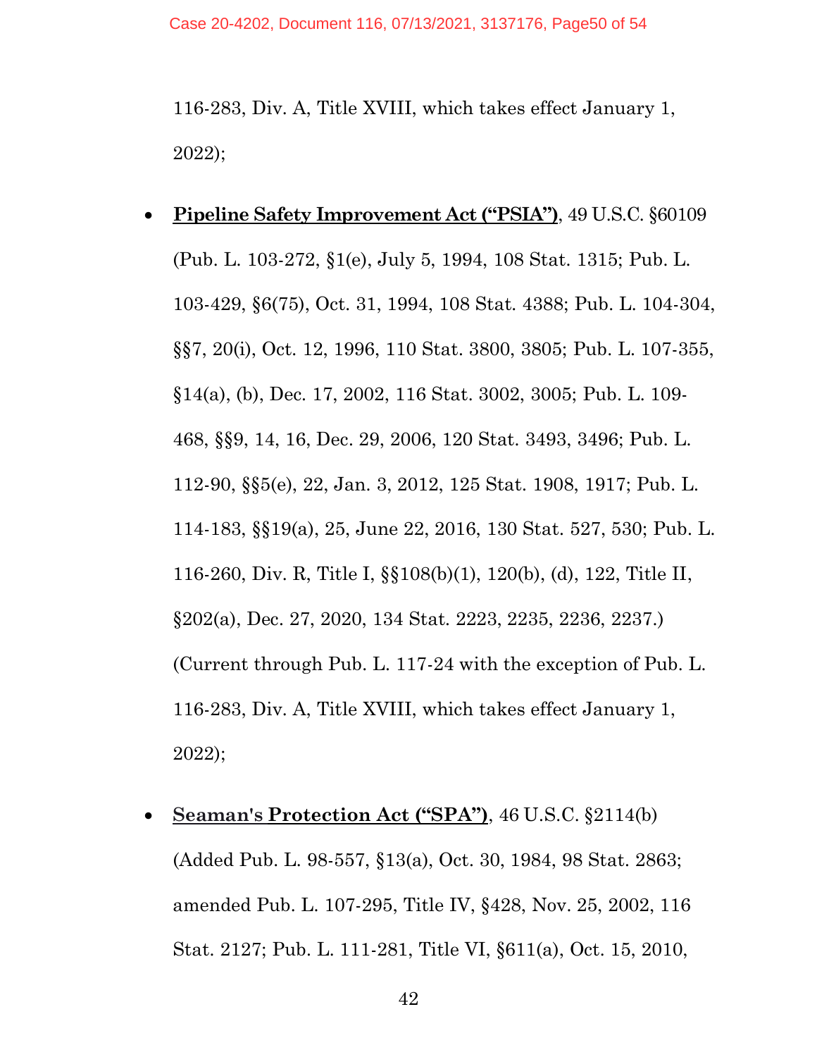116-283, Div. A, Title XVIII, which takes effect January 1, 2022);

- **<u>Pipeline Safety Improvement Act ("PSIA")</u>**, 49 U.S.C. §60109 (Pub. L. 103-272, §1(e), July 5, 1994, 108 Stat. 1315; Pub. L. 103-429, §6(75), Oct. 31, 1994, 108 Stat. 4388; Pub. L. 104-304, §§7, 20(i), Oct. 12, 1996, 110 Stat. 3800, 3805; Pub. L. 107-355, §14(a), (b), Dec. 17, 2002, 116 Stat. 3002, 3005; Pub. L. 109-468, §§9, 14, 16, Dec. 29, 2006, 120 Stat. 3493, 3496; Pub. L. 112-90, §§5(e), 22, Jan. 3, 2012, 125 Stat. 1908, 1917; Pub. L. 114-183, §§19(a), 25, June 22, 2016, 130 Stat. 527, 530; Pub. L. 116-260, Div. R, Title I, §§108(b)(1), 120(b), (d), 122, Title II, §202(a), Dec. 27, 2020, 134 Stat. 2223, 2235, 2236, 2237.) (Current through Pub. L. 117-24 with the exception of Pub. L. 116-283, Div. A, Title XVIII, which takes effect January 1, 2022);

- **<u>Seaman's Protection Act ("SPA")</u>**, 46 U.S.C. §2114(b) (Added Pub. L. 98-557, §13(a), Oct. 30, 1984, 98 Stat. 2863; amended Pub. L. 107-295, Title IV, §428, Nov. 25, 2002, 116 Stat. 2127; Pub. L. 111-281, Title VI, §611(a), Oct. 15, 2010,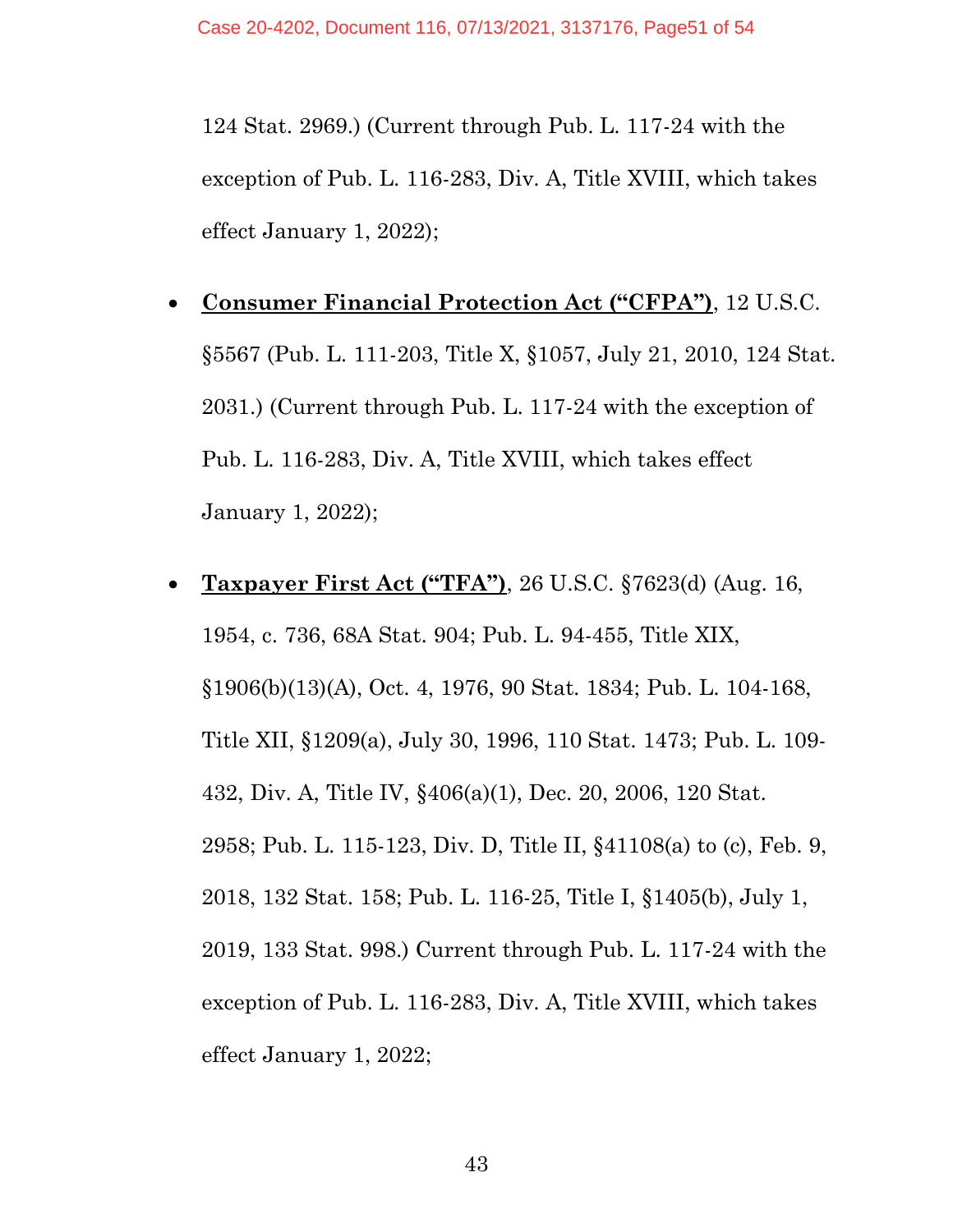124 Stat. 2969.) (Current through Pub. L. 117-24 with the exception of Pub. L. 116-283, Div. A, Title XVIII, which takes effect January 1, 2022);

- **<u>Consumer Financial Protection Act ("CFPA")</u>**, 12 U.S.C. §5567 (Pub. L. 111-203, Title X, §1057, July 21, 2010, 124 Stat. 2031.) (Current through Pub. L. 117-24 with the exception of Pub. L. 116-283, Div. A, Title XVIII, which takes effect January 1, 2022);

- **<u>Taxpayer First Act ("TFA")</u>**, 26 U.S.C. §7623(d) (Aug. 16, 1954, c. 736, 68A Stat. 904; Pub. L. 94-455, Title XIX, §1906(b)(13)(A), Oct. 4, 1976, 90 Stat. 1834; Pub. L. 104-168, Title XII, §1209(a), July 30, 1996, 110 Stat. 1473; Pub. L. 109-432, Div. A, Title IV, §406(a)(1), Dec. 20, 2006, 120 Stat. 2958; Pub. L. 115-123, Div. D, Title II, §41108(a) to (c), Feb. 9, 2018, 132 Stat. 158; Pub. L. 116-25, Title I, §1405(b), July 1, 2019, 133 Stat. 998.) Current through Pub. L. 117-24 with the exception of Pub. L. 116-283, Div. A, Title XVIII, which takes effect January 1, 2022;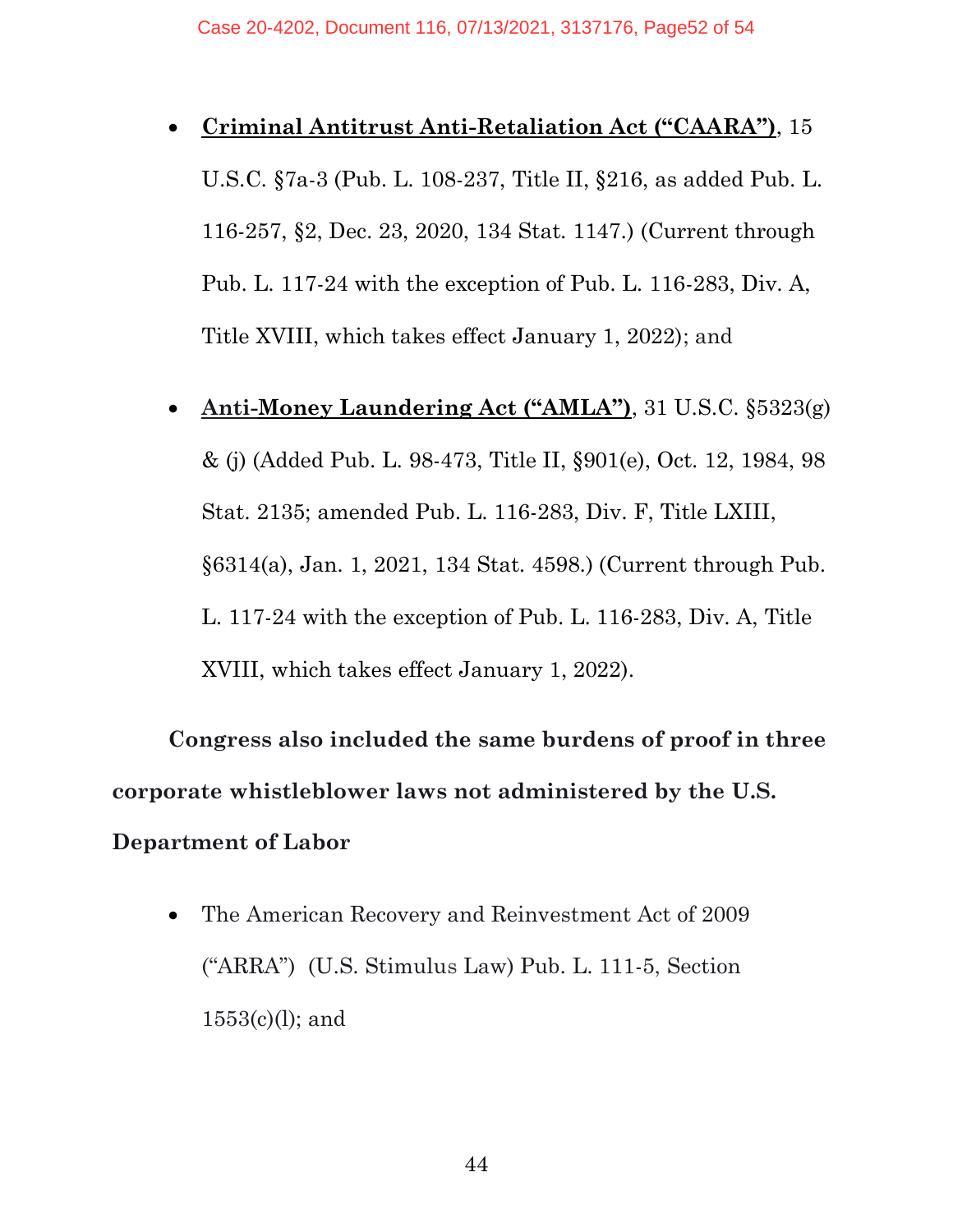- **Criminal Antitrust Anti-Retaliation Act ("CAARA")**, 15 U.S.C. §7a-3 (Pub. L. 108-237, Title II, §216, as added Pub. L. 116-257, §2, Dec. 23, 2020, 134 Stat. 1147.) (Current through Pub. L. 117-24 with the exception of Pub. L. 116-283, Div. A, Title XVIII, which takes effect January 1, 2022); and

- **Anti-Money Laundering Act ("AMLA")**, 31 U.S.C. §5323(g) & (j) (Added Pub. L. 98-473, Title II, §901(e), Oct. 12, 1984, 98 Stat. 2135; amended Pub. L. 116-283, Div. F, Title LXIII, §6314(a), Jan. 1, 2021, 134 Stat. 4598.) (Current through Pub. L. 117-24 with the exception of Pub. L. 116-283, Div. A, Title XVIII, which takes effect January 1, 2022).

**Congress also included the same burdens of proof in three corporate whistleblower laws not administered by the U.S. Department of Labor**

- The American Recovery and Reinvestment Act of 2009 ("ARRA") (U.S. Stimulus Law) Pub. L. 111-5, Section 1553(c)(l); and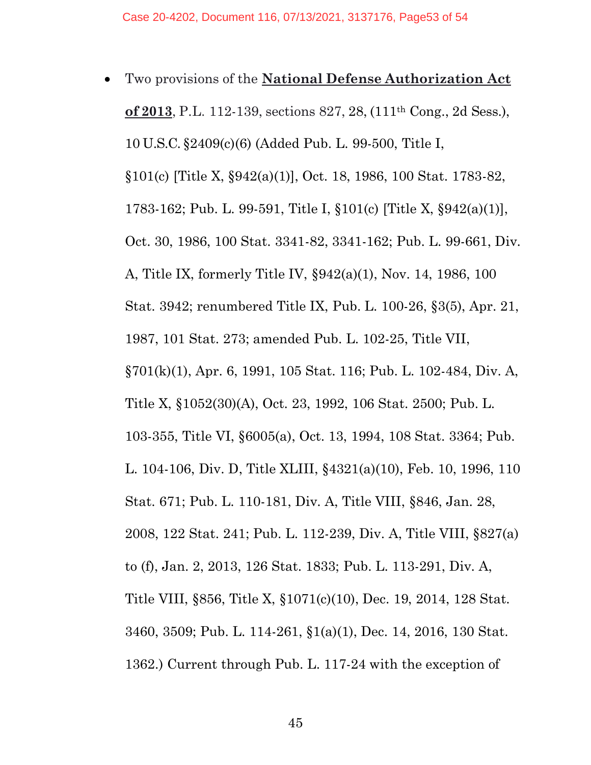- Two provisions of the **National Defense Authorization Act of 2013**, P.L. 112-139, sections 827, 28, (111th Cong., 2d Sess.), 10 U.S.C. §2409(c)(6) (Added Pub. L. 99-500, Title I, §101(c) [Title X, §942(a)(1)], Oct. 18, 1986, 100 Stat. 1783-82, 1783-162; Pub. L. 99-591, Title I, §101(c) [Title X, §942(a)(1)], Oct. 30, 1986, 100 Stat. 3341-82, 3341-162; Pub. L. 99-661, Div. A, Title IX, formerly Title IV, §942(a)(1), Nov. 14, 1986, 100 Stat. 3942; renumbered Title IX, Pub. L. 100-26, §3(5), Apr. 21, 1987, 101 Stat. 273; amended Pub. L. 102-25, Title VII, §701(k)(1), Apr. 6, 1991, 105 Stat. 116; Pub. L. 102-484, Div. A, Title X, §1052(30)(A), Oct. 23, 1992, 106 Stat. 2500; Pub. L. 103-355, Title VI, §6005(a), Oct. 13, 1994, 108 Stat. 3364; Pub. L. 104-106, Div. D, Title XLIII, §4321(a)(10), Feb. 10, 1996, 110 Stat. 671; Pub. L. 110-181, Div. A, Title VIII, §846, Jan. 28, 2008, 122 Stat. 241; Pub. L. 112-239, Div. A, Title VIII, §827(a) to (f), Jan. 2, 2013, 126 Stat. 1833; Pub. L. 113-291, Div. A, Title VIII, §856, Title X, §1071(c)(10), Dec. 19, 2014, 128 Stat. 3460, 3509; Pub. L. 114-261, §1(a)(1), Dec. 14, 2016, 130 Stat. 1362.) Current through Pub. L. 117-24 with the exception of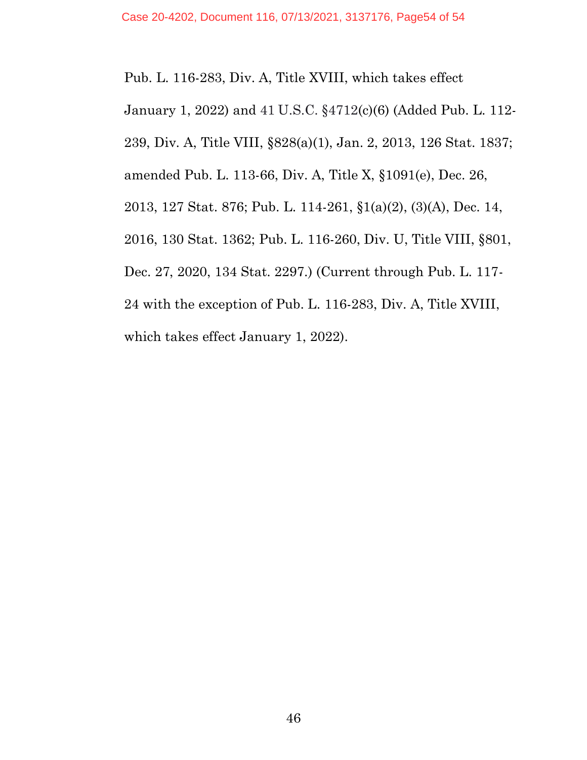Pub. L. 116-283, Div. A, Title XVIII, which takes effect January 1, 2022) and 41 U.S.C. §4712(c)(6) (Added Pub. L. 112-239, Div. A, Title VIII, §828(a)(1), Jan. 2, 2013, 126 Stat. 1837; amended Pub. L. 113-66, Div. A, Title X, §1091(e), Dec. 26, 2013, 127 Stat. 876; Pub. L. 114-261, §1(a)(2), (3)(A), Dec. 14, 2016, 130 Stat. 1362; Pub. L. 116-260, Div. U, Title VIII, §801, Dec. 27, 2020, 134 Stat. 2297.) (Current through Pub. L. 117-24 with the exception of Pub. L. 116-283, Div. A, Title XVIII, which takes effect January 1, 2022).